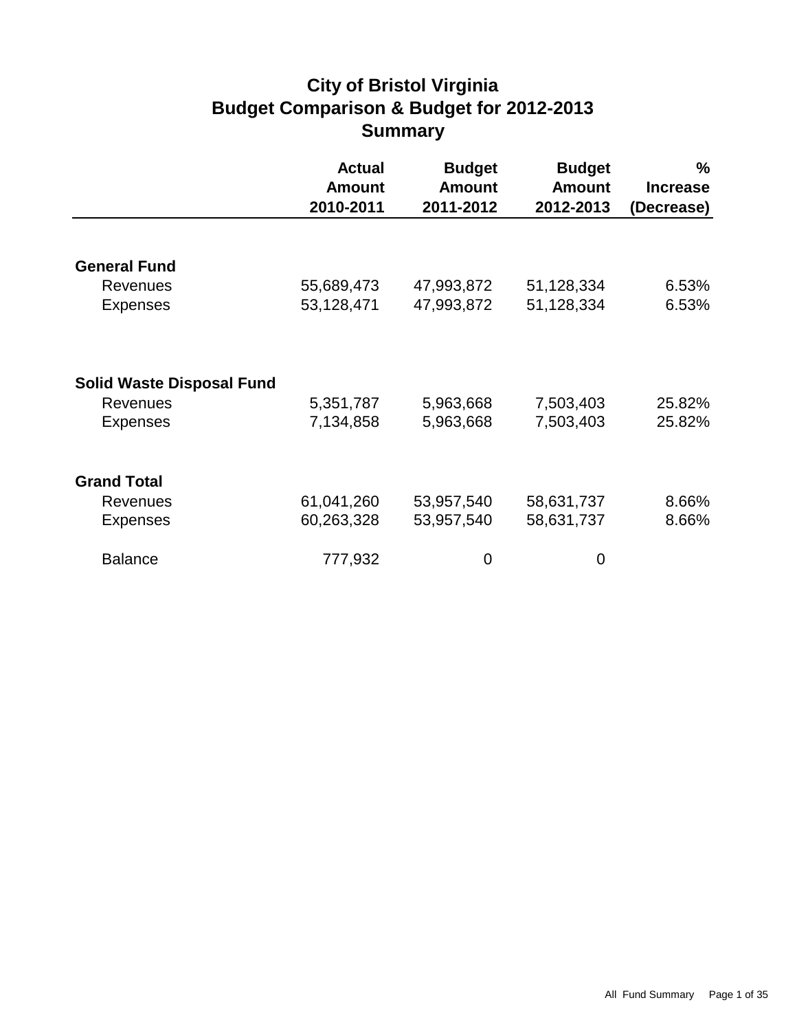# City of Bristol Virginia
# Budget Comparison & Budget for 2012-2013
# Summary

| | Actual Amount 2010-2011 | Budget Amount 2011-2012 | Budget Amount 2012-2013 | % Increase (Decrease) |
|---|---|---|---|---|
| **General Fund** | | | | |
| Revenues | 55,689,473 | 47,993,872 | 51,128,334 | 6.53% |
| Expenses | 53,128,471 | 47,993,872 | 51,128,334 | 6.53% |
| **Solid Waste Disposal Fund** | | | | |
| Revenues | 5,351,787 | 5,963,668 | 7,503,403 | 25.82% |
| Expenses | 7,134,858 | 5,963,668 | 7,503,403 | 25.82% |
| **Grand Total** | | | | |
| Revenues | 61,041,260 | 53,957,540 | 58,631,737 | 8.66% |
| Expenses | 60,263,328 | 53,957,540 | 58,631,737 | 8.66% |
| Balance | 777,932 | 0 | 0 | |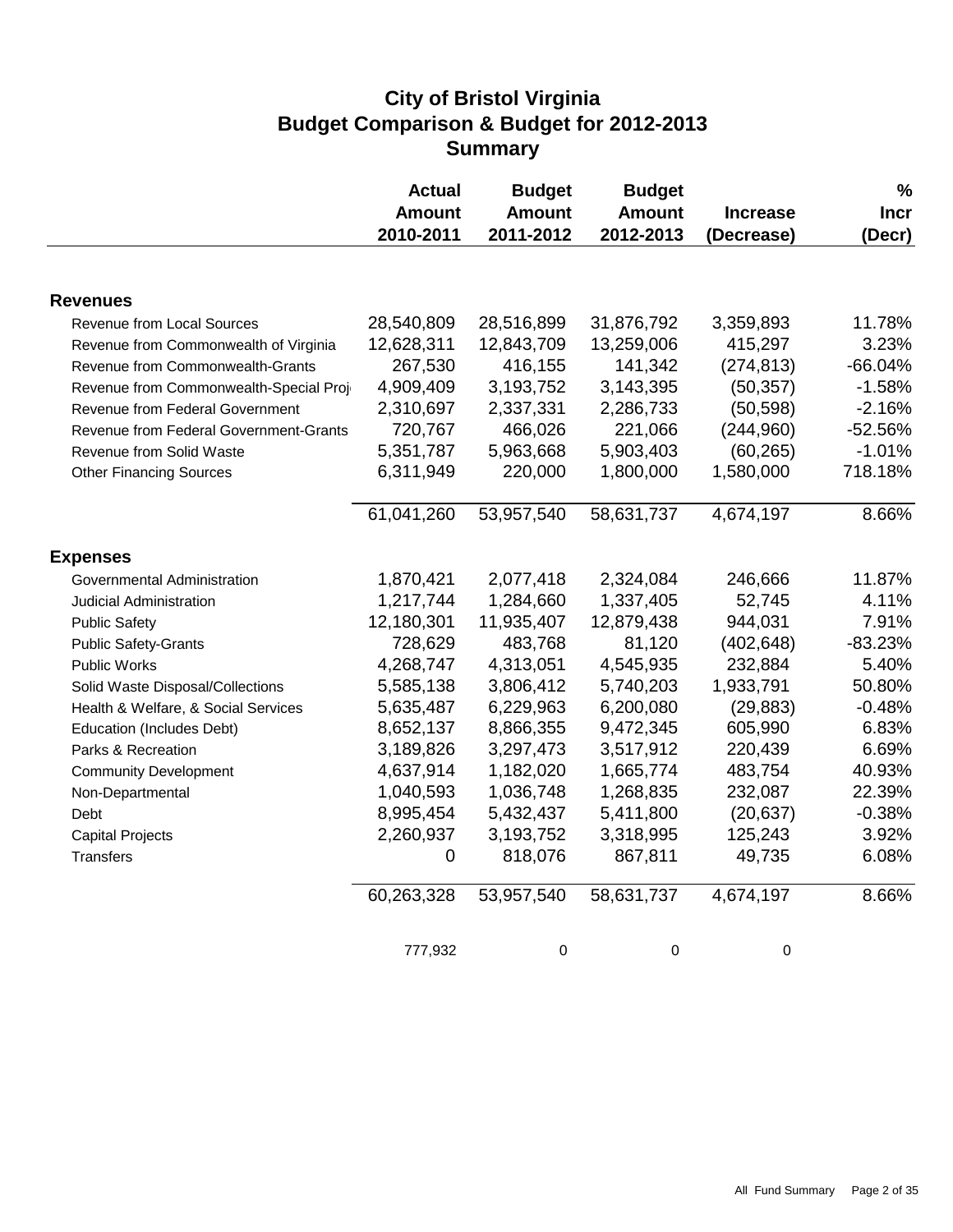# City of Bristol Virginia
## Budget Comparison & Budget for 2012-2013
## Summary

| | Actual Amount 2010-2011 | Budget Amount 2011-2012 | Budget Amount 2012-2013 | Increase (Decrease) | % Incr (Decr) |
|---|---|---|---|---|---|
| **Revenues** | | | | | |
| Revenue from Local Sources | 28,540,809 | 28,516,899 | 31,876,792 | 3,359,893 | 11.78% |
| Revenue from Commonwealth of Virginia | 12,628,311 | 12,843,709 | 13,259,006 | 415,297 | 3.23% |
| Revenue from Commonwealth-Grants | 267,530 | 416,155 | 141,342 | (274,813) | -66.04% |
| Revenue from Commonwealth-Special Proj | 4,909,409 | 3,193,752 | 3,143,395 | (50,357) | -1.58% |
| Revenue from Federal Government | 2,310,697 | 2,337,331 | 2,286,733 | (50,598) | -2.16% |
| Revenue from Federal Government-Grants | 720,767 | 466,026 | 221,066 | (244,960) | -52.56% |
| Revenue from Solid Waste | 5,351,787 | 5,963,668 | 5,903,403 | (60,265) | -1.01% |
| Other Financing Sources | 6,311,949 | 220,000 | 1,800,000 | 1,580,000 | 718.18% |
| | 61,041,260 | 53,957,540 | 58,631,737 | 4,674,197 | 8.66% |
| **Expenses** | | | | | |
| Governmental Administration | 1,870,421 | 2,077,418 | 2,324,084 | 246,666 | 11.87% |
| Judicial Administration | 1,217,744 | 1,284,660 | 1,337,405 | 52,745 | 4.11% |
| Public Safety | 12,180,301 | 11,935,407 | 12,879,438 | 944,031 | 7.91% |
| Public Safety-Grants | 728,629 | 483,768 | 81,120 | (402,648) | -83.23% |
| Public Works | 4,268,747 | 4,313,051 | 4,545,935 | 232,884 | 5.40% |
| Solid Waste Disposal/Collections | 5,585,138 | 3,806,412 | 5,740,203 | 1,933,791 | 50.80% |
| Health & Welfare, & Social Services | 5,635,487 | 6,229,963 | 6,200,080 | (29,883) | -0.48% |
| Education (Includes Debt) | 8,652,137 | 8,866,355 | 9,472,345 | 605,990 | 6.83% |
| Parks & Recreation | 3,189,826 | 3,297,473 | 3,517,912 | 220,439 | 6.69% |
| Community Development | 4,637,914 | 1,182,020 | 1,665,774 | 483,754 | 40.93% |
| Non-Departmental | 1,040,593 | 1,036,748 | 1,268,835 | 232,087 | 22.39% |
| Debt | 8,995,454 | 5,432,437 | 5,411,800 | (20,637) | -0.38% |
| Capital Projects | 2,260,937 | 3,193,752 | 3,318,995 | 125,243 | 3.92% |
| Transfers | 0 | 818,076 | 867,811 | 49,735 | 6.08% |
| | 60,263,328 | 53,957,540 | 58,631,737 | 4,674,197 | 8.66% |
| | 777,932 | 0 | 0 | 0 | |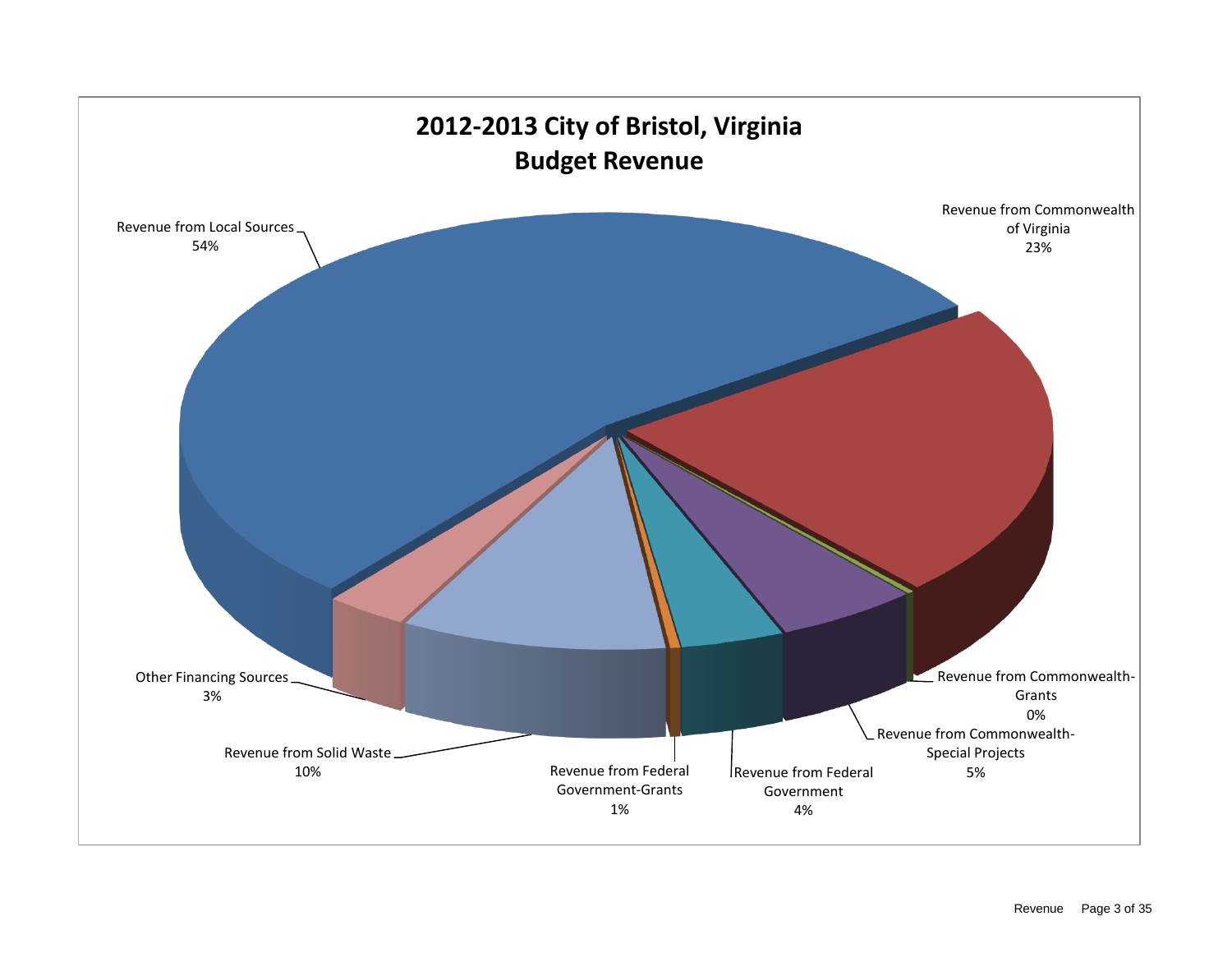# 2012-2013 City of Bristol, Virginia Budget Revenue

Revenue from Local Sources 54%

Revenue from Commonwealth of Virginia 23%

Revenue from Commonwealth-Grants 0%

Revenue from Commonwealth-Special Projects 5%

Revenue from Federal Government 4%

Revenue from Federal Government-Grants 1%

Revenue from Solid Waste 10%

Other Financing Sources 3%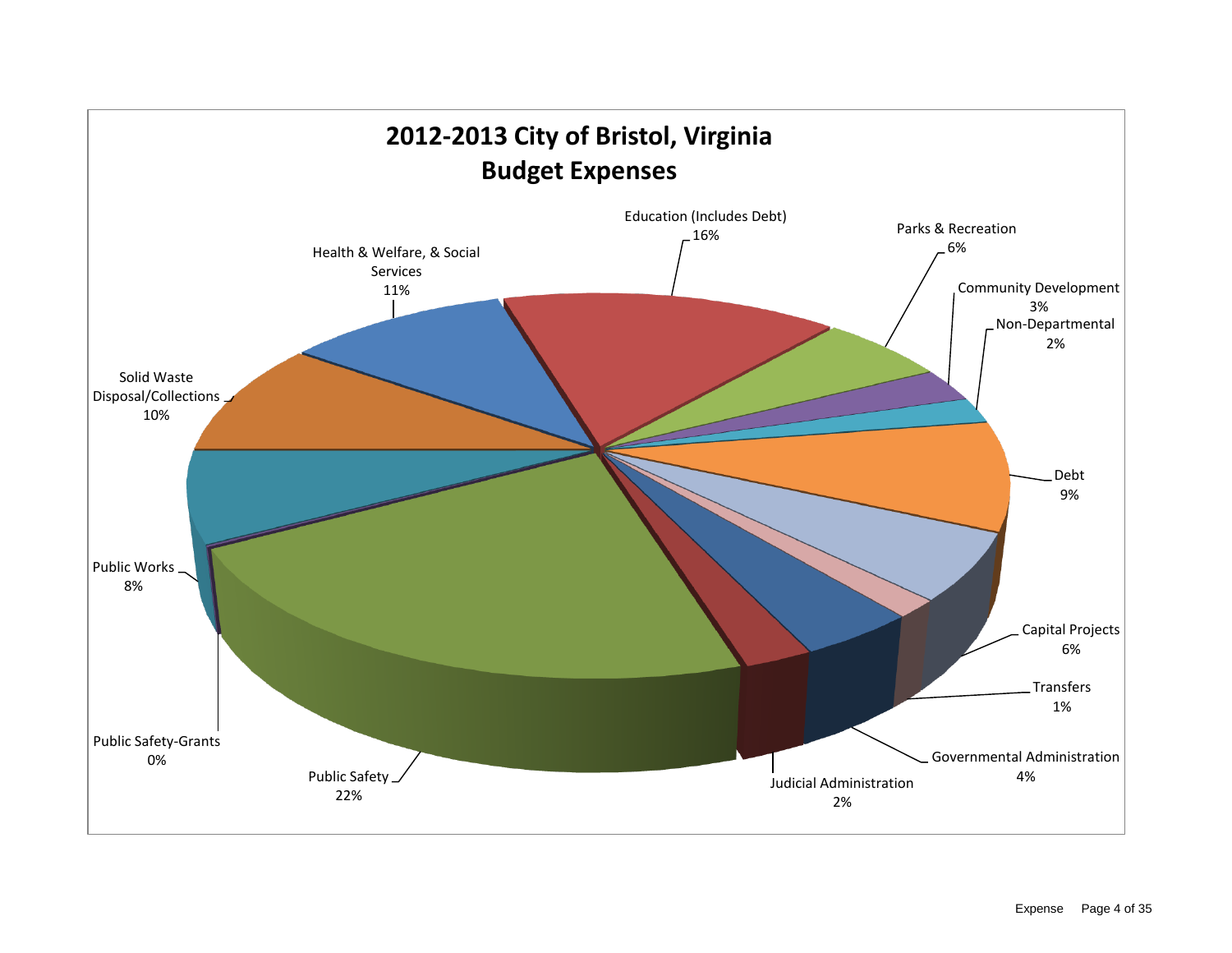# 2012-2013 City of Bristol, Virginia
## Budget Expenses

| Category | Percentage |
|---|---|
| Education (Includes Debt) | 16% |
| Parks & Recreation | 6% |
| Community Development | 3% |
| Non-Departmental | 2% |
| Debt | 9% |
| Capital Projects | 6% |
| Transfers | 1% |
| Governmental Administration | 4% |
| Judicial Administration | 2% |
| Public Safety | 22% |
| Public Safety-Grants | 0% |
| Public Works | 8% |
| Solid Waste Disposal/Collections | 10% |
| Health & Welfare, & Social Services | 11% |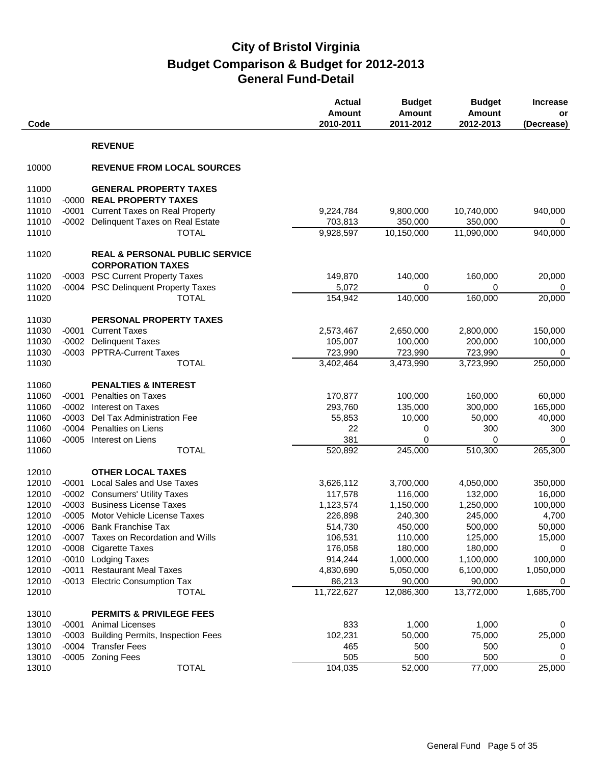# City of Bristol Virginia
## Budget Comparison & Budget for 2012-2013
## General Fund-Detail

| Code | | | Actual Amount 2010-2011 | Budget Amount 2011-2012 | Budget Amount 2012-2013 | Increase or (Decrease) |
|---|---|---|---|---|---|---|
| | | **REVENUE** | | | | |
| 10000 | | **REVENUE FROM LOCAL SOURCES** | | | | |
| 11000 | | **GENERAL PROPERTY TAXES** | | | | |
| 11010 | -0000 | **REAL PROPERTY TAXES** | | | | |
| 11010 | -0001 | Current Taxes on Real Property | 9,224,784 | 9,800,000 | 10,740,000 | 940,000 |
| 11010 | -0002 | Delinquent Taxes on Real Estate | 703,813 | 350,000 | 350,000 | 0 |
| 11010 | | TOTAL | 9,928,597 | 10,150,000 | 11,090,000 | 940,000 |
| 11020 | | **REAL & PERSONAL PUBLIC SERVICE CORPORATION TAXES** | | | | |
| 11020 | -0003 | PSC Current Property Taxes | 149,870 | 140,000 | 160,000 | 20,000 |
| 11020 | -0004 | PSC Delinquent Property Taxes | 5,072 | 0 | 0 | 0 |
| 11020 | | TOTAL | 154,942 | 140,000 | 160,000 | 20,000 |
| 11030 | | **PERSONAL PROPERTY TAXES** | | | | |
| 11030 | -0001 | Current Taxes | 2,573,467 | 2,650,000 | 2,800,000 | 150,000 |
| 11030 | -0002 | Delinquent Taxes | 105,007 | 100,000 | 200,000 | 100,000 |
| 11030 | -0003 | PPTRA-Current Taxes | 723,990 | 723,990 | 723,990 | 0 |
| 11030 | | TOTAL | 3,402,464 | 3,473,990 | 3,723,990 | 250,000 |
| 11060 | | **PENALTIES & INTEREST** | | | | |
| 11060 | -0001 | Penalties on Taxes | 170,877 | 100,000 | 160,000 | 60,000 |
| 11060 | -0002 | Interest on Taxes | 293,760 | 135,000 | 300,000 | 165,000 |
| 11060 | -0003 | Del Tax Administration Fee | 55,853 | 10,000 | 50,000 | 40,000 |
| 11060 | -0004 | Penalties on Liens | 22 | 0 | 300 | 300 |
| 11060 | -0005 | Interest on Liens | 381 | 0 | 0 | 0 |
| 11060 | | TOTAL | 520,892 | 245,000 | 510,300 | 265,300 |
| 12010 | | **OTHER LOCAL TAXES** | | | | |
| 12010 | -0001 | Local Sales and Use Taxes | 3,626,112 | 3,700,000 | 4,050,000 | 350,000 |
| 12010 | -0002 | Consumers' Utility Taxes | 117,578 | 116,000 | 132,000 | 16,000 |
| 12010 | -0003 | Business License Taxes | 1,123,574 | 1,150,000 | 1,250,000 | 100,000 |
| 12010 | -0005 | Motor Vehicle License Taxes | 226,898 | 240,300 | 245,000 | 4,700 |
| 12010 | -0006 | Bank Franchise Tax | 514,730 | 450,000 | 500,000 | 50,000 |
| 12010 | -0007 | Taxes on Recordation and Wills | 106,531 | 110,000 | 125,000 | 15,000 |
| 12010 | -0008 | Cigarette Taxes | 176,058 | 180,000 | 180,000 | 0 |
| 12010 | -0010 | Lodging Taxes | 914,244 | 1,000,000 | 1,100,000 | 100,000 |
| 12010 | -0011 | Restaurant Meal Taxes | 4,830,690 | 5,050,000 | 6,100,000 | 1,050,000 |
| 12010 | -0013 | Electric Consumption Tax | 86,213 | 90,000 | 90,000 | 0 |
| 12010 | | TOTAL | 11,722,627 | 12,086,300 | 13,772,000 | 1,685,700 |
| 13010 | | **PERMITS & PRIVILEGE FEES** | | | | |
| 13010 | -0001 | Animal Licenses | 833 | 1,000 | 1,000 | 0 |
| 13010 | -0003 | Building Permits, Inspection Fees | 102,231 | 50,000 | 75,000 | 25,000 |
| 13010 | -0004 | Transfer Fees | 465 | 500 | 500 | 0 |
| 13010 | -0005 | Zoning Fees | 505 | 500 | 500 | 0 |
| 13010 | | TOTAL | 104,035 | 52,000 | 77,000 | 25,000 |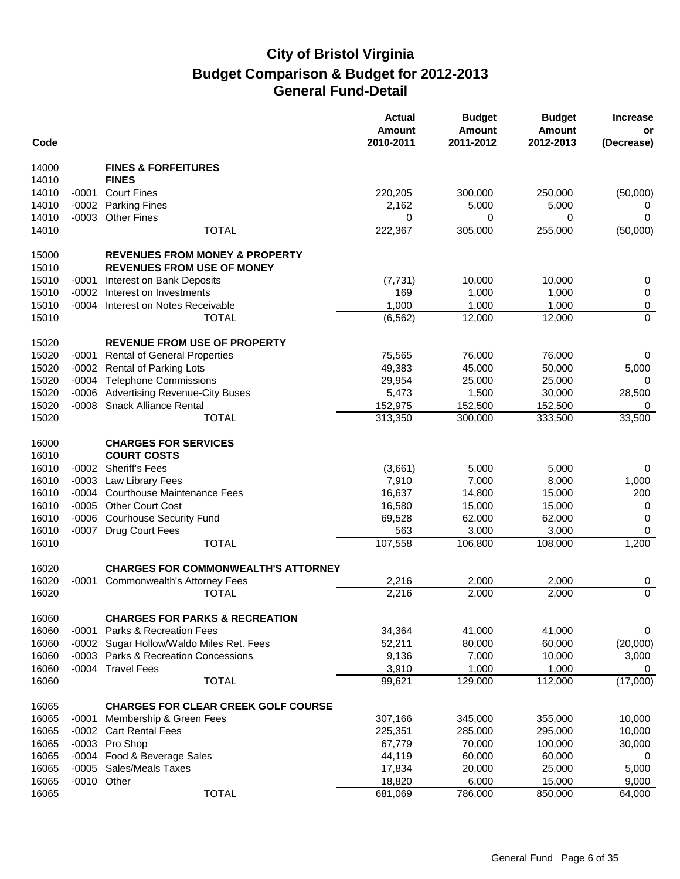# City of Bristol Virginia

## Budget Comparison & Budget for 2012-2013

## General Fund-Detail

| Code | | | Actual Amount 2010-2011 | Budget Amount 2011-2012 | Budget Amount 2012-2013 | Increase or (Decrease) |
|---|---|---|---|---|---|---|
| 14000 | | **FINES & FORFEITURES** | | | | |
| 14010 | | **FINES** | | | | |
| 14010 | -0001 | Court Fines | 220,205 | 300,000 | 250,000 | (50,000) |
| 14010 | -0002 | Parking Fines | 2,162 | 5,000 | 5,000 | 0 |
| 14010 | -0003 | Other Fines | 0 | 0 | 0 | 0 |
| 14010 | | TOTAL | 222,367 | 305,000 | 255,000 | (50,000) |
| 15000 | | **REVENUES FROM MONEY & PROPERTY** | | | | |
| 15010 | | **REVENUES FROM USE OF MONEY** | | | | |
| 15010 | -0001 | Interest on Bank Deposits | (7,731) | 10,000 | 10,000 | 0 |
| 15010 | -0002 | Interest on Investments | 169 | 1,000 | 1,000 | 0 |
| 15010 | -0004 | Interest on Notes Receivable | 1,000 | 1,000 | 1,000 | 0 |
| 15010 | | TOTAL | (6,562) | 12,000 | 12,000 | 0 |
| 15020 | | **REVENUE FROM USE OF PROPERTY** | | | | |
| 15020 | -0001 | Rental of General Properties | 75,565 | 76,000 | 76,000 | 0 |
| 15020 | -0002 | Rental of Parking Lots | 49,383 | 45,000 | 50,000 | 5,000 |
| 15020 | -0004 | Telephone Commissions | 29,954 | 25,000 | 25,000 | 0 |
| 15020 | -0006 | Advertising Revenue-City Buses | 5,473 | 1,500 | 30,000 | 28,500 |
| 15020 | -0008 | Snack Alliance Rental | 152,975 | 152,500 | 152,500 | 0 |
| 15020 | | TOTAL | 313,350 | 300,000 | 333,500 | 33,500 |
| 16000 | | **CHARGES FOR SERVICES** | | | | |
| 16010 | | **COURT COSTS** | | | | |
| 16010 | -0002 | Sheriff's Fees | (3,661) | 5,000 | 5,000 | 0 |
| 16010 | -0003 | Law Library Fees | 7,910 | 7,000 | 8,000 | 1,000 |
| 16010 | -0004 | Courthouse Maintenance Fees | 16,637 | 14,800 | 15,000 | 200 |
| 16010 | -0005 | Other Court Cost | 16,580 | 15,000 | 15,000 | 0 |
| 16010 | -0006 | Courhouse Security Fund | 69,528 | 62,000 | 62,000 | 0 |
| 16010 | -0007 | Drug Court Fees | 563 | 3,000 | 3,000 | 0 |
| 16010 | | TOTAL | 107,558 | 106,800 | 108,000 | 1,200 |
| 16020 | | **CHARGES FOR COMMONWEALTH'S ATTORNEY** | | | | |
| 16020 | -0001 | Commonwealth's Attorney Fees | 2,216 | 2,000 | 2,000 | 0 |
| 16020 | | TOTAL | 2,216 | 2,000 | 2,000 | 0 |
| 16060 | | **CHARGES FOR PARKS & RECREATION** | | | | |
| 16060 | -0001 | Parks & Recreation Fees | 34,364 | 41,000 | 41,000 | 0 |
| 16060 | -0002 | Sugar Hollow/Waldo Miles Ret. Fees | 52,211 | 80,000 | 60,000 | (20,000) |
| 16060 | -0003 | Parks & Recreation Concessions | 9,136 | 7,000 | 10,000 | 3,000 |
| 16060 | -0004 | Travel Fees | 3,910 | 1,000 | 1,000 | 0 |
| 16060 | | TOTAL | 99,621 | 129,000 | 112,000 | (17,000) |
| 16065 | | **CHARGES FOR CLEAR CREEK GOLF COURSE** | | | | |
| 16065 | -0001 | Membership & Green Fees | 307,166 | 345,000 | 355,000 | 10,000 |
| 16065 | -0002 | Cart Rental Fees | 225,351 | 285,000 | 295,000 | 10,000 |
| 16065 | -0003 | Pro Shop | 67,779 | 70,000 | 100,000 | 30,000 |
| 16065 | -0004 | Food & Beverage Sales | 44,119 | 60,000 | 60,000 | 0 |
| 16065 | -0005 | Sales/Meals Taxes | 17,834 | 20,000 | 25,000 | 5,000 |
| 16065 | -0010 | Other | 18,820 | 6,000 | 15,000 | 9,000 |
| 16065 | | TOTAL | 681,069 | 786,000 | 850,000 | 64,000 |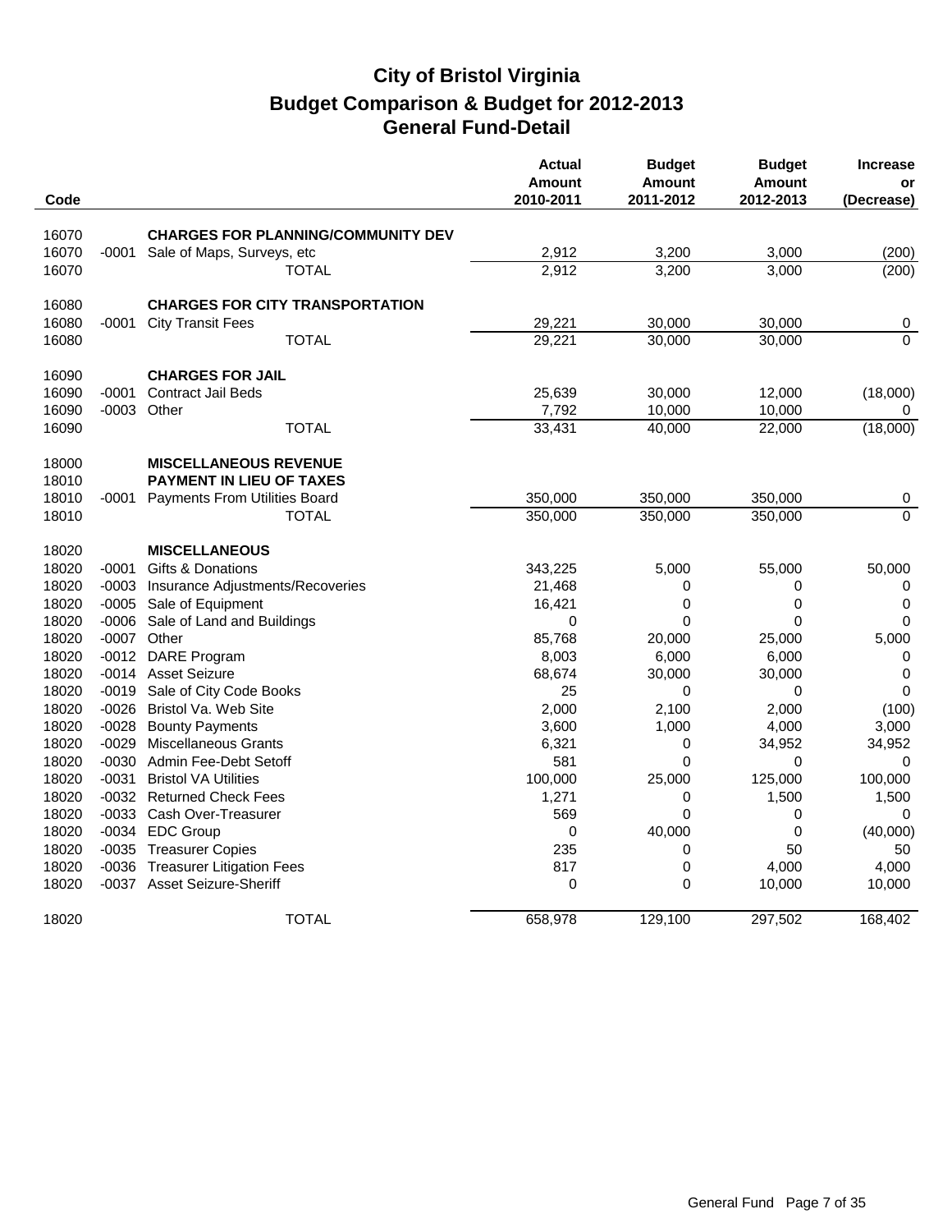# City of Bristol Virginia
## Budget Comparison & Budget for 2012-2013
## General Fund-Detail

| Code | | | Actual Amount 2010-2011 | Budget Amount 2011-2012 | Budget Amount 2012-2013 | Increase or (Decrease) |
|---|---|---|---|---|---|---|
| 16070 | | **CHARGES FOR PLANNING/COMMUNITY DEV** | | | | |
| 16070 | -0001 | Sale of Maps, Surveys, etc | 2,912 | 3,200 | 3,000 | (200) |
| 16070 | | TOTAL | 2,912 | 3,200 | 3,000 | (200) |
| 16080 | | **CHARGES FOR CITY TRANSPORTATION** | | | | |
| 16080 | -0001 | City Transit Fees | 29,221 | 30,000 | 30,000 | 0 |
| 16080 | | TOTAL | 29,221 | 30,000 | 30,000 | 0 |
| 16090 | | **CHARGES FOR JAIL** | | | | |
| 16090 | -0001 | Contract Jail Beds | 25,639 | 30,000 | 12,000 | (18,000) |
| 16090 | -0003 | Other | 7,792 | 10,000 | 10,000 | 0 |
| 16090 | | TOTAL | 33,431 | 40,000 | 22,000 | (18,000) |
| 18000 | | **MISCELLANEOUS REVENUE** | | | | |
| 18010 | | **PAYMENT IN LIEU OF TAXES** | | | | |
| 18010 | -0001 | Payments From Utilities Board | 350,000 | 350,000 | 350,000 | 0 |
| 18010 | | TOTAL | 350,000 | 350,000 | 350,000 | 0 |
| 18020 | | **MISCELLANEOUS** | | | | |
| 18020 | -0001 | Gifts & Donations | 343,225 | 5,000 | 55,000 | 50,000 |
| 18020 | -0003 | Insurance Adjustments/Recoveries | 21,468 | 0 | 0 | 0 |
| 18020 | -0005 | Sale of Equipment | 16,421 | 0 | 0 | 0 |
| 18020 | -0006 | Sale of Land and Buildings | 0 | 0 | 0 | 0 |
| 18020 | -0007 | Other | 85,768 | 20,000 | 25,000 | 5,000 |
| 18020 | -0012 | DARE Program | 8,003 | 6,000 | 6,000 | 0 |
| 18020 | -0014 | Asset Seizure | 68,674 | 30,000 | 30,000 | 0 |
| 18020 | -0019 | Sale of City Code Books | 25 | 0 | 0 | 0 |
| 18020 | -0026 | Bristol Va. Web Site | 2,000 | 2,100 | 2,000 | (100) |
| 18020 | -0028 | Bounty Payments | 3,600 | 1,000 | 4,000 | 3,000 |
| 18020 | -0029 | Miscellaneous Grants | 6,321 | 0 | 34,952 | 34,952 |
| 18020 | -0030 | Admin Fee-Debt Setoff | 581 | 0 | 0 | 0 |
| 18020 | -0031 | Bristol VA Utilities | 100,000 | 25,000 | 125,000 | 100,000 |
| 18020 | -0032 | Returned Check Fees | 1,271 | 0 | 1,500 | 1,500 |
| 18020 | -0033 | Cash Over-Treasurer | 569 | 0 | 0 | 0 |
| 18020 | -0034 | EDC Group | 0 | 40,000 | 0 | (40,000) |
| 18020 | -0035 | Treasurer Copies | 235 | 0 | 50 | 50 |
| 18020 | -0036 | Treasurer Litigation Fees | 817 | 0 | 4,000 | 4,000 |
| 18020 | -0037 | Asset Seizure-Sheriff | 0 | 0 | 10,000 | 10,000 |
| 18020 | | TOTAL | 658,978 | 129,100 | 297,502 | 168,402 |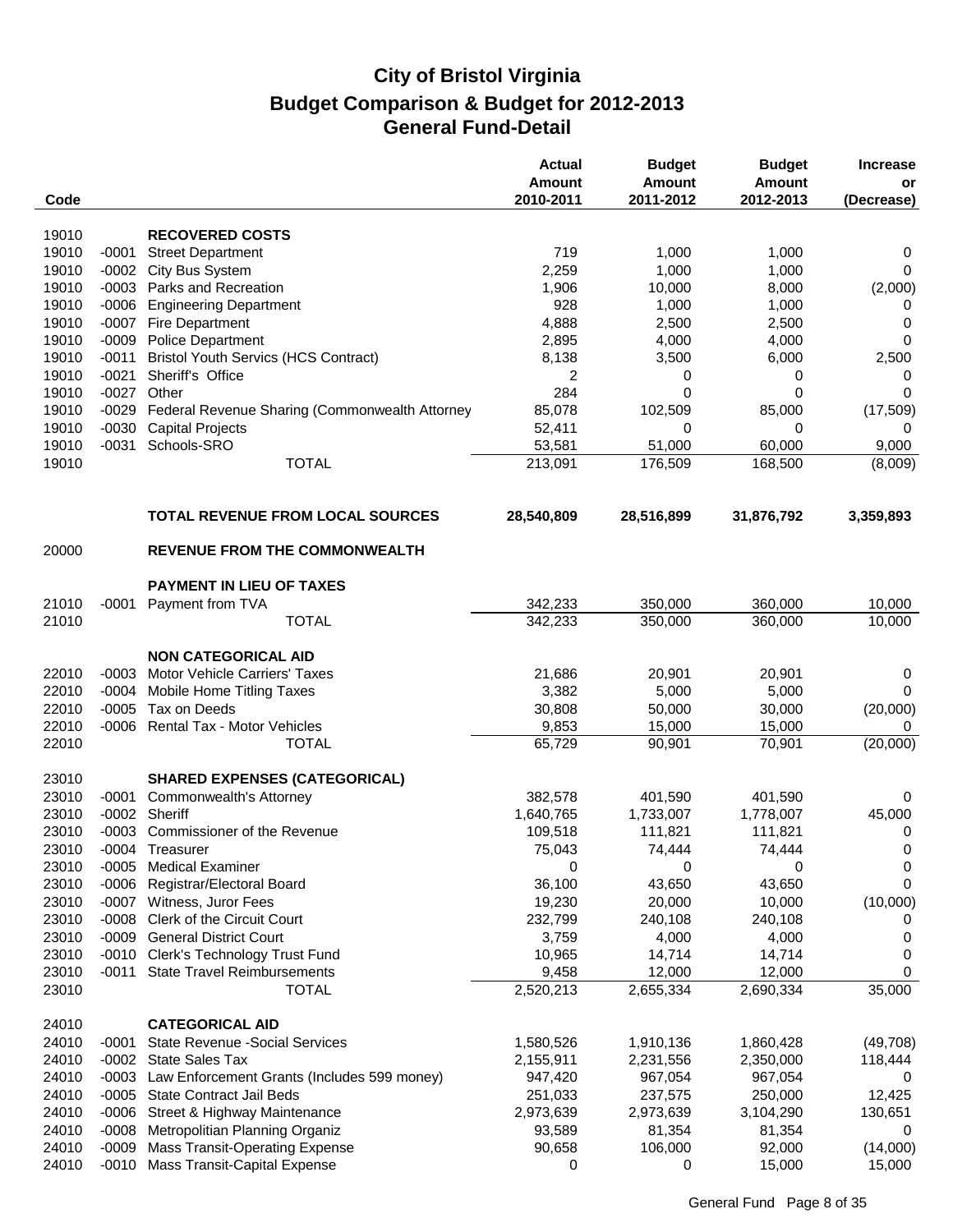# City of Bristol Virginia
## Budget Comparison & Budget for 2012-2013
## General Fund-Detail

| Code | | | Actual Amount 2010-2011 | Budget Amount 2011-2012 | Budget Amount 2012-2013 | Increase or (Decrease) |
|---|---|---|---|---|---|---|
| 19010 | | **RECOVERED COSTS** | | | | |
| 19010 | -0001 | Street Department | 719 | 1,000 | 1,000 | 0 |
| 19010 | -0002 | City Bus System | 2,259 | 1,000 | 1,000 | 0 |
| 19010 | -0003 | Parks and Recreation | 1,906 | 10,000 | 8,000 | (2,000) |
| 19010 | -0006 | Engineering Department | 928 | 1,000 | 1,000 | 0 |
| 19010 | -0007 | Fire Department | 4,888 | 2,500 | 2,500 | 0 |
| 19010 | -0009 | Police Department | 2,895 | 4,000 | 4,000 | 0 |
| 19010 | -0011 | Bristol Youth Servics (HCS Contract) | 8,138 | 3,500 | 6,000 | 2,500 |
| 19010 | -0021 | Sheriff's Office | 2 | 0 | 0 | 0 |
| 19010 | -0027 | Other | 284 | 0 | 0 | 0 |
| 19010 | -0029 | Federal Revenue Sharing (Commonwealth Attorney | 85,078 | 102,509 | 85,000 | (17,509) |
| 19010 | -0030 | Capital Projects | 52,411 | 0 | 0 | 0 |
| 19010 | -0031 | Schools-SRO | 53,581 | 51,000 | 60,000 | 9,000 |
| 19010 | | TOTAL | 213,091 | 176,509 | 168,500 | (8,009) |
| | | **TOTAL REVENUE FROM LOCAL SOURCES** | **28,540,809** | **28,516,899** | **31,876,792** | **3,359,893** |
| 20000 | | **REVENUE FROM THE COMMONWEALTH** | | | | |
| | | **PAYMENT IN LIEU OF TAXES** | | | | |
| 21010 | -0001 | Payment from TVA | 342,233 | 350,000 | 360,000 | 10,000 |
| 21010 | | TOTAL | 342,233 | 350,000 | 360,000 | 10,000 |
| | | **NON CATEGORICAL AID** | | | | |
| 22010 | -0003 | Motor Vehicle Carriers' Taxes | 21,686 | 20,901 | 20,901 | 0 |
| 22010 | -0004 | Mobile Home Titling Taxes | 3,382 | 5,000 | 5,000 | 0 |
| 22010 | -0005 | Tax on Deeds | 30,808 | 50,000 | 30,000 | (20,000) |
| 22010 | -0006 | Rental Tax - Motor Vehicles | 9,853 | 15,000 | 15,000 | 0 |
| 22010 | | TOTAL | 65,729 | 90,901 | 70,901 | (20,000) |
| 23010 | | **SHARED EXPENSES (CATEGORICAL)** | | | | |
| 23010 | -0001 | Commonwealth's Attorney | 382,578 | 401,590 | 401,590 | 0 |
| 23010 | -0002 | Sheriff | 1,640,765 | 1,733,007 | 1,778,007 | 45,000 |
| 23010 | -0003 | Commissioner of the Revenue | 109,518 | 111,821 | 111,821 | 0 |
| 23010 | -0004 | Treasurer | 75,043 | 74,444 | 74,444 | 0 |
| 23010 | -0005 | Medical Examiner | 0 | 0 | 0 | 0 |
| 23010 | -0006 | Registrar/Electoral Board | 36,100 | 43,650 | 43,650 | 0 |
| 23010 | -0007 | Witness, Juror Fees | 19,230 | 20,000 | 10,000 | (10,000) |
| 23010 | -0008 | Clerk of the Circuit Court | 232,799 | 240,108 | 240,108 | 0 |
| 23010 | -0009 | General District Court | 3,759 | 4,000 | 4,000 | 0 |
| 23010 | -0010 | Clerk's Technology Trust Fund | 10,965 | 14,714 | 14,714 | 0 |
| 23010 | -0011 | State Travel Reimbursements | 9,458 | 12,000 | 12,000 | 0 |
| 23010 | | TOTAL | 2,520,213 | 2,655,334 | 2,690,334 | 35,000 |
| 24010 | | **CATEGORICAL AID** | | | | |
| 24010 | -0001 | State Revenue -Social Services | 1,580,526 | 1,910,136 | 1,860,428 | (49,708) |
| 24010 | -0002 | State Sales Tax | 2,155,911 | 2,231,556 | 2,350,000 | 118,444 |
| 24010 | -0003 | Law Enforcement Grants (Includes 599 money) | 947,420 | 967,054 | 967,054 | 0 |
| 24010 | -0005 | State Contract Jail Beds | 251,033 | 237,575 | 250,000 | 12,425 |
| 24010 | -0006 | Street & Highway Maintenance | 2,973,639 | 2,973,639 | 3,104,290 | 130,651 |
| 24010 | -0008 | Metropolitan Planning Organiz | 93,589 | 81,354 | 81,354 | 0 |
| 24010 | -0009 | Mass Transit-Operating Expense | 90,658 | 106,000 | 92,000 | (14,000) |
| 24010 | -0010 | Mass Transit-Capital Expense | 0 | 0 | 15,000 | 15,000 |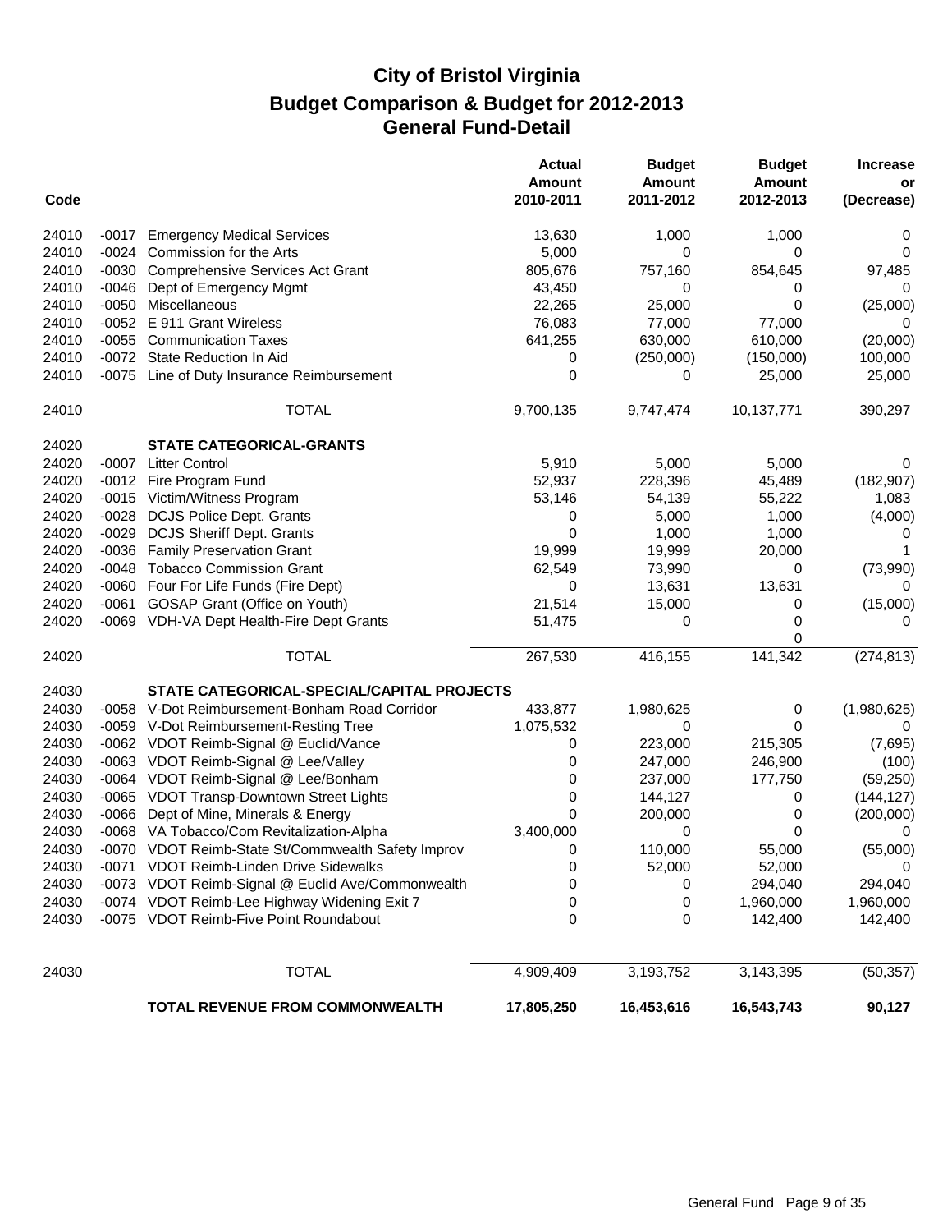# City of Bristol Virginia
## Budget Comparison & Budget for 2012-2013
## General Fund-Detail

| Code | | | Actual Amount 2010-2011 | Budget Amount 2011-2012 | Budget Amount 2012-2013 | Increase or (Decrease) |
|---|---|---|---|---|---|---|
| 24010 | -0017 | Emergency Medical Services | 13,630 | 1,000 | 1,000 | 0 |
| 24010 | -0024 | Commission for the Arts | 5,000 | 0 | 0 | 0 |
| 24010 | -0030 | Comprehensive Services Act Grant | 805,676 | 757,160 | 854,645 | 97,485 |
| 24010 | -0046 | Dept of Emergency Mgmt | 43,450 | 0 | 0 | 0 |
| 24010 | -0050 | Miscellaneous | 22,265 | 25,000 | 0 | (25,000) |
| 24010 | -0052 | E 911 Grant Wireless | 76,083 | 77,000 | 77,000 | 0 |
| 24010 | -0055 | Communication Taxes | 641,255 | 630,000 | 610,000 | (20,000) |
| 24010 | -0072 | State Reduction In Aid | 0 | (250,000) | (150,000) | 100,000 |
| 24010 | -0075 | Line of Duty Insurance Reimbursement | 0 | 0 | 25,000 | 25,000 |
| 24010 | | TOTAL | 9,700,135 | 9,747,474 | 10,137,771 | 390,297 |
| 24020 | | **STATE CATEGORICAL-GRANTS** | | | | |
| 24020 | -0007 | Litter Control | 5,910 | 5,000 | 5,000 | 0 |
| 24020 | -0012 | Fire Program Fund | 52,937 | 228,396 | 45,489 | (182,907) |
| 24020 | -0015 | Victim/Witness Program | 53,146 | 54,139 | 55,222 | 1,083 |
| 24020 | -0028 | DCJS Police Dept. Grants | 0 | 5,000 | 1,000 | (4,000) |
| 24020 | -0029 | DCJS Sheriff Dept. Grants | 0 | 1,000 | 1,000 | 0 |
| 24020 | -0036 | Family Preservation Grant | 19,999 | 19,999 | 20,000 | 1 |
| 24020 | -0048 | Tobacco Commission Grant | 62,549 | 73,990 | 0 | (73,990) |
| 24020 | -0060 | Four For Life Funds (Fire Dept) | 0 | 13,631 | 13,631 | 0 |
| 24020 | -0061 | GOSAP Grant (Office on Youth) | 21,514 | 15,000 | 0 | (15,000) |
| 24020 | -0069 | VDH-VA Dept Health-Fire Dept Grants | 51,475 | 0 | 0 | 0 |
| | | | | | 0 | |
| 24020 | | TOTAL | 267,530 | 416,155 | 141,342 | (274,813) |
| 24030 | | **STATE CATEGORICAL-SPECIAL/CAPITAL PROJECTS** | | | | |
| 24030 | -0058 | V-Dot Reimbursement-Bonham Road Corridor | 433,877 | 1,980,625 | 0 | (1,980,625) |
| 24030 | -0059 | V-Dot Reimbursement-Resting Tree | 1,075,532 | 0 | 0 | 0 |
| 24030 | -0062 | VDOT Reimb-Signal @ Euclid/Vance | 0 | 223,000 | 215,305 | (7,695) |
| 24030 | -0063 | VDOT Reimb-Signal @ Lee/Valley | 0 | 247,000 | 246,900 | (100) |
| 24030 | -0064 | VDOT Reimb-Signal @ Lee/Bonham | 0 | 237,000 | 177,750 | (59,250) |
| 24030 | -0065 | VDOT Transp-Downtown Street Lights | 0 | 144,127 | 0 | (144,127) |
| 24030 | -0066 | Dept of Mine, Minerals & Energy | 0 | 200,000 | 0 | (200,000) |
| 24030 | -0068 | VA Tobacco/Com Revitalization-Alpha | 3,400,000 | 0 | 0 | 0 |
| 24030 | -0070 | VDOT Reimb-State St/Commwealth Safety Improv | 0 | 110,000 | 55,000 | (55,000) |
| 24030 | -0071 | VDOT Reimb-Linden Drive Sidewalks | 0 | 52,000 | 52,000 | 0 |
| 24030 | -0073 | VDOT Reimb-Signal @ Euclid Ave/Commonwealth | 0 | 0 | 294,040 | 294,040 |
| 24030 | -0074 | VDOT Reimb-Lee Highway Widening Exit 7 | 0 | 0 | 1,960,000 | 1,960,000 |
| 24030 | -0075 | VDOT Reimb-Five Point Roundabout | 0 | 0 | 142,400 | 142,400 |
| 24030 | | TOTAL | 4,909,409 | 3,193,752 | 3,143,395 | (50,357) |
| | | **TOTAL REVENUE FROM COMMONWEALTH** | **17,805,250** | **16,453,616** | **16,543,743** | **90,127** |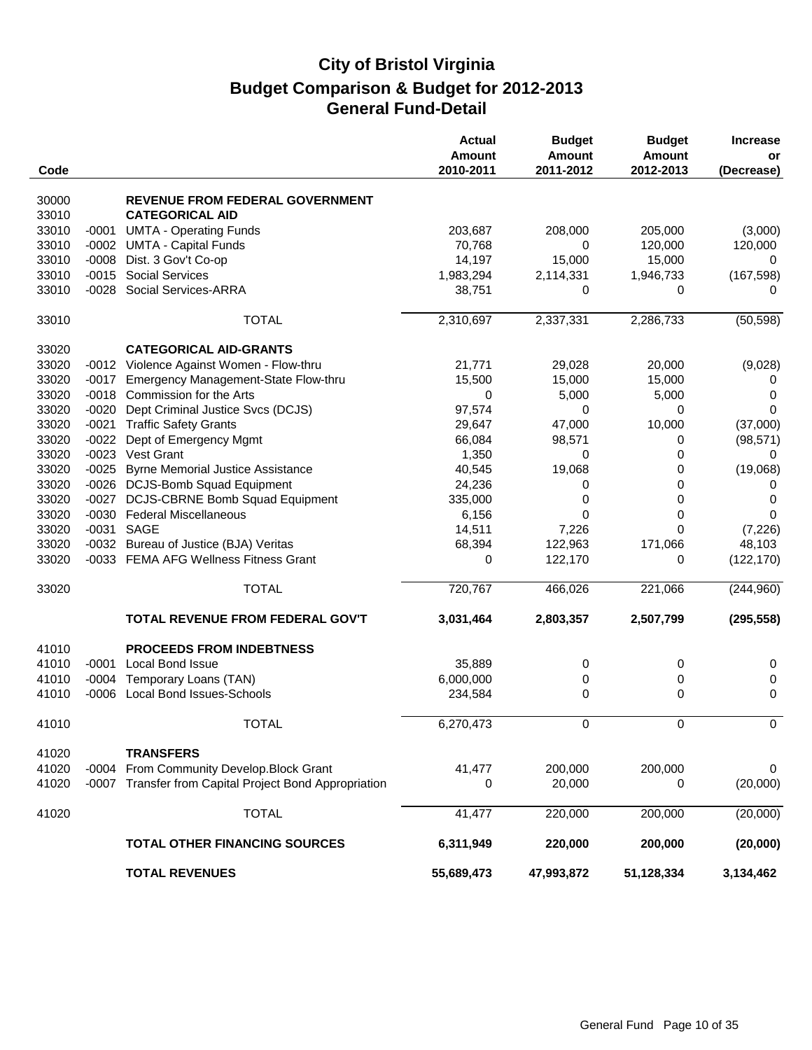# City of Bristol Virginia
## Budget Comparison & Budget for 2012-2013
## General Fund-Detail

| Code | | | Actual Amount 2010-2011 | Budget Amount 2011-2012 | Budget Amount 2012-2013 | Increase or (Decrease) |
|---|---|---|---|---|---|---|
| 30000 | | **REVENUE FROM FEDERAL GOVERNMENT** | | | | |
| 33010 | | **CATEGORICAL AID** | | | | |
| 33010 | -0001 | UMTA - Operating Funds | 203,687 | 208,000 | 205,000 | (3,000) |
| 33010 | -0002 | UMTA - Capital Funds | 70,768 | 0 | 120,000 | 120,000 |
| 33010 | -0008 | Dist. 3 Gov't Co-op | 14,197 | 15,000 | 15,000 | 0 |
| 33010 | -0015 | Social Services | 1,983,294 | 2,114,331 | 1,946,733 | (167,598) |
| 33010 | -0028 | Social Services-ARRA | 38,751 | 0 | 0 | 0 |
| 33010 | | TOTAL | 2,310,697 | 2,337,331 | 2,286,733 | (50,598) |
| 33020 | | **CATEGORICAL AID-GRANTS** | | | | |
| 33020 | -0012 | Violence Against Women - Flow-thru | 21,771 | 29,028 | 20,000 | (9,028) |
| 33020 | -0017 | Emergency Management-State Flow-thru | 15,500 | 15,000 | 15,000 | 0 |
| 33020 | -0018 | Commission for the Arts | 0 | 5,000 | 5,000 | 0 |
| 33020 | -0020 | Dept Criminal Justice Svcs (DCJS) | 97,574 | 0 | 0 | 0 |
| 33020 | -0021 | Traffic Safety Grants | 29,647 | 47,000 | 10,000 | (37,000) |
| 33020 | -0022 | Dept of Emergency Mgmt | 66,084 | 98,571 | 0 | (98,571) |
| 33020 | -0023 | Vest Grant | 1,350 | 0 | 0 | 0 |
| 33020 | -0025 | Byrne Memorial Justice Assistance | 40,545 | 19,068 | 0 | (19,068) |
| 33020 | -0026 | DCJS-Bomb Squad Equipment | 24,236 | 0 | 0 | 0 |
| 33020 | -0027 | DCJS-CBRNE Bomb Squad Equipment | 335,000 | 0 | 0 | 0 |
| 33020 | -0030 | Federal Miscellaneous | 6,156 | 0 | 0 | 0 |
| 33020 | -0031 | SAGE | 14,511 | 7,226 | 0 | (7,226) |
| 33020 | -0032 | Bureau of Justice (BJA) Veritas | 68,394 | 122,963 | 171,066 | 48,103 |
| 33020 | -0033 | FEMA AFG Wellness Fitness Grant | 0 | 122,170 | 0 | (122,170) |
| 33020 | | TOTAL | 720,767 | 466,026 | 221,066 | (244,960) |
| | | **TOTAL REVENUE FROM FEDERAL GOV'T** | **3,031,464** | **2,803,357** | **2,507,799** | **(295,558)** |
| 41010 | | **PROCEEDS FROM INDEBTNESS** | | | | |
| 41010 | -0001 | Local Bond Issue | 35,889 | 0 | 0 | 0 |
| 41010 | -0004 | Temporary Loans (TAN) | 6,000,000 | 0 | 0 | 0 |
| 41010 | -0006 | Local Bond Issues-Schools | 234,584 | 0 | 0 | 0 |
| 41010 | | TOTAL | 6,270,473 | 0 | 0 | 0 |
| 41020 | | **TRANSFERS** | | | | |
| 41020 | -0004 | From Community Develop.Block Grant | 41,477 | 200,000 | 200,000 | 0 |
| 41020 | -0007 | Transfer from Capital Project Bond Appropriation | 0 | 20,000 | 0 | (20,000) |
| 41020 | | TOTAL | 41,477 | 220,000 | 200,000 | (20,000) |
| | | **TOTAL OTHER FINANCING SOURCES** | **6,311,949** | **220,000** | **200,000** | **(20,000)** |
| | | **TOTAL REVENUES** | **55,689,473** | **47,993,872** | **51,128,334** | **3,134,462** |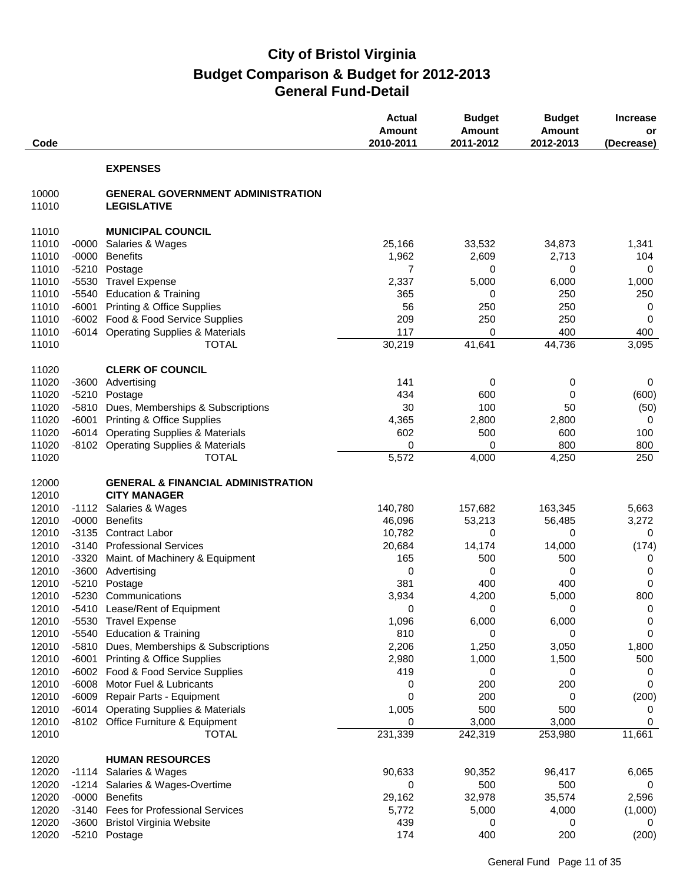# City of Bristol Virginia
## Budget Comparison & Budget for 2012-2013
## General Fund-Detail

| Code | | | Actual Amount 2010-2011 | Budget Amount 2011-2012 | Budget Amount 2012-2013 | Increase or (Decrease) |
|---|---|---|---|---|---|---|
| | | **EXPENSES** | | | | |
| 10000 | | **GENERAL GOVERNMENT ADMINISTRATION** | | | | |
| 11010 | | **LEGISLATIVE** | | | | |
| 11010 | | **MUNICIPAL COUNCIL** | | | | |
| 11010 | -0000 | Salaries & Wages | 25,166 | 33,532 | 34,873 | 1,341 |
| 11010 | -0000 | Benefits | 1,962 | 2,609 | 2,713 | 104 |
| 11010 | -5210 | Postage | 7 | 0 | 0 | 0 |
| 11010 | -5530 | Travel Expense | 2,337 | 5,000 | 6,000 | 1,000 |
| 11010 | -5540 | Education & Training | 365 | 0 | 250 | 250 |
| 11010 | -6001 | Printing & Office Supplies | 56 | 250 | 250 | 0 |
| 11010 | -6002 | Food & Food Service Supplies | 209 | 250 | 250 | 0 |
| 11010 | -6014 | Operating Supplies & Materials | 117 | 0 | 400 | 400 |
| 11010 | | TOTAL | 30,219 | 41,641 | 44,736 | 3,095 |
| 11020 | | **CLERK OF COUNCIL** | | | | |
| 11020 | -3600 | Advertising | 141 | 0 | 0 | 0 |
| 11020 | -5210 | Postage | 434 | 600 | 0 | (600) |
| 11020 | -5810 | Dues, Memberships & Subscriptions | 30 | 100 | 50 | (50) |
| 11020 | -6001 | Printing & Office Supplies | 4,365 | 2,800 | 2,800 | 0 |
| 11020 | -6014 | Operating Supplies & Materials | 602 | 500 | 600 | 100 |
| 11020 | -8102 | Operating Supplies & Materials | 0 | 0 | 800 | 800 |
| 11020 | | TOTAL | 5,572 | 4,000 | 4,250 | 250 |
| 12000 | | **GENERAL & FINANCIAL ADMINISTRATION** | | | | |
| 12010 | | **CITY MANAGER** | | | | |
| 12010 | -1112 | Salaries & Wages | 140,780 | 157,682 | 163,345 | 5,663 |
| 12010 | -0000 | Benefits | 46,096 | 53,213 | 56,485 | 3,272 |
| 12010 | -3135 | Contract Labor | 10,782 | 0 | 0 | 0 |
| 12010 | -3140 | Professional Services | 20,684 | 14,174 | 14,000 | (174) |
| 12010 | -3320 | Maint. of Machinery & Equipment | 165 | 500 | 500 | 0 |
| 12010 | -3600 | Advertising | 0 | 0 | 0 | 0 |
| 12010 | -5210 | Postage | 381 | 400 | 400 | 0 |
| 12010 | -5230 | Communications | 3,934 | 4,200 | 5,000 | 800 |
| 12010 | -5410 | Lease/Rent of Equipment | 0 | 0 | 0 | 0 |
| 12010 | -5530 | Travel Expense | 1,096 | 6,000 | 6,000 | 0 |
| 12010 | -5540 | Education & Training | 810 | 0 | 0 | 0 |
| 12010 | -5810 | Dues, Memberships & Subscriptions | 2,206 | 1,250 | 3,050 | 1,800 |
| 12010 | -6001 | Printing & Office Supplies | 2,980 | 1,000 | 1,500 | 500 |
| 12010 | -6002 | Food & Food Service Supplies | 419 | 0 | 0 | 0 |
| 12010 | -6008 | Motor Fuel & Lubricants | 0 | 200 | 200 | 0 |
| 12010 | -6009 | Repair Parts - Equipment | 0 | 200 | 0 | (200) |
| 12010 | -6014 | Operating Supplies & Materials | 1,005 | 500 | 500 | 0 |
| 12010 | -8102 | Office Furniture & Equipment | 0 | 3,000 | 3,000 | 0 |
| 12010 | | TOTAL | 231,339 | 242,319 | 253,980 | 11,661 |
| 12020 | | **HUMAN RESOURCES** | | | | |
| 12020 | -1114 | Salaries & Wages | 90,633 | 90,352 | 96,417 | 6,065 |
| 12020 | -1214 | Salaries & Wages-Overtime | 0 | 500 | 500 | 0 |
| 12020 | -0000 | Benefits | 29,162 | 32,978 | 35,574 | 2,596 |
| 12020 | -3140 | Fees for Professional Services | 5,772 | 5,000 | 4,000 | (1,000) |
| 12020 | -3600 | Bristol Virginia Website | 439 | 0 | 0 | 0 |
| 12020 | -5210 | Postage | 174 | 400 | 200 | (200) |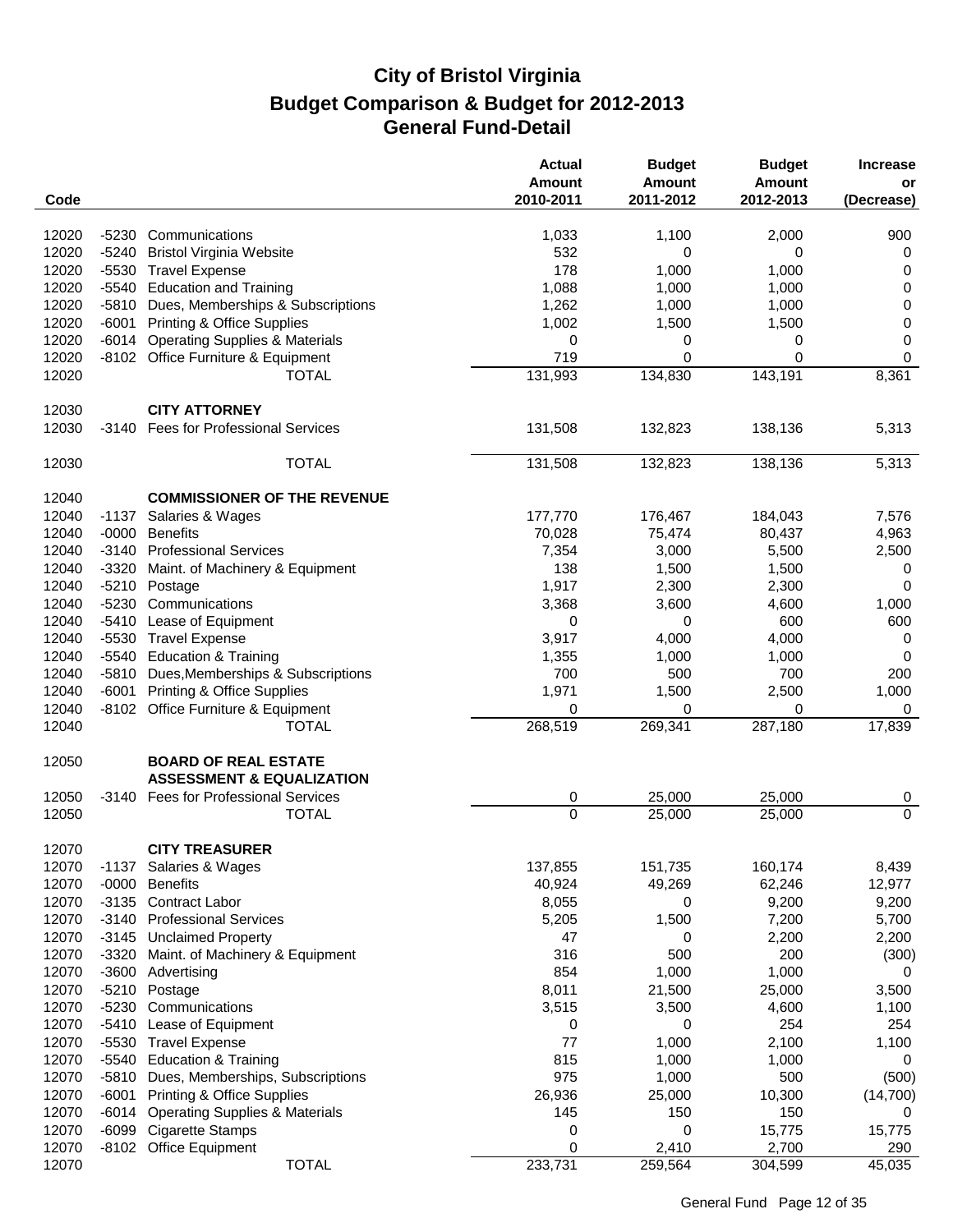# City of Bristol Virginia

## Budget Comparison & Budget for 2012-2013

## General Fund-Detail

| Code | | | Actual Amount 2010-2011 | Budget Amount 2011-2012 | Budget Amount 2012-2013 | Increase or (Decrease) |
|---|---|---|---|---|---|---|
| 12020 | -5230 | Communications | 1,033 | 1,100 | 2,000 | 900 |
| 12020 | -5240 | Bristol Virginia Website | 532 | 0 | 0 | 0 |
| 12020 | -5530 | Travel Expense | 178 | 1,000 | 1,000 | 0 |
| 12020 | -5540 | Education and Training | 1,088 | 1,000 | 1,000 | 0 |
| 12020 | -5810 | Dues, Memberships & Subscriptions | 1,262 | 1,000 | 1,000 | 0 |
| 12020 | -6001 | Printing & Office Supplies | 1,002 | 1,500 | 1,500 | 0 |
| 12020 | -6014 | Operating Supplies & Materials | 0 | 0 | 0 | 0 |
| 12020 | -8102 | Office Furniture & Equipment | 719 | 0 | 0 | 0 |
| 12020 | | TOTAL | 131,993 | 134,830 | 143,191 | 8,361 |
| | | | | | | |
| 12030 | | **CITY ATTORNEY** | | | | |
| 12030 | -3140 | Fees for Professional Services | 131,508 | 132,823 | 138,136 | 5,313 |
| 12030 | | TOTAL | 131,508 | 132,823 | 138,136 | 5,313 |
| | | | | | | |
| 12040 | | **COMMISSIONER OF THE REVENUE** | | | | |
| 12040 | -1137 | Salaries & Wages | 177,770 | 176,467 | 184,043 | 7,576 |
| 12040 | -0000 | Benefits | 70,028 | 75,474 | 80,437 | 4,963 |
| 12040 | -3140 | Professional Services | 7,354 | 3,000 | 5,500 | 2,500 |
| 12040 | -3320 | Maint. of Machinery & Equipment | 138 | 1,500 | 1,500 | 0 |
| 12040 | -5210 | Postage | 1,917 | 2,300 | 2,300 | 0 |
| 12040 | -5230 | Communications | 3,368 | 3,600 | 4,600 | 1,000 |
| 12040 | -5410 | Lease of Equipment | 0 | 0 | 600 | 600 |
| 12040 | -5530 | Travel Expense | 3,917 | 4,000 | 4,000 | 0 |
| 12040 | -5540 | Education & Training | 1,355 | 1,000 | 1,000 | 0 |
| 12040 | -5810 | Dues,Memberships & Subscriptions | 700 | 500 | 700 | 200 |
| 12040 | -6001 | Printing & Office Supplies | 1,971 | 1,500 | 2,500 | 1,000 |
| 12040 | -8102 | Office Furniture & Equipment | 0 | 0 | 0 | 0 |
| 12040 | | TOTAL | 268,519 | 269,341 | 287,180 | 17,839 |
| | | | | | | |
| 12050 | | **BOARD OF REAL ESTATE ASSESSMENT & EQUALIZATION** | | | | |
| 12050 | -3140 | Fees for Professional Services | 0 | 25,000 | 25,000 | 0 |
| 12050 | | TOTAL | 0 | 25,000 | 25,000 | 0 |
| | | | | | | |
| 12070 | | **CITY TREASURER** | | | | |
| 12070 | -1137 | Salaries & Wages | 137,855 | 151,735 | 160,174 | 8,439 |
| 12070 | -0000 | Benefits | 40,924 | 49,269 | 62,246 | 12,977 |
| 12070 | -3135 | Contract Labor | 8,055 | 0 | 9,200 | 9,200 |
| 12070 | -3140 | Professional Services | 5,205 | 1,500 | 7,200 | 5,700 |
| 12070 | -3145 | Unclaimed Property | 47 | 0 | 2,200 | 2,200 |
| 12070 | -3320 | Maint. of Machinery & Equipment | 316 | 500 | 200 | (300) |
| 12070 | -3600 | Advertising | 854 | 1,000 | 1,000 | 0 |
| 12070 | -5210 | Postage | 8,011 | 21,500 | 25,000 | 3,500 |
| 12070 | -5230 | Communications | 3,515 | 3,500 | 4,600 | 1,100 |
| 12070 | -5410 | Lease of Equipment | 0 | 0 | 254 | 254 |
| 12070 | -5530 | Travel Expense | 77 | 1,000 | 2,100 | 1,100 |
| 12070 | -5540 | Education & Training | 815 | 1,000 | 1,000 | 0 |
| 12070 | -5810 | Dues, Memberships, Subscriptions | 975 | 1,000 | 500 | (500) |
| 12070 | -6001 | Printing & Office Supplies | 26,936 | 25,000 | 10,300 | (14,700) |
| 12070 | -6014 | Operating Supplies & Materials | 145 | 150 | 150 | 0 |
| 12070 | -6099 | Cigarette Stamps | 0 | 0 | 15,775 | 15,775 |
| 12070 | -8102 | Office Equipment | 0 | 2,410 | 2,700 | 290 |
| 12070 | | TOTAL | 233,731 | 259,564 | 304,599 | 45,035 |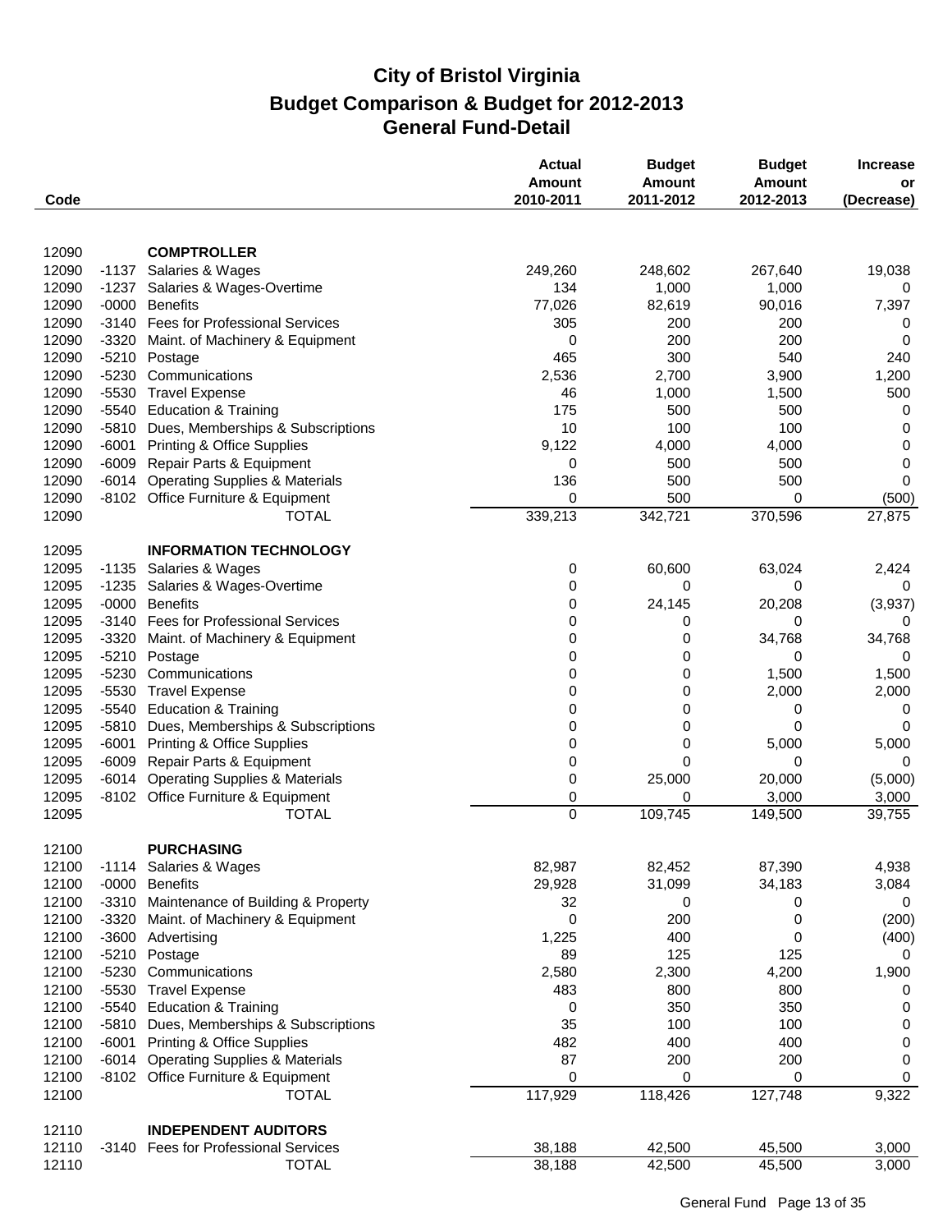# City of Bristol Virginia
## Budget Comparison & Budget for 2012-2013
### General Fund-Detail

| Code | | | Actual Amount 2010-2011 | Budget Amount 2011-2012 | Budget Amount 2012-2013 | Increase or (Decrease) |
|---|---|---|---|---|---|---|
| 12090 | | **COMPTROLLER** | | | | |
| 12090 | -1137 | Salaries & Wages | 249,260 | 248,602 | 267,640 | 19,038 |
| 12090 | -1237 | Salaries & Wages-Overtime | 134 | 1,000 | 1,000 | 0 |
| 12090 | -0000 | Benefits | 77,026 | 82,619 | 90,016 | 7,397 |
| 12090 | -3140 | Fees for Professional Services | 305 | 200 | 200 | 0 |
| 12090 | -3320 | Maint. of Machinery & Equipment | 0 | 200 | 200 | 0 |
| 12090 | -5210 | Postage | 465 | 300 | 540 | 240 |
| 12090 | -5230 | Communications | 2,536 | 2,700 | 3,900 | 1,200 |
| 12090 | -5530 | Travel Expense | 46 | 1,000 | 1,500 | 500 |
| 12090 | -5540 | Education & Training | 175 | 500 | 500 | 0 |
| 12090 | -5810 | Dues, Memberships & Subscriptions | 10 | 100 | 100 | 0 |
| 12090 | -6001 | Printing & Office Supplies | 9,122 | 4,000 | 4,000 | 0 |
| 12090 | -6009 | Repair Parts & Equipment | 0 | 500 | 500 | 0 |
| 12090 | -6014 | Operating Supplies & Materials | 136 | 500 | 500 | 0 |
| 12090 | -8102 | Office Furniture & Equipment | 0 | 500 | 0 | (500) |
| 12090 | | TOTAL | 339,213 | 342,721 | 370,596 | 27,875 |
| 12095 | | **INFORMATION TECHNOLOGY** | | | | |
| 12095 | -1135 | Salaries & Wages | 0 | 60,600 | 63,024 | 2,424 |
| 12095 | -1235 | Salaries & Wages-Overtime | 0 | 0 | 0 | 0 |
| 12095 | -0000 | Benefits | 0 | 24,145 | 20,208 | (3,937) |
| 12095 | -3140 | Fees for Professional Services | 0 | 0 | 0 | 0 |
| 12095 | -3320 | Maint. of Machinery & Equipment | 0 | 0 | 34,768 | 34,768 |
| 12095 | -5210 | Postage | 0 | 0 | 0 | 0 |
| 12095 | -5230 | Communications | 0 | 0 | 1,500 | 1,500 |
| 12095 | -5530 | Travel Expense | 0 | 0 | 2,000 | 2,000 |
| 12095 | -5540 | Education & Training | 0 | 0 | 0 | 0 |
| 12095 | -5810 | Dues, Memberships & Subscriptions | 0 | 0 | 0 | 0 |
| 12095 | -6001 | Printing & Office Supplies | 0 | 0 | 5,000 | 5,000 |
| 12095 | -6009 | Repair Parts & Equipment | 0 | 0 | 0 | 0 |
| 12095 | -6014 | Operating Supplies & Materials | 0 | 25,000 | 20,000 | (5,000) |
| 12095 | -8102 | Office Furniture & Equipment | 0 | 0 | 3,000 | 3,000 |
| 12095 | | TOTAL | 0 | 109,745 | 149,500 | 39,755 |
| 12100 | | **PURCHASING** | | | | |
| 12100 | -1114 | Salaries & Wages | 82,987 | 82,452 | 87,390 | 4,938 |
| 12100 | -0000 | Benefits | 29,928 | 31,099 | 34,183 | 3,084 |
| 12100 | -3310 | Maintenance of Building & Property | 32 | 0 | 0 | 0 |
| 12100 | -3320 | Maint. of Machinery & Equipment | 0 | 200 | 0 | (200) |
| 12100 | -3600 | Advertising | 1,225 | 400 | 0 | (400) |
| 12100 | -5210 | Postage | 89 | 125 | 125 | 0 |
| 12100 | -5230 | Communications | 2,580 | 2,300 | 4,200 | 1,900 |
| 12100 | -5530 | Travel Expense | 483 | 800 | 800 | 0 |
| 12100 | -5540 | Education & Training | 0 | 350 | 350 | 0 |
| 12100 | -5810 | Dues, Memberships & Subscriptions | 35 | 100 | 100 | 0 |
| 12100 | -6001 | Printing & Office Supplies | 482 | 400 | 400 | 0 |
| 12100 | -6014 | Operating Supplies & Materials | 87 | 200 | 200 | 0 |
| 12100 | -8102 | Office Furniture & Equipment | 0 | 0 | 0 | 0 |
| 12100 | | TOTAL | 117,929 | 118,426 | 127,748 | 9,322 |
| 12110 | | **INDEPENDENT AUDITORS** | | | | |
| 12110 | -3140 | Fees for Professional Services | 38,188 | 42,500 | 45,500 | 3,000 |
| 12110 | | TOTAL | 38,188 | 42,500 | 45,500 | 3,000 |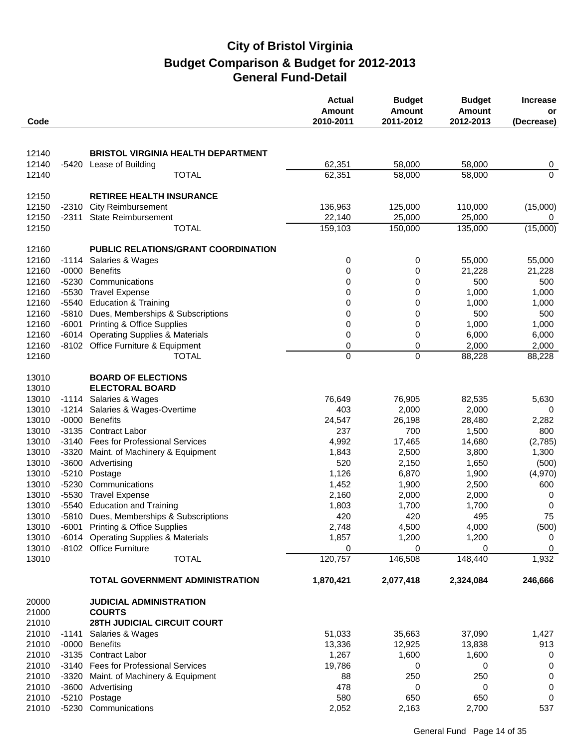# City of Bristol Virginia
## Budget Comparison & Budget for 2012-2013
### General Fund-Detail

| Code | | | Actual Amount 2010-2011 | Budget Amount 2011-2012 | Budget Amount 2012-2013 | Increase or (Decrease) |
|---|---|---|---|---|---|---|
| 12140 | | **BRISTOL VIRGINIA HEALTH DEPARTMENT** | | | | |
| 12140 | -5420 | Lease of Building | 62,351 | 58,000 | 58,000 | 0 |
| 12140 | | TOTAL | 62,351 | 58,000 | 58,000 | 0 |
| 12150 | | **RETIREE HEALTH INSURANCE** | | | | |
| 12150 | -2310 | City Reimbursement | 136,963 | 125,000 | 110,000 | (15,000) |
| 12150 | -2311 | State Reimbursement | 22,140 | 25,000 | 25,000 | 0 |
| 12150 | | TOTAL | 159,103 | 150,000 | 135,000 | (15,000) |
| 12160 | | **PUBLIC RELATIONS/GRANT COORDINATION** | | | | |
| 12160 | -1114 | Salaries & Wages | 0 | 0 | 55,000 | 55,000 |
| 12160 | -0000 | Benefits | 0 | 0 | 21,228 | 21,228 |
| 12160 | -5230 | Communications | 0 | 0 | 500 | 500 |
| 12160 | -5530 | Travel Expense | 0 | 0 | 1,000 | 1,000 |
| 12160 | -5540 | Education & Training | 0 | 0 | 1,000 | 1,000 |
| 12160 | -5810 | Dues, Memberships & Subscriptions | 0 | 0 | 500 | 500 |
| 12160 | -6001 | Printing & Office Supplies | 0 | 0 | 1,000 | 1,000 |
| 12160 | -6014 | Operating Supplies & Materials | 0 | 0 | 6,000 | 6,000 |
| 12160 | -8102 | Office Furniture & Equipment | 0 | 0 | 2,000 | 2,000 |
| 12160 | | TOTAL | 0 | 0 | 88,228 | 88,228 |
| 13010 | | **BOARD OF ELECTIONS** | | | | |
| 13010 | | **ELECTORAL BOARD** | | | | |
| 13010 | -1114 | Salaries & Wages | 76,649 | 76,905 | 82,535 | 5,630 |
| 13010 | -1214 | Salaries & Wages-Overtime | 403 | 2,000 | 2,000 | 0 |
| 13010 | -0000 | Benefits | 24,547 | 26,198 | 28,480 | 2,282 |
| 13010 | -3135 | Contract Labor | 237 | 700 | 1,500 | 800 |
| 13010 | -3140 | Fees for Professional Services | 4,992 | 17,465 | 14,680 | (2,785) |
| 13010 | -3320 | Maint. of Machinery & Equipment | 1,843 | 2,500 | 3,800 | 1,300 |
| 13010 | -3600 | Advertising | 520 | 2,150 | 1,650 | (500) |
| 13010 | -5210 | Postage | 1,126 | 6,870 | 1,900 | (4,970) |
| 13010 | -5230 | Communications | 1,452 | 1,900 | 2,500 | 600 |
| 13010 | -5530 | Travel Expense | 2,160 | 2,000 | 2,000 | 0 |
| 13010 | -5540 | Education and Training | 1,803 | 1,700 | 1,700 | 0 |
| 13010 | -5810 | Dues, Memberships & Subscriptions | 420 | 420 | 495 | 75 |
| 13010 | -6001 | Printing & Office Supplies | 2,748 | 4,500 | 4,000 | (500) |
| 13010 | -6014 | Operating Supplies & Materials | 1,857 | 1,200 | 1,200 | 0 |
| 13010 | -8102 | Office Furniture | 0 | 0 | 0 | 0 |
| 13010 | | TOTAL | 120,757 | 146,508 | 148,440 | 1,932 |
| | | **TOTAL GOVERNMENT ADMINISTRATION** | **1,870,421** | **2,077,418** | **2,324,084** | **246,666** |
| 20000 | | **JUDICIAL ADMINISTRATION** | | | | |
| 21000 | | **COURTS** | | | | |
| 21010 | | **28TH JUDICIAL CIRCUIT COURT** | | | | |
| 21010 | -1141 | Salaries & Wages | 51,033 | 35,663 | 37,090 | 1,427 |
| 21010 | -0000 | Benefits | 13,336 | 12,925 | 13,838 | 913 |
| 21010 | -3135 | Contract Labor | 1,267 | 1,600 | 1,600 | 0 |
| 21010 | -3140 | Fees for Professional Services | 19,786 | 0 | 0 | 0 |
| 21010 | -3320 | Maint. of Machinery & Equipment | 88 | 250 | 250 | 0 |
| 21010 | -3600 | Advertising | 478 | 0 | 0 | 0 |
| 21010 | -5210 | Postage | 580 | 650 | 650 | 0 |
| 21010 | -5230 | Communications | 2,052 | 2,163 | 2,700 | 537 |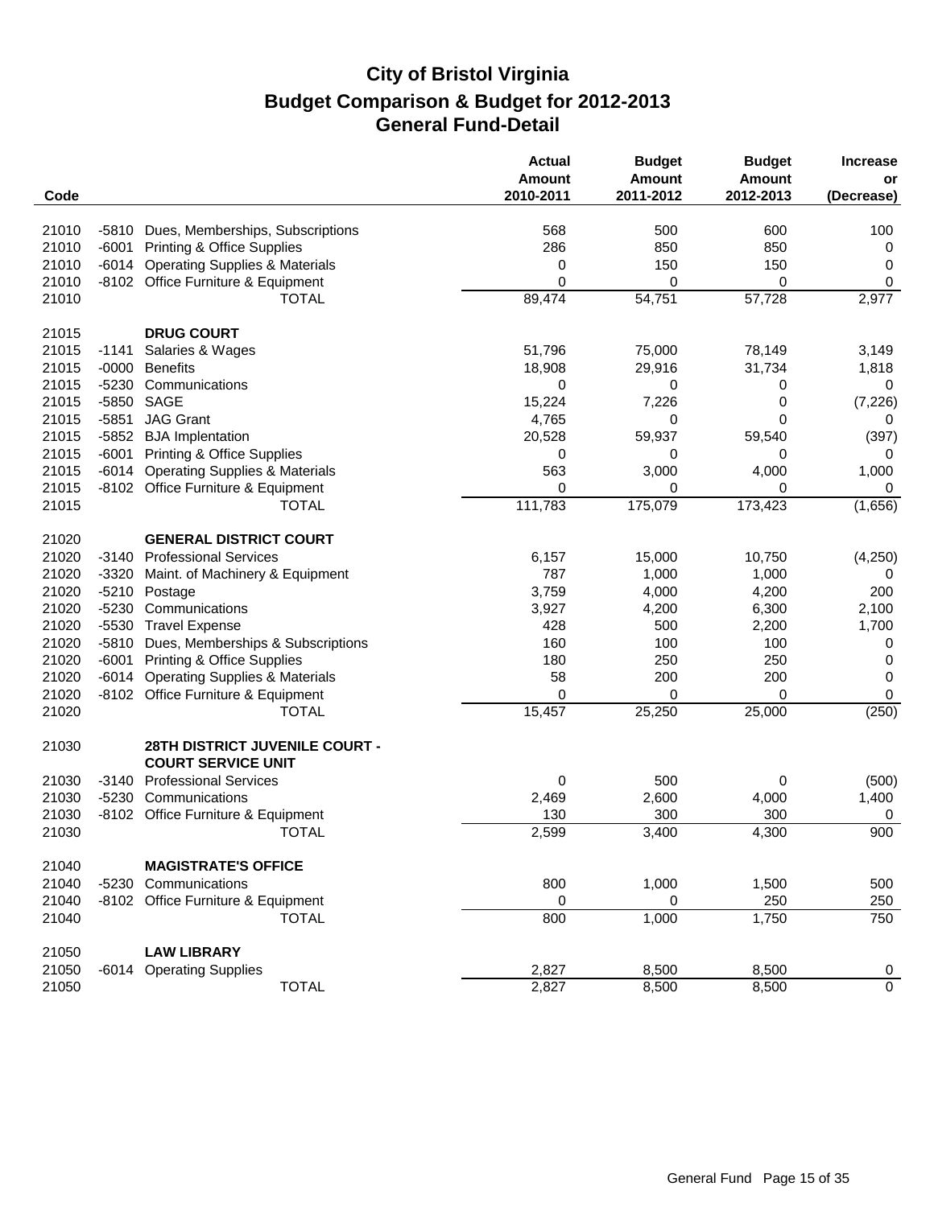# City of Bristol Virginia
## Budget Comparison & Budget for 2012-2013
## General Fund-Detail

| Code | | | Actual Amount 2010-2011 | Budget Amount 2011-2012 | Budget Amount 2012-2013 | Increase or (Decrease) |
|---|---|---|---|---|---|---|
| 21010 | -5810 | Dues, Memberships, Subscriptions | 568 | 500 | 600 | 100 |
| 21010 | -6001 | Printing & Office Supplies | 286 | 850 | 850 | 0 |
| 21010 | -6014 | Operating Supplies & Materials | 0 | 150 | 150 | 0 |
| 21010 | -8102 | Office Furniture & Equipment | 0 | 0 | 0 | 0 |
| 21010 | | TOTAL | 89,474 | 54,751 | 57,728 | 2,977 |
| | | | | | | |
| 21015 | | **DRUG COURT** | | | | |
| 21015 | -1141 | Salaries & Wages | 51,796 | 75,000 | 78,149 | 3,149 |
| 21015 | -0000 | Benefits | 18,908 | 29,916 | 31,734 | 1,818 |
| 21015 | -5230 | Communications | 0 | 0 | 0 | 0 |
| 21015 | -5850 | SAGE | 15,224 | 7,226 | 0 | (7,226) |
| 21015 | -5851 | JAG Grant | 4,765 | 0 | 0 | 0 |
| 21015 | -5852 | BJA Implentation | 20,528 | 59,937 | 59,540 | (397) |
| 21015 | -6001 | Printing & Office Supplies | 0 | 0 | 0 | 0 |
| 21015 | -6014 | Operating Supplies & Materials | 563 | 3,000 | 4,000 | 1,000 |
| 21015 | -8102 | Office Furniture & Equipment | 0 | 0 | 0 | 0 |
| 21015 | | TOTAL | 111,783 | 175,079 | 173,423 | (1,656) |
| | | | | | | |
| 21020 | | **GENERAL DISTRICT COURT** | | | | |
| 21020 | -3140 | Professional Services | 6,157 | 15,000 | 10,750 | (4,250) |
| 21020 | -3320 | Maint. of Machinery & Equipment | 787 | 1,000 | 1,000 | 0 |
| 21020 | -5210 | Postage | 3,759 | 4,000 | 4,200 | 200 |
| 21020 | -5230 | Communications | 3,927 | 4,200 | 6,300 | 2,100 |
| 21020 | -5530 | Travel Expense | 428 | 500 | 2,200 | 1,700 |
| 21020 | -5810 | Dues, Memberships & Subscriptions | 160 | 100 | 100 | 0 |
| 21020 | -6001 | Printing & Office Supplies | 180 | 250 | 250 | 0 |
| 21020 | -6014 | Operating Supplies & Materials | 58 | 200 | 200 | 0 |
| 21020 | -8102 | Office Furniture & Equipment | 0 | 0 | 0 | 0 |
| 21020 | | TOTAL | 15,457 | 25,250 | 25,000 | (250) |
| | | | | | | |
| 21030 | | **28TH DISTRICT JUVENILE COURT - COURT SERVICE UNIT** | | | | |
| 21030 | -3140 | Professional Services | 0 | 500 | 0 | (500) |
| 21030 | -5230 | Communications | 2,469 | 2,600 | 4,000 | 1,400 |
| 21030 | -8102 | Office Furniture & Equipment | 130 | 300 | 300 | 0 |
| 21030 | | TOTAL | 2,599 | 3,400 | 4,300 | 900 |
| | | | | | | |
| 21040 | | **MAGISTRATE'S OFFICE** | | | | |
| 21040 | -5230 | Communications | 800 | 1,000 | 1,500 | 500 |
| 21040 | -8102 | Office Furniture & Equipment | 0 | 0 | 250 | 250 |
| 21040 | | TOTAL | 800 | 1,000 | 1,750 | 750 |
| | | | | | | |
| 21050 | | **LAW LIBRARY** | | | | |
| 21050 | -6014 | Operating Supplies | 2,827 | 8,500 | 8,500 | 0 |
| 21050 | | TOTAL | 2,827 | 8,500 | 8,500 | 0 |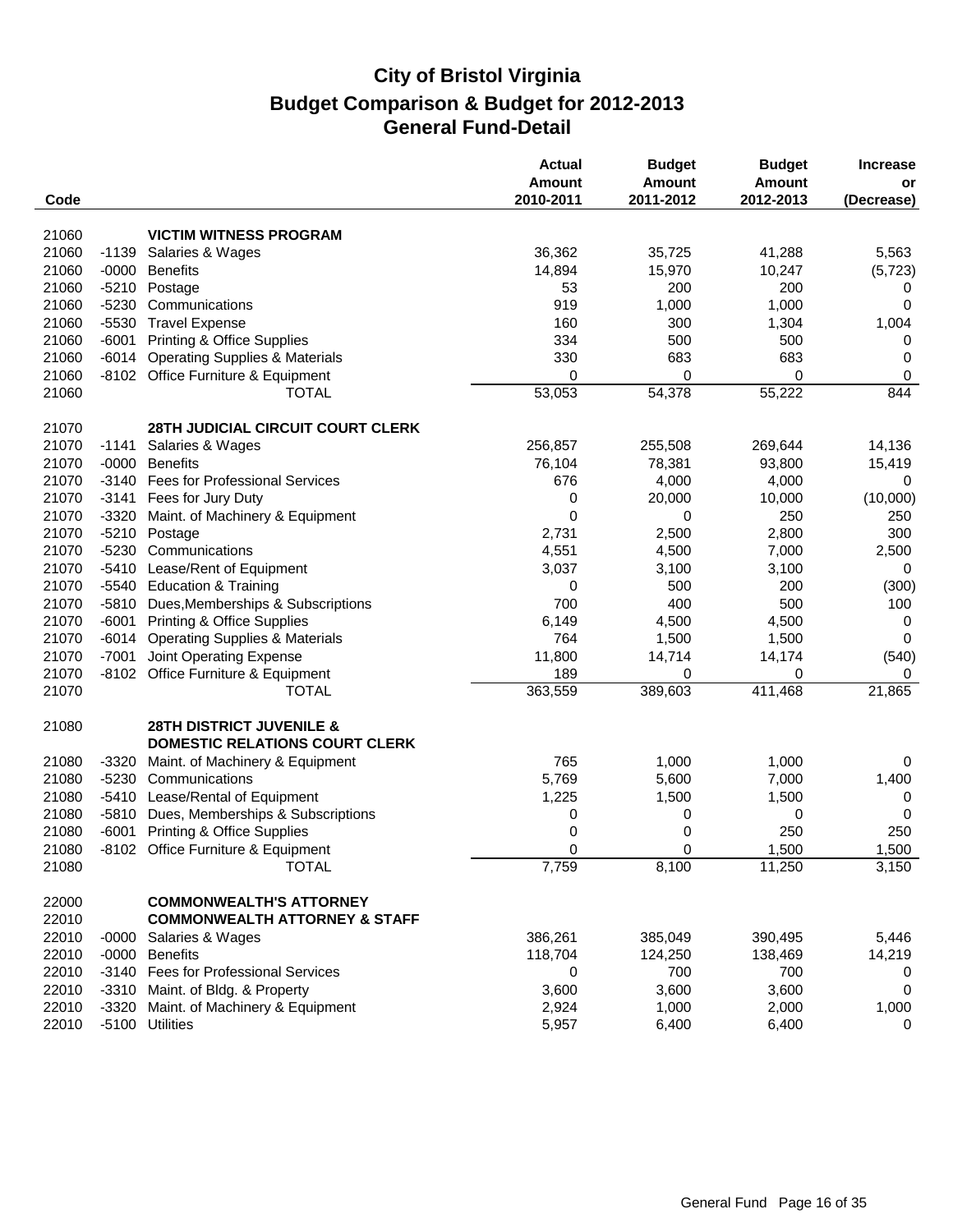# City of Bristol Virginia
## Budget Comparison & Budget for 2012-2013
## General Fund-Detail

| Code | | | Actual Amount 2010-2011 | Budget Amount 2011-2012 | Budget Amount 2012-2013 | Increase or (Decrease) |
|---|---|---|---|---|---|---|
| 21060 | | **VICTIM WITNESS PROGRAM** | | | | |
| 21060 | -1139 | Salaries & Wages | 36,362 | 35,725 | 41,288 | 5,563 |
| 21060 | -0000 | Benefits | 14,894 | 15,970 | 10,247 | (5,723) |
| 21060 | -5210 | Postage | 53 | 200 | 200 | 0 |
| 21060 | -5230 | Communications | 919 | 1,000 | 1,000 | 0 |
| 21060 | -5530 | Travel Expense | 160 | 300 | 1,304 | 1,004 |
| 21060 | -6001 | Printing & Office Supplies | 334 | 500 | 500 | 0 |
| 21060 | -6014 | Operating Supplies & Materials | 330 | 683 | 683 | 0 |
| 21060 | -8102 | Office Furniture & Equipment | 0 | 0 | 0 | 0 |
| 21060 | | TOTAL | 53,053 | 54,378 | 55,222 | 844 |
| 21070 | | **28TH JUDICIAL CIRCUIT COURT CLERK** | | | | |
| 21070 | -1141 | Salaries & Wages | 256,857 | 255,508 | 269,644 | 14,136 |
| 21070 | -0000 | Benefits | 76,104 | 78,381 | 93,800 | 15,419 |
| 21070 | -3140 | Fees for Professional Services | 676 | 4,000 | 4,000 | 0 |
| 21070 | -3141 | Fees for Jury Duty | 0 | 20,000 | 10,000 | (10,000) |
| 21070 | -3320 | Maint. of Machinery & Equipment | 0 | 0 | 250 | 250 |
| 21070 | -5210 | Postage | 2,731 | 2,500 | 2,800 | 300 |
| 21070 | -5230 | Communications | 4,551 | 4,500 | 7,000 | 2,500 |
| 21070 | -5410 | Lease/Rent of Equipment | 3,037 | 3,100 | 3,100 | 0 |
| 21070 | -5540 | Education & Training | 0 | 500 | 200 | (300) |
| 21070 | -5810 | Dues,Memberships & Subscriptions | 700 | 400 | 500 | 100 |
| 21070 | -6001 | Printing & Office Supplies | 6,149 | 4,500 | 4,500 | 0 |
| 21070 | -6014 | Operating Supplies & Materials | 764 | 1,500 | 1,500 | 0 |
| 21070 | -7001 | Joint Operating Expense | 11,800 | 14,714 | 14,174 | (540) |
| 21070 | -8102 | Office Furniture & Equipment | 189 | 0 | 0 | 0 |
| 21070 | | TOTAL | 363,559 | 389,603 | 411,468 | 21,865 |
| 21080 | | **28TH DISTRICT JUVENILE & DOMESTIC RELATIONS COURT CLERK** | | | | |
| 21080 | -3320 | Maint. of Machinery & Equipment | 765 | 1,000 | 1,000 | 0 |
| 21080 | -5230 | Communications | 5,769 | 5,600 | 7,000 | 1,400 |
| 21080 | -5410 | Lease/Rental of Equipment | 1,225 | 1,500 | 1,500 | 0 |
| 21080 | -5810 | Dues, Memberships & Subscriptions | 0 | 0 | 0 | 0 |
| 21080 | -6001 | Printing & Office Supplies | 0 | 0 | 250 | 250 |
| 21080 | -8102 | Office Furniture & Equipment | 0 | 0 | 1,500 | 1,500 |
| 21080 | | TOTAL | 7,759 | 8,100 | 11,250 | 3,150 |
| 22000 | | **COMMONWEALTH'S ATTORNEY** | | | | |
| 22010 | | **COMMONWEALTH ATTORNEY & STAFF** | | | | |
| 22010 | -0000 | Salaries & Wages | 386,261 | 385,049 | 390,495 | 5,446 |
| 22010 | -0000 | Benefits | 118,704 | 124,250 | 138,469 | 14,219 |
| 22010 | -3140 | Fees for Professional Services | 0 | 700 | 700 | 0 |
| 22010 | -3310 | Maint. of Bldg. & Property | 3,600 | 3,600 | 3,600 | 0 |
| 22010 | -3320 | Maint. of Machinery & Equipment | 2,924 | 1,000 | 2,000 | 1,000 |
| 22010 | -5100 | Utilities | 5,957 | 6,400 | 6,400 | 0 |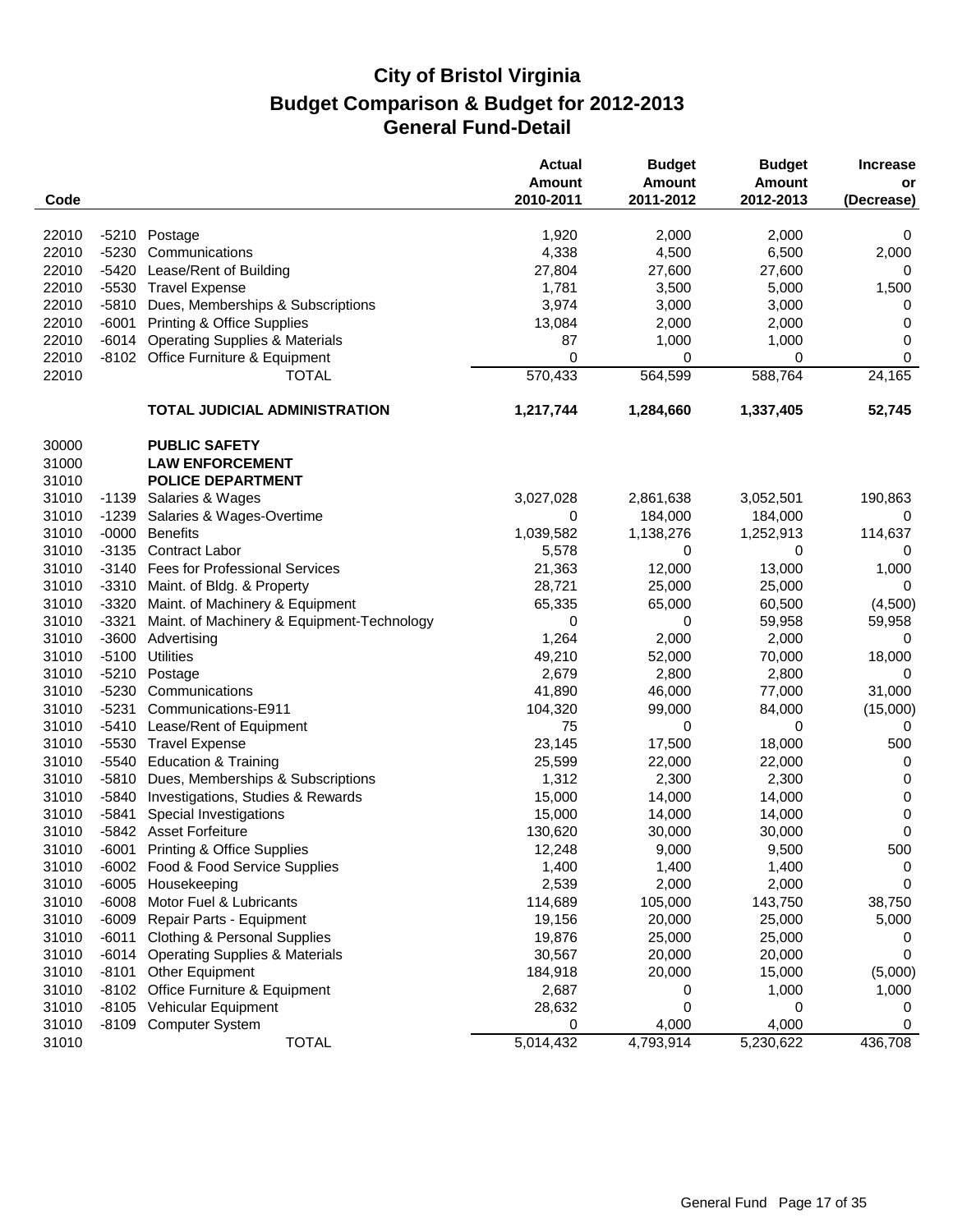# City of Bristol Virginia
## Budget Comparison & Budget for 2012-2013
## General Fund-Detail

| Code | | | Actual Amount 2010-2011 | Budget Amount 2011-2012 | Budget Amount 2012-2013 | Increase or (Decrease) |
|---|---|---|---|---|---|---|
| 22010 | -5210 | Postage | 1,920 | 2,000 | 2,000 | 0 |
| 22010 | -5230 | Communications | 4,338 | 4,500 | 6,500 | 2,000 |
| 22010 | -5420 | Lease/Rent of Building | 27,804 | 27,600 | 27,600 | 0 |
| 22010 | -5530 | Travel Expense | 1,781 | 3,500 | 5,000 | 1,500 |
| 22010 | -5810 | Dues, Memberships & Subscriptions | 3,974 | 3,000 | 3,000 | 0 |
| 22010 | -6001 | Printing & Office Supplies | 13,084 | 2,000 | 2,000 | 0 |
| 22010 | -6014 | Operating Supplies & Materials | 87 | 1,000 | 1,000 | 0 |
| 22010 | -8102 | Office Furniture & Equipment | 0 | 0 | 0 | 0 |
| 22010 | | TOTAL | 570,433 | 564,599 | 588,764 | 24,165 |
| | | **TOTAL JUDICIAL ADMINISTRATION** | **1,217,744** | **1,284,660** | **1,337,405** | **52,745** |
| 30000 | | **PUBLIC SAFETY** | | | | |
| 31000 | | **LAW ENFORCEMENT** | | | | |
| 31010 | | **POLICE DEPARTMENT** | | | | |
| 31010 | -1139 | Salaries & Wages | 3,027,028 | 2,861,638 | 3,052,501 | 190,863 |
| 31010 | -1239 | Salaries & Wages-Overtime | 0 | 184,000 | 184,000 | 0 |
| 31010 | -0000 | Benefits | 1,039,582 | 1,138,276 | 1,252,913 | 114,637 |
| 31010 | -3135 | Contract Labor | 5,578 | 0 | 0 | 0 |
| 31010 | -3140 | Fees for Professional Services | 21,363 | 12,000 | 13,000 | 1,000 |
| 31010 | -3310 | Maint. of Bldg. & Property | 28,721 | 25,000 | 25,000 | 0 |
| 31010 | -3320 | Maint. of Machinery & Equipment | 65,335 | 65,000 | 60,500 | (4,500) |
| 31010 | -3321 | Maint. of Machinery & Equipment-Technology | 0 | 0 | 59,958 | 59,958 |
| 31010 | -3600 | Advertising | 1,264 | 2,000 | 2,000 | 0 |
| 31010 | -5100 | Utilities | 49,210 | 52,000 | 70,000 | 18,000 |
| 31010 | -5210 | Postage | 2,679 | 2,800 | 2,800 | 0 |
| 31010 | -5230 | Communications | 41,890 | 46,000 | 77,000 | 31,000 |
| 31010 | -5231 | Communications-E911 | 104,320 | 99,000 | 84,000 | (15,000) |
| 31010 | -5410 | Lease/Rent of Equipment | 75 | 0 | 0 | 0 |
| 31010 | -5530 | Travel Expense | 23,145 | 17,500 | 18,000 | 500 |
| 31010 | -5540 | Education & Training | 25,599 | 22,000 | 22,000 | 0 |
| 31010 | -5810 | Dues, Memberships & Subscriptions | 1,312 | 2,300 | 2,300 | 0 |
| 31010 | -5840 | Investigations, Studies & Rewards | 15,000 | 14,000 | 14,000 | 0 |
| 31010 | -5841 | Special Investigations | 15,000 | 14,000 | 14,000 | 0 |
| 31010 | -5842 | Asset Forfeiture | 130,620 | 30,000 | 30,000 | 0 |
| 31010 | -6001 | Printing & Office Supplies | 12,248 | 9,000 | 9,500 | 500 |
| 31010 | -6002 | Food & Food Service Supplies | 1,400 | 1,400 | 1,400 | 0 |
| 31010 | -6005 | Housekeeping | 2,539 | 2,000 | 2,000 | 0 |
| 31010 | -6008 | Motor Fuel & Lubricants | 114,689 | 105,000 | 143,750 | 38,750 |
| 31010 | -6009 | Repair Parts - Equipment | 19,156 | 20,000 | 25,000 | 5,000 |
| 31010 | -6011 | Clothing & Personal Supplies | 19,876 | 25,000 | 25,000 | 0 |
| 31010 | -6014 | Operating Supplies & Materials | 30,567 | 20,000 | 20,000 | 0 |
| 31010 | -8101 | Other Equipment | 184,918 | 20,000 | 15,000 | (5,000) |
| 31010 | -8102 | Office Furniture & Equipment | 2,687 | 0 | 1,000 | 1,000 |
| 31010 | -8105 | Vehicular Equipment | 28,632 | 0 | 0 | 0 |
| 31010 | -8109 | Computer System | 0 | 4,000 | 4,000 | 0 |
| 31010 | | TOTAL | 5,014,432 | 4,793,914 | 5,230,622 | 436,708 |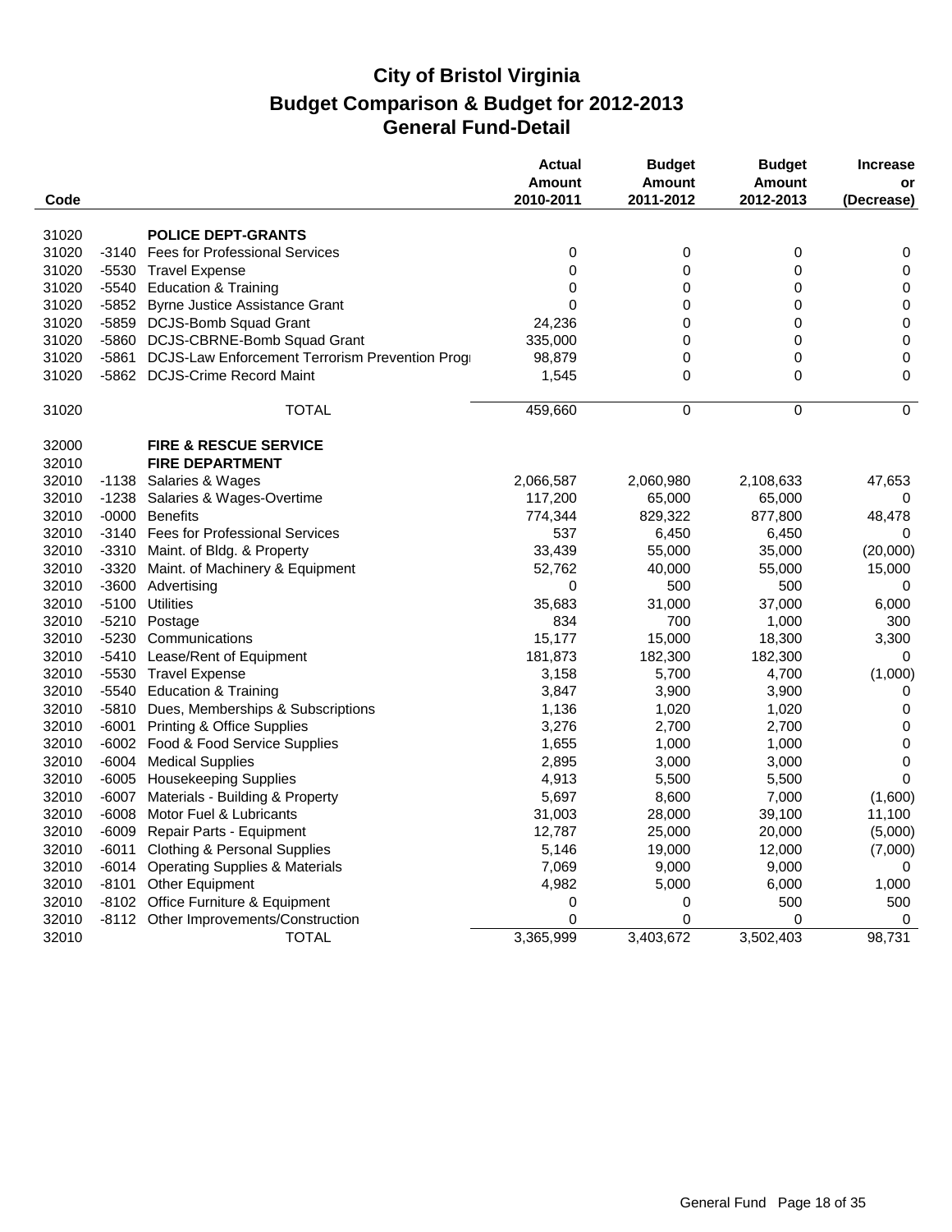# City of Bristol Virginia
## Budget Comparison & Budget for 2012-2013
## General Fund-Detail

| Code | | | Actual Amount 2010-2011 | Budget Amount 2011-2012 | Budget Amount 2012-2013 | Increase or (Decrease) |
|---|---|---|---|---|---|---|
| 31020 | | **POLICE DEPT-GRANTS** | | | | |
| 31020 | -3140 | Fees for Professional Services | 0 | 0 | 0 | 0 |
| 31020 | -5530 | Travel Expense | 0 | 0 | 0 | 0 |
| 31020 | -5540 | Education & Training | 0 | 0 | 0 | 0 |
| 31020 | -5852 | Byrne Justice Assistance Grant | 0 | 0 | 0 | 0 |
| 31020 | -5859 | DCJS-Bomb Squad Grant | 24,236 | 0 | 0 | 0 |
| 31020 | -5860 | DCJS-CBRNE-Bomb Squad Grant | 335,000 | 0 | 0 | 0 |
| 31020 | -5861 | DCJS-Law Enforcement Terrorism Prevention Progr | 98,879 | 0 | 0 | 0 |
| 31020 | -5862 | DCJS-Crime Record Maint | 1,545 | 0 | 0 | 0 |
| 31020 | | TOTAL | 459,660 | 0 | 0 | 0 |
| 32000 | | **FIRE & RESCUE SERVICE** | | | | |
| 32010 | | **FIRE DEPARTMENT** | | | | |
| 32010 | -1138 | Salaries & Wages | 2,066,587 | 2,060,980 | 2,108,633 | 47,653 |
| 32010 | -1238 | Salaries & Wages-Overtime | 117,200 | 65,000 | 65,000 | 0 |
| 32010 | -0000 | Benefits | 774,344 | 829,322 | 877,800 | 48,478 |
| 32010 | -3140 | Fees for Professional Services | 537 | 6,450 | 6,450 | 0 |
| 32010 | -3310 | Maint. of Bldg. & Property | 33,439 | 55,000 | 35,000 | (20,000) |
| 32010 | -3320 | Maint. of Machinery & Equipment | 52,762 | 40,000 | 55,000 | 15,000 |
| 32010 | -3600 | Advertising | 0 | 500 | 500 | 0 |
| 32010 | -5100 | Utilities | 35,683 | 31,000 | 37,000 | 6,000 |
| 32010 | -5210 | Postage | 834 | 700 | 1,000 | 300 |
| 32010 | -5230 | Communications | 15,177 | 15,000 | 18,300 | 3,300 |
| 32010 | -5410 | Lease/Rent of Equipment | 181,873 | 182,300 | 182,300 | 0 |
| 32010 | -5530 | Travel Expense | 3,158 | 5,700 | 4,700 | (1,000) |
| 32010 | -5540 | Education & Training | 3,847 | 3,900 | 3,900 | 0 |
| 32010 | -5810 | Dues, Memberships & Subscriptions | 1,136 | 1,020 | 1,020 | 0 |
| 32010 | -6001 | Printing & Office Supplies | 3,276 | 2,700 | 2,700 | 0 |
| 32010 | -6002 | Food & Food Service Supplies | 1,655 | 1,000 | 1,000 | 0 |
| 32010 | -6004 | Medical Supplies | 2,895 | 3,000 | 3,000 | 0 |
| 32010 | -6005 | Housekeeping Supplies | 4,913 | 5,500 | 5,500 | 0 |
| 32010 | -6007 | Materials - Building & Property | 5,697 | 8,600 | 7,000 | (1,600) |
| 32010 | -6008 | Motor Fuel & Lubricants | 31,003 | 28,000 | 39,100 | 11,100 |
| 32010 | -6009 | Repair Parts - Equipment | 12,787 | 25,000 | 20,000 | (5,000) |
| 32010 | -6011 | Clothing & Personal Supplies | 5,146 | 19,000 | 12,000 | (7,000) |
| 32010 | -6014 | Operating Supplies & Materials | 7,069 | 9,000 | 9,000 | 0 |
| 32010 | -8101 | Other Equipment | 4,982 | 5,000 | 6,000 | 1,000 |
| 32010 | -8102 | Office Furniture & Equipment | 0 | 0 | 500 | 500 |
| 32010 | -8112 | Other Improvements/Construction | 0 | 0 | 0 | 0 |
| 32010 | | TOTAL | 3,365,999 | 3,403,672 | 3,502,403 | 98,731 |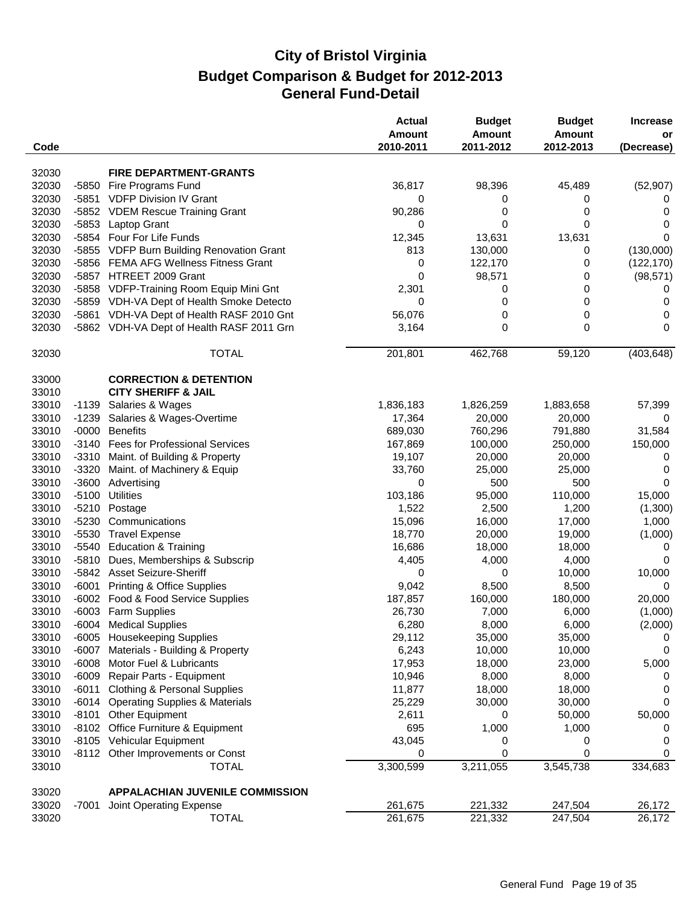# City of Bristol Virginia
## Budget Comparison & Budget for 2012-2013
## General Fund-Detail

| Code | | | Actual Amount 2010-2011 | Budget Amount 2011-2012 | Budget Amount 2012-2013 | Increase or (Decrease) |
|---|---|---|---|---|---|---|
| 32030 | | **FIRE DEPARTMENT-GRANTS** | | | | |
| 32030 | -5850 | Fire Programs Fund | 36,817 | 98,396 | 45,489 | (52,907) |
| 32030 | -5851 | VDFP Division IV Grant | 0 | 0 | 0 | 0 |
| 32030 | -5852 | VDEM Rescue Training Grant | 90,286 | 0 | 0 | 0 |
| 32030 | -5853 | Laptop Grant | 0 | 0 | 0 | 0 |
| 32030 | -5854 | Four For Life Funds | 12,345 | 13,631 | 13,631 | 0 |
| 32030 | -5855 | VDFP Burn Building Renovation Grant | 813 | 130,000 | 0 | (130,000) |
| 32030 | -5856 | FEMA AFG Wellness Fitness Grant | 0 | 122,170 | 0 | (122,170) |
| 32030 | -5857 | HTREET 2009 Grant | 0 | 98,571 | 0 | (98,571) |
| 32030 | -5858 | VDFP-Training Room Equip Mini Gnt | 2,301 | 0 | 0 | 0 |
| 32030 | -5859 | VDH-VA Dept of Health Smoke Detecto | 0 | 0 | 0 | 0 |
| 32030 | -5861 | VDH-VA Dept of Health RASF 2010 Gnt | 56,076 | 0 | 0 | 0 |
| 32030 | -5862 | VDH-VA Dept of Health RASF 2011 Grn | 3,164 | 0 | 0 | 0 |
| 32030 | | TOTAL | 201,801 | 462,768 | 59,120 | (403,648) |
| 33000 | | **CORRECTION & DETENTION** | | | | |
| 33010 | | **CITY SHERIFF & JAIL** | | | | |
| 33010 | -1139 | Salaries & Wages | 1,836,183 | 1,826,259 | 1,883,658 | 57,399 |
| 33010 | -1239 | Salaries & Wages-Overtime | 17,364 | 20,000 | 20,000 | 0 |
| 33010 | -0000 | Benefits | 689,030 | 760,296 | 791,880 | 31,584 |
| 33010 | -3140 | Fees for Professional Services | 167,869 | 100,000 | 250,000 | 150,000 |
| 33010 | -3310 | Maint. of Building & Property | 19,107 | 20,000 | 20,000 | 0 |
| 33010 | -3320 | Maint. of Machinery & Equip | 33,760 | 25,000 | 25,000 | 0 |
| 33010 | -3600 | Advertising | 0 | 500 | 500 | 0 |
| 33010 | -5100 | Utilities | 103,186 | 95,000 | 110,000 | 15,000 |
| 33010 | -5210 | Postage | 1,522 | 2,500 | 1,200 | (1,300) |
| 33010 | -5230 | Communications | 15,096 | 16,000 | 17,000 | 1,000 |
| 33010 | -5530 | Travel Expense | 18,770 | 20,000 | 19,000 | (1,000) |
| 33010 | -5540 | Education & Training | 16,686 | 18,000 | 18,000 | 0 |
| 33010 | -5810 | Dues, Memberships & Subscrip | 4,405 | 4,000 | 4,000 | 0 |
| 33010 | -5842 | Asset Seizure-Sheriff | 0 | 0 | 10,000 | 10,000 |
| 33010 | -6001 | Printing & Office Supplies | 9,042 | 8,500 | 8,500 | 0 |
| 33010 | -6002 | Food & Food Service Supplies | 187,857 | 160,000 | 180,000 | 20,000 |
| 33010 | -6003 | Farm Supplies | 26,730 | 7,000 | 6,000 | (1,000) |
| 33010 | -6004 | Medical Supplies | 6,280 | 8,000 | 6,000 | (2,000) |
| 33010 | -6005 | Housekeeping Supplies | 29,112 | 35,000 | 35,000 | 0 |
| 33010 | -6007 | Materials - Building & Property | 6,243 | 10,000 | 10,000 | 0 |
| 33010 | -6008 | Motor Fuel & Lubricants | 17,953 | 18,000 | 23,000 | 5,000 |
| 33010 | -6009 | Repair Parts - Equipment | 10,946 | 8,000 | 8,000 | 0 |
| 33010 | -6011 | Clothing & Personal Supplies | 11,877 | 18,000 | 18,000 | 0 |
| 33010 | -6014 | Operating Supplies & Materials | 25,229 | 30,000 | 30,000 | 0 |
| 33010 | -8101 | Other Equipment | 2,611 | 0 | 50,000 | 50,000 |
| 33010 | -8102 | Office Furniture & Equipment | 695 | 1,000 | 1,000 | 0 |
| 33010 | -8105 | Vehicular Equipment | 43,045 | 0 | 0 | 0 |
| 33010 | -8112 | Other Improvements or Const | 0 | 0 | 0 | 0 |
| 33010 | | TOTAL | 3,300,599 | 3,211,055 | 3,545,738 | 334,683 |
| 33020 | | **APPALACHIAN JUVENILE COMMISSION** | | | | |
| 33020 | -7001 | Joint Operating Expense | 261,675 | 221,332 | 247,504 | 26,172 |
| 33020 | | TOTAL | 261,675 | 221,332 | 247,504 | 26,172 |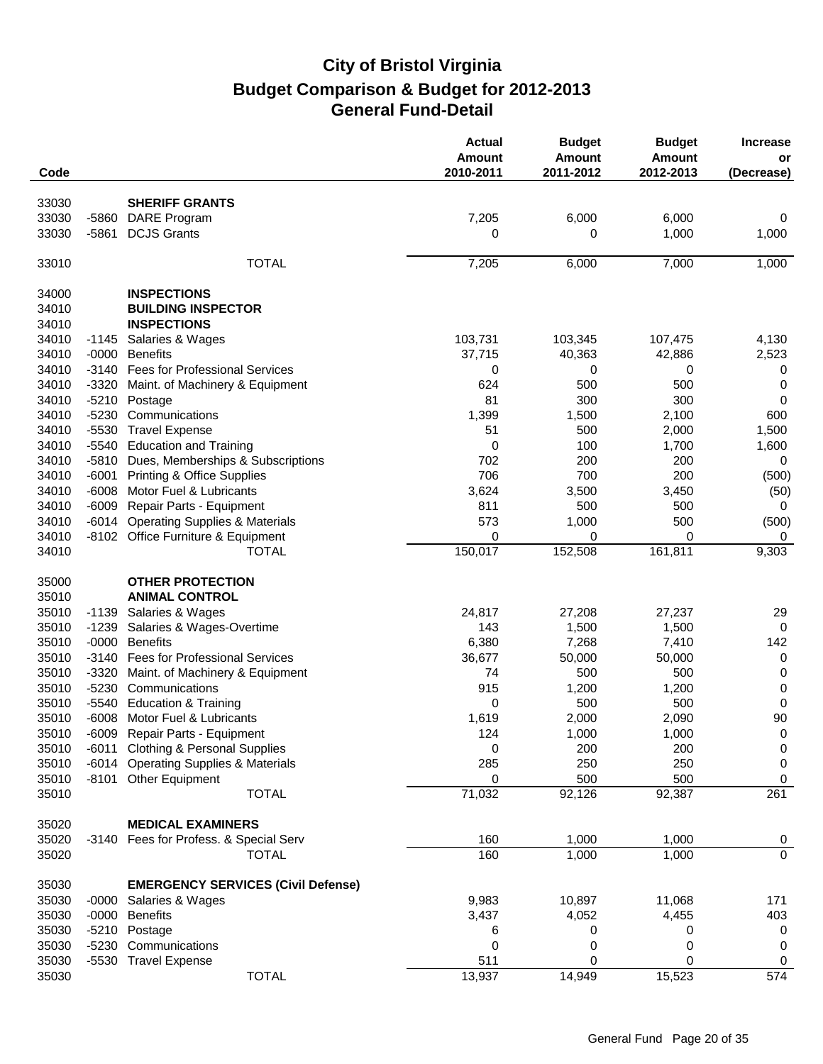# City of Bristol Virginia
# Budget Comparison & Budget for 2012-2013
# General Fund-Detail

| Code | | | Actual Amount 2010-2011 | Budget Amount 2011-2012 | Budget Amount 2012-2013 | Increase or (Decrease) |
|---|---|---|---|---|---|---|
| 33030 | | **SHERIFF GRANTS** | | | | |
| 33030 | -5860 | DARE Program | 7,205 | 6,000 | 6,000 | 0 |
| 33030 | -5861 | DCJS Grants | 0 | 0 | 1,000 | 1,000 |
| 33010 | | TOTAL | 7,205 | 6,000 | 7,000 | 1,000 |
| 34000 | | **INSPECTIONS** | | | | |
| 34010 | | **BUILDING INSPECTOR** | | | | |
| 34010 | | **INSPECTIONS** | | | | |
| 34010 | -1145 | Salaries & Wages | 103,731 | 103,345 | 107,475 | 4,130 |
| 34010 | -0000 | Benefits | 37,715 | 40,363 | 42,886 | 2,523 |
| 34010 | -3140 | Fees for Professional Services | 0 | 0 | 0 | 0 |
| 34010 | -3320 | Maint. of Machinery & Equipment | 624 | 500 | 500 | 0 |
| 34010 | -5210 | Postage | 81 | 300 | 300 | 0 |
| 34010 | -5230 | Communications | 1,399 | 1,500 | 2,100 | 600 |
| 34010 | -5530 | Travel Expense | 51 | 500 | 2,000 | 1,500 |
| 34010 | -5540 | Education and Training | 0 | 100 | 1,700 | 1,600 |
| 34010 | -5810 | Dues, Memberships & Subscriptions | 702 | 200 | 200 | 0 |
| 34010 | -6001 | Printing & Office Supplies | 706 | 700 | 200 | (500) |
| 34010 | -6008 | Motor Fuel & Lubricants | 3,624 | 3,500 | 3,450 | (50) |
| 34010 | -6009 | Repair Parts - Equipment | 811 | 500 | 500 | 0 |
| 34010 | -6014 | Operating Supplies & Materials | 573 | 1,000 | 500 | (500) |
| 34010 | -8102 | Office Furniture & Equipment | 0 | 0 | 0 | 0 |
| 34010 | | TOTAL | 150,017 | 152,508 | 161,811 | 9,303 |
| 35000 | | **OTHER PROTECTION** | | | | |
| 35010 | | **ANIMAL CONTROL** | | | | |
| 35010 | -1139 | Salaries & Wages | 24,817 | 27,208 | 27,237 | 29 |
| 35010 | -1239 | Salaries & Wages-Overtime | 143 | 1,500 | 1,500 | 0 |
| 35010 | -0000 | Benefits | 6,380 | 7,268 | 7,410 | 142 |
| 35010 | -3140 | Fees for Professional Services | 36,677 | 50,000 | 50,000 | 0 |
| 35010 | -3320 | Maint. of Machinery & Equipment | 74 | 500 | 500 | 0 |
| 35010 | -5230 | Communications | 915 | 1,200 | 1,200 | 0 |
| 35010 | -5540 | Education & Training | 0 | 500 | 500 | 0 |
| 35010 | -6008 | Motor Fuel & Lubricants | 1,619 | 2,000 | 2,090 | 90 |
| 35010 | -6009 | Repair Parts - Equipment | 124 | 1,000 | 1,000 | 0 |
| 35010 | -6011 | Clothing & Personal Supplies | 0 | 200 | 200 | 0 |
| 35010 | -6014 | Operating Supplies & Materials | 285 | 250 | 250 | 0 |
| 35010 | -8101 | Other Equipment | 0 | 500 | 500 | 0 |
| 35010 | | TOTAL | 71,032 | 92,126 | 92,387 | 261 |
| 35020 | | **MEDICAL EXAMINERS** | | | | |
| 35020 | -3140 | Fees for Profess. & Special Serv | 160 | 1,000 | 1,000 | 0 |
| 35020 | | TOTAL | 160 | 1,000 | 1,000 | 0 |
| 35030 | | **EMERGENCY SERVICES (Civil Defense)** | | | | |
| 35030 | -0000 | Salaries & Wages | 9,983 | 10,897 | 11,068 | 171 |
| 35030 | -0000 | Benefits | 3,437 | 4,052 | 4,455 | 403 |
| 35030 | -5210 | Postage | 6 | 0 | 0 | 0 |
| 35030 | -5230 | Communications | 0 | 0 | 0 | 0 |
| 35030 | -5530 | Travel Expense | 511 | 0 | 0 | 0 |
| 35030 | | TOTAL | 13,937 | 14,949 | 15,523 | 574 |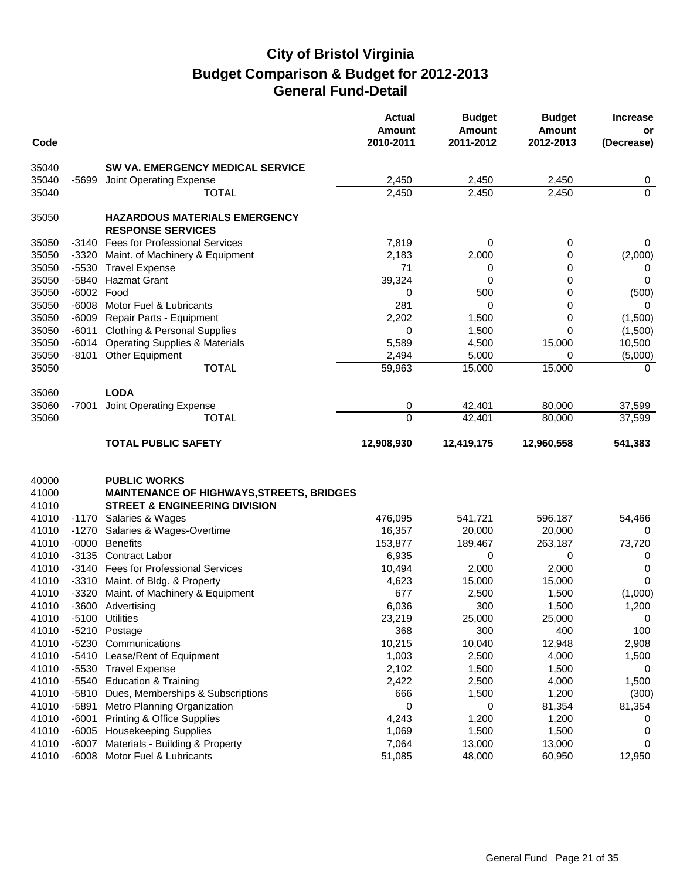# City of Bristol Virginia
## Budget Comparison & Budget for 2012-2013
## General Fund-Detail

| Code | | | Actual Amount 2010-2011 | Budget Amount 2011-2012 | Budget Amount 2012-2013 | Increase or (Decrease) |
|---|---|---|---|---|---|---|
| 35040 | | **SW VA. EMERGENCY MEDICAL SERVICE** | | | | |
| 35040 | -5699 | Joint Operating Expense | 2,450 | 2,450 | 2,450 | 0 |
| 35040 | | TOTAL | 2,450 | 2,450 | 2,450 | 0 |
| | | | | | | |
| 35050 | | **HAZARDOUS MATERIALS EMERGENCY RESPONSE SERVICES** | | | | |
| 35050 | -3140 | Fees for Professional Services | 7,819 | 0 | 0 | 0 |
| 35050 | -3320 | Maint. of Machinery & Equipment | 2,183 | 2,000 | 0 | (2,000) |
| 35050 | -5530 | Travel Expense | 71 | 0 | 0 | 0 |
| 35050 | -5840 | Hazmat Grant | 39,324 | 0 | 0 | 0 |
| 35050 | -6002 | Food | 0 | 500 | 0 | (500) |
| 35050 | -6008 | Motor Fuel & Lubricants | 281 | 0 | 0 | 0 |
| 35050 | -6009 | Repair Parts - Equipment | 2,202 | 1,500 | 0 | (1,500) |
| 35050 | -6011 | Clothing & Personal Supplies | 0 | 1,500 | 0 | (1,500) |
| 35050 | -6014 | Operating Supplies & Materials | 5,589 | 4,500 | 15,000 | 10,500 |
| 35050 | -8101 | Other Equipment | 2,494 | 5,000 | 0 | (5,000) |
| 35050 | | TOTAL | 59,963 | 15,000 | 15,000 | 0 |
| | | | | | | |
| 35060 | | **LODA** | | | | |
| 35060 | -7001 | Joint Operating Expense | 0 | 42,401 | 80,000 | 37,599 |
| 35060 | | TOTAL | 0 | 42,401 | 80,000 | 37,599 |
| | | | | | | |
| | | **TOTAL PUBLIC SAFETY** | **12,908,930** | **12,419,175** | **12,960,558** | **541,383** |
| | | | | | | |
| 40000 | | **PUBLIC WORKS** | | | | |
| 41000 | | **MAINTENANCE OF HIGHWAYS,STREETS, BRIDGES** | | | | |
| 41010 | | **STREET & ENGINEERING DIVISION** | | | | |
| 41010 | -1170 | Salaries & Wages | 476,095 | 541,721 | 596,187 | 54,466 |
| 41010 | -1270 | Salaries & Wages-Overtime | 16,357 | 20,000 | 20,000 | 0 |
| 41010 | -0000 | Benefits | 153,877 | 189,467 | 263,187 | 73,720 |
| 41010 | -3135 | Contract Labor | 6,935 | 0 | 0 | 0 |
| 41010 | -3140 | Fees for Professional Services | 10,494 | 2,000 | 2,000 | 0 |
| 41010 | -3310 | Maint. of Bldg. & Property | 4,623 | 15,000 | 15,000 | 0 |
| 41010 | -3320 | Maint. of Machinery & Equipment | 677 | 2,500 | 1,500 | (1,000) |
| 41010 | -3600 | Advertising | 6,036 | 300 | 1,500 | 1,200 |
| 41010 | -5100 | Utilities | 23,219 | 25,000 | 25,000 | 0 |
| 41010 | -5210 | Postage | 368 | 300 | 400 | 100 |
| 41010 | -5230 | Communications | 10,215 | 10,040 | 12,948 | 2,908 |
| 41010 | -5410 | Lease/Rent of Equipment | 1,003 | 2,500 | 4,000 | 1,500 |
| 41010 | -5530 | Travel Expense | 2,102 | 1,500 | 1,500 | 0 |
| 41010 | -5540 | Education & Training | 2,422 | 2,500 | 4,000 | 1,500 |
| 41010 | -5810 | Dues, Memberships & Subscriptions | 666 | 1,500 | 1,200 | (300) |
| 41010 | -5891 | Metro Planning Organization | 0 | 0 | 81,354 | 81,354 |
| 41010 | -6001 | Printing & Office Supplies | 4,243 | 1,200 | 1,200 | 0 |
| 41010 | -6005 | Housekeeping Supplies | 1,069 | 1,500 | 1,500 | 0 |
| 41010 | -6007 | Materials - Building & Property | 7,064 | 13,000 | 13,000 | 0 |
| 41010 | -6008 | Motor Fuel & Lubricants | 51,085 | 48,000 | 60,950 | 12,950 |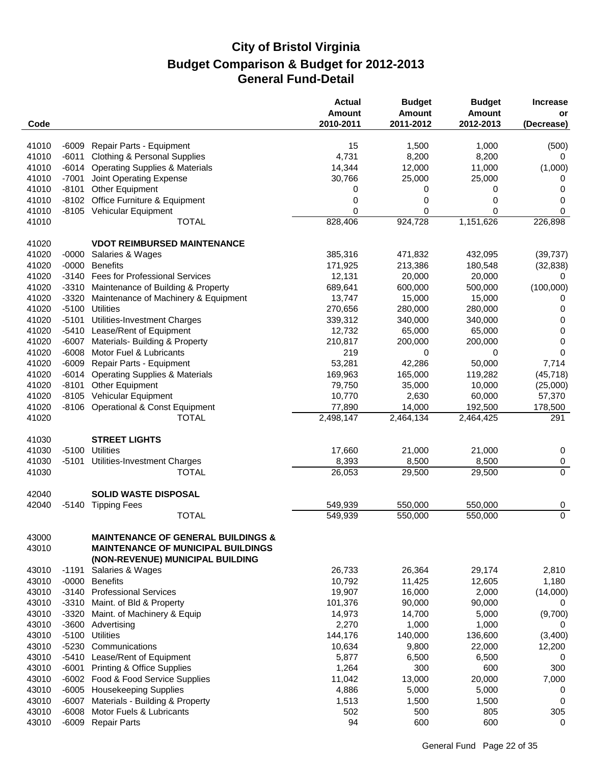# City of Bristol Virginia
## Budget Comparison & Budget for 2012-2013
## General Fund-Detail

| Code | | | Actual Amount 2010-2011 | Budget Amount 2011-2012 | Budget Amount 2012-2013 | Increase or (Decrease) |
|---|---|---|---|---|---|---|
| 41010 | -6009 | Repair Parts - Equipment | 15 | 1,500 | 1,000 | (500) |
| 41010 | -6011 | Clothing & Personal Supplies | 4,731 | 8,200 | 8,200 | 0 |
| 41010 | -6014 | Operating Supplies & Materials | 14,344 | 12,000 | 11,000 | (1,000) |
| 41010 | -7001 | Joint Operating Expense | 30,766 | 25,000 | 25,000 | 0 |
| 41010 | -8101 | Other Equipment | 0 | 0 | 0 | 0 |
| 41010 | -8102 | Office Furniture & Equipment | 0 | 0 | 0 | 0 |
| 41010 | -8105 | Vehicular Equipment | 0 | 0 | 0 | 0 |
| 41010 | | TOTAL | 828,406 | 924,728 | 1,151,626 | 226,898 |
| | | | | | | |
| 41020 | | **VDOT REIMBURSED MAINTENANCE** | | | | |
| 41020 | -0000 | Salaries & Wages | 385,316 | 471,832 | 432,095 | (39,737) |
| 41020 | -0000 | Benefits | 171,925 | 213,386 | 180,548 | (32,838) |
| 41020 | -3140 | Fees for Professional Services | 12,131 | 20,000 | 20,000 | 0 |
| 41020 | -3310 | Maintenance of Building & Property | 689,641 | 600,000 | 500,000 | (100,000) |
| 41020 | -3320 | Maintenance of Machinery & Equipment | 13,747 | 15,000 | 15,000 | 0 |
| 41020 | -5100 | Utilities | 270,656 | 280,000 | 280,000 | 0 |
| 41020 | -5101 | Utilities-Investment Charges | 339,312 | 340,000 | 340,000 | 0 |
| 41020 | -5410 | Lease/Rent of Equipment | 12,732 | 65,000 | 65,000 | 0 |
| 41020 | -6007 | Materials- Building & Property | 210,817 | 200,000 | 200,000 | 0 |
| 41020 | -6008 | Motor Fuel & Lubricants | 219 | 0 | 0 | 0 |
| 41020 | -6009 | Repair Parts - Equipment | 53,281 | 42,286 | 50,000 | 7,714 |
| 41020 | -6014 | Operating Supplies & Materials | 169,963 | 165,000 | 119,282 | (45,718) |
| 41020 | -8101 | Other Equipment | 79,750 | 35,000 | 10,000 | (25,000) |
| 41020 | -8105 | Vehicular Equipment | 10,770 | 2,630 | 60,000 | 57,370 |
| 41020 | -8106 | Operational & Const Equipment | 77,890 | 14,000 | 192,500 | 178,500 |
| 41020 | | TOTAL | 2,498,147 | 2,464,134 | 2,464,425 | 291 |
| | | | | | | |
| 41030 | | **STREET LIGHTS** | | | | |
| 41030 | -5100 | Utilities | 17,660 | 21,000 | 21,000 | 0 |
| 41030 | -5101 | Utilities-Investment Charges | 8,393 | 8,500 | 8,500 | 0 |
| 41030 | | TOTAL | 26,053 | 29,500 | 29,500 | 0 |
| | | | | | | |
| 42040 | | **SOLID WASTE DISPOSAL** | | | | |
| 42040 | -5140 | Tipping Fees | 549,939 | 550,000 | 550,000 | 0 |
| | | TOTAL | 549,939 | 550,000 | 550,000 | 0 |
| | | | | | | |
| 43000 | | **MAINTENANCE OF GENERAL BUILDINGS &** | | | | |
| 43010 | | **MAINTENANCE OF MUNICIPAL BUILDINGS (NON-REVENUE) MUNICIPAL BUILDING** | | | | |
| 43010 | -1191 | Salaries & Wages | 26,733 | 26,364 | 29,174 | 2,810 |
| 43010 | -0000 | Benefits | 10,792 | 11,425 | 12,605 | 1,180 |
| 43010 | -3140 | Professional Services | 19,907 | 16,000 | 2,000 | (14,000) |
| 43010 | -3310 | Maint. of Bld & Property | 101,376 | 90,000 | 90,000 | 0 |
| 43010 | -3320 | Maint. of Machinery & Equip | 14,973 | 14,700 | 5,000 | (9,700) |
| 43010 | -3600 | Advertising | 2,270 | 1,000 | 1,000 | 0 |
| 43010 | -5100 | Utilities | 144,176 | 140,000 | 136,600 | (3,400) |
| 43010 | -5230 | Communications | 10,634 | 9,800 | 22,000 | 12,200 |
| 43010 | -5410 | Lease/Rent of Equipment | 5,877 | 6,500 | 6,500 | 0 |
| 43010 | -6001 | Printing & Office Supplies | 1,264 | 300 | 600 | 300 |
| 43010 | -6002 | Food & Food Service Supplies | 11,042 | 13,000 | 20,000 | 7,000 |
| 43010 | -6005 | Housekeeping Supplies | 4,886 | 5,000 | 5,000 | 0 |
| 43010 | -6007 | Materials - Building & Property | 1,513 | 1,500 | 1,500 | 0 |
| 43010 | -6008 | Motor Fuels & Lubricants | 502 | 500 | 805 | 305 |
| 43010 | -6009 | Repair Parts | 94 | 600 | 600 | 0 |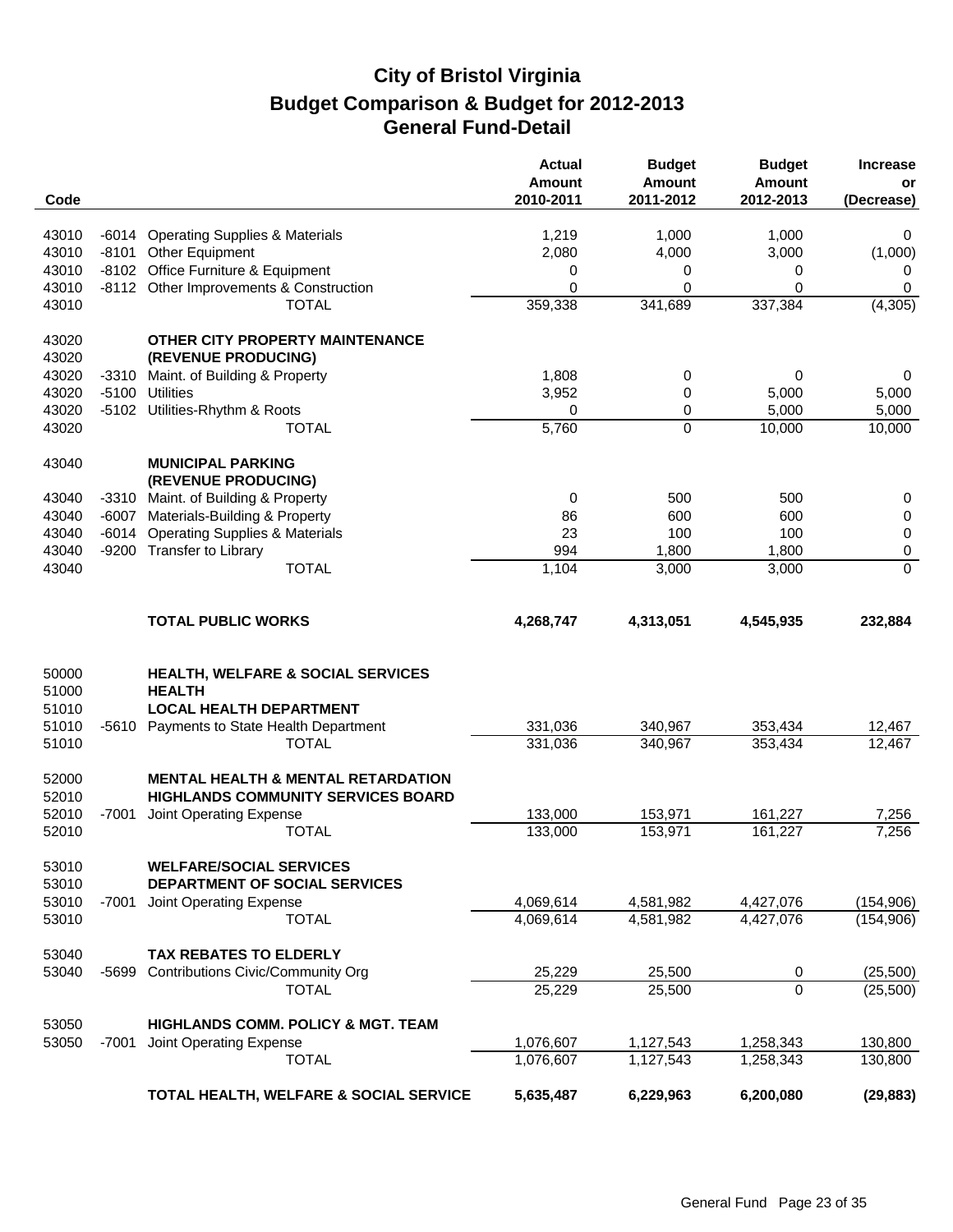# City of Bristol Virginia
## Budget Comparison & Budget for 2012-2013
## General Fund-Detail

| Code | | | Actual Amount 2010-2011 | Budget Amount 2011-2012 | Budget Amount 2012-2013 | Increase or (Decrease) |
|---|---|---|---|---|---|---|
| 43010 | -6014 | Operating Supplies & Materials | 1,219 | 1,000 | 1,000 | 0 |
| 43010 | -8101 | Other Equipment | 2,080 | 4,000 | 3,000 | (1,000) |
| 43010 | -8102 | Office Furniture & Equipment | 0 | 0 | 0 | 0 |
| 43010 | -8112 | Other Improvements & Construction | 0 | 0 | 0 | 0 |
| 43010 | | TOTAL | 359,338 | 341,689 | 337,384 | (4,305) |
| | | | | | | |
| 43020 | | **OTHER CITY PROPERTY MAINTENANCE** | | | | |
| 43020 | | **(REVENUE PRODUCING)** | | | | |
| 43020 | -3310 | Maint. of Building & Property | 1,808 | 0 | 0 | 0 |
| 43020 | -5100 | Utilities | 3,952 | 0 | 5,000 | 5,000 |
| 43020 | -5102 | Utilities-Rhythm & Roots | 0 | 0 | 5,000 | 5,000 |
| 43020 | | TOTAL | 5,760 | 0 | 10,000 | 10,000 |
| | | | | | | |
| 43040 | | **MUNICIPAL PARKING** | | | | |
| | | **(REVENUE PRODUCING)** | | | | |
| 43040 | -3310 | Maint. of Building & Property | 0 | 500 | 500 | 0 |
| 43040 | -6007 | Materials-Building & Property | 86 | 600 | 600 | 0 |
| 43040 | -6014 | Operating Supplies & Materials | 23 | 100 | 100 | 0 |
| 43040 | -9200 | Transfer to Library | 994 | 1,800 | 1,800 | 0 |
| 43040 | | TOTAL | 1,104 | 3,000 | 3,000 | 0 |
| | | | | | | |
| | | **TOTAL PUBLIC WORKS** | **4,268,747** | **4,313,051** | **4,545,935** | **232,884** |
| | | | | | | |
| 50000 | | **HEALTH, WELFARE & SOCIAL SERVICES** | | | | |
| 51000 | | **HEALTH** | | | | |
| 51010 | | **LOCAL HEALTH DEPARTMENT** | | | | |
| 51010 | -5610 | Payments to State Health Department | 331,036 | 340,967 | 353,434 | 12,467 |
| 51010 | | TOTAL | 331,036 | 340,967 | 353,434 | 12,467 |
| | | | | | | |
| 52000 | | **MENTAL HEALTH & MENTAL RETARDATION** | | | | |
| 52010 | | **HIGHLANDS COMMUNITY SERVICES BOARD** | | | | |
| 52010 | -7001 | Joint Operating Expense | 133,000 | 153,971 | 161,227 | 7,256 |
| 52010 | | TOTAL | 133,000 | 153,971 | 161,227 | 7,256 |
| | | | | | | |
| 53010 | | **WELFARE/SOCIAL SERVICES** | | | | |
| 53010 | | **DEPARTMENT OF SOCIAL SERVICES** | | | | |
| 53010 | -7001 | Joint Operating Expense | 4,069,614 | 4,581,982 | 4,427,076 | (154,906) |
| 53010 | | TOTAL | 4,069,614 | 4,581,982 | 4,427,076 | (154,906) |
| | | | | | | |
| 53040 | | **TAX REBATES TO ELDERLY** | | | | |
| 53040 | -5699 | Contributions Civic/Community Org | 25,229 | 25,500 | 0 | (25,500) |
| | | TOTAL | 25,229 | 25,500 | 0 | (25,500) |
| | | | | | | |
| 53050 | | **HIGHLANDS COMM. POLICY & MGT. TEAM** | | | | |
| 53050 | -7001 | Joint Operating Expense | 1,076,607 | 1,127,543 | 1,258,343 | 130,800 |
| | | TOTAL | 1,076,607 | 1,127,543 | 1,258,343 | 130,800 |
| | | | | | | |
| | | **TOTAL HEALTH, WELFARE & SOCIAL SERVICE** | **5,635,487** | **6,229,963** | **6,200,080** | **(29,883)** |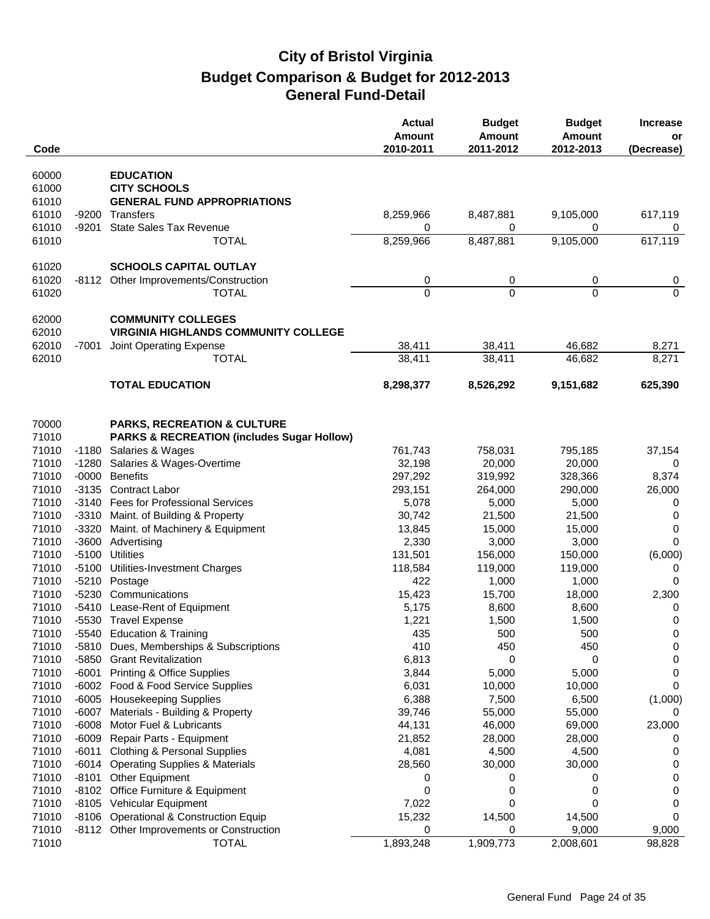# City of Bristol Virginia
## Budget Comparison & Budget for 2012-2013
## General Fund-Detail

| Code | | | Actual Amount 2010-2011 | Budget Amount 2011-2012 | Budget Amount 2012-2013 | Increase or (Decrease) |
|---|---|---|---|---|---|---|
| 60000 | | **EDUCATION** | | | | |
| 61000 | | **CITY SCHOOLS** | | | | |
| 61010 | | **GENERAL FUND APPROPRIATIONS** | | | | |
| 61010 | -9200 | Transfers | 8,259,966 | 8,487,881 | 9,105,000 | 617,119 |
| 61010 | -9201 | State Sales Tax Revenue | 0 | 0 | 0 | 0 |
| 61010 | | TOTAL | 8,259,966 | 8,487,881 | 9,105,000 | 617,119 |
| | | | | | | |
| 61020 | | **SCHOOLS CAPITAL OUTLAY** | | | | |
| 61020 | -8112 | Other Improvements/Construction | 0 | 0 | 0 | 0 |
| 61020 | | TOTAL | 0 | 0 | 0 | 0 |
| | | | | | | |
| 62000 | | **COMMUNITY COLLEGES** | | | | |
| 62010 | | **VIRGINIA HIGHLANDS COMMUNITY COLLEGE** | | | | |
| 62010 | -7001 | Joint Operating Expense | 38,411 | 38,411 | 46,682 | 8,271 |
| 62010 | | TOTAL | 38,411 | 38,411 | 46,682 | 8,271 |
| | | | | | | |
| | | **TOTAL EDUCATION** | **8,298,377** | **8,526,292** | **9,151,682** | **625,390** |
| | | | | | | |
| 70000 | | **PARKS, RECREATION & CULTURE** | | | | |
| 71010 | | **PARKS & RECREATION (includes Sugar Hollow)** | | | | |
| 71010 | -1180 | Salaries & Wages | 761,743 | 758,031 | 795,185 | 37,154 |
| 71010 | -1280 | Salaries & Wages-Overtime | 32,198 | 20,000 | 20,000 | 0 |
| 71010 | -0000 | Benefits | 297,292 | 319,992 | 328,366 | 8,374 |
| 71010 | -3135 | Contract Labor | 293,151 | 264,000 | 290,000 | 26,000 |
| 71010 | -3140 | Fees for Professional Services | 5,078 | 5,000 | 5,000 | 0 |
| 71010 | -3310 | Maint. of Building & Property | 30,742 | 21,500 | 21,500 | 0 |
| 71010 | -3320 | Maint. of Machinery & Equipment | 13,845 | 15,000 | 15,000 | 0 |
| 71010 | -3600 | Advertising | 2,330 | 3,000 | 3,000 | 0 |
| 71010 | -5100 | Utilities | 131,501 | 156,000 | 150,000 | (6,000) |
| 71010 | -5100 | Utilities-Investment Charges | 118,584 | 119,000 | 119,000 | 0 |
| 71010 | -5210 | Postage | 422 | 1,000 | 1,000 | 0 |
| 71010 | -5230 | Communications | 15,423 | 15,700 | 18,000 | 2,300 |
| 71010 | -5410 | Lease-Rent of Equipment | 5,175 | 8,600 | 8,600 | 0 |
| 71010 | -5530 | Travel Expense | 1,221 | 1,500 | 1,500 | 0 |
| 71010 | -5540 | Education & Training | 435 | 500 | 500 | 0 |
| 71010 | -5810 | Dues, Memberships & Subscriptions | 410 | 450 | 450 | 0 |
| 71010 | -5850 | Grant Revitalization | 6,813 | 0 | 0 | 0 |
| 71010 | -6001 | Printing & Office Supplies | 3,844 | 5,000 | 5,000 | 0 |
| 71010 | -6002 | Food & Food Service Supplies | 6,031 | 10,000 | 10,000 | 0 |
| 71010 | -6005 | Housekeeping Supplies | 6,388 | 7,500 | 6,500 | (1,000) |
| 71010 | -6007 | Materials - Building & Property | 39,746 | 55,000 | 55,000 | 0 |
| 71010 | -6008 | Motor Fuel & Lubricants | 44,131 | 46,000 | 69,000 | 23,000 |
| 71010 | -6009 | Repair Parts - Equipment | 21,852 | 28,000 | 28,000 | 0 |
| 71010 | -6011 | Clothing & Personal Supplies | 4,081 | 4,500 | 4,500 | 0 |
| 71010 | -6014 | Operating Supplies & Materials | 28,560 | 30,000 | 30,000 | 0 |
| 71010 | -8101 | Other Equipment | 0 | 0 | 0 | 0 |
| 71010 | -8102 | Office Furniture & Equipment | 0 | 0 | 0 | 0 |
| 71010 | -8105 | Vehicular Equipment | 7,022 | 0 | 0 | 0 |
| 71010 | -8106 | Operational & Construction Equip | 15,232 | 14,500 | 14,500 | 0 |
| 71010 | -8112 | Other Improvements or Construction | 0 | 0 | 9,000 | 9,000 |
| 71010 | | TOTAL | 1,893,248 | 1,909,773 | 2,008,601 | 98,828 |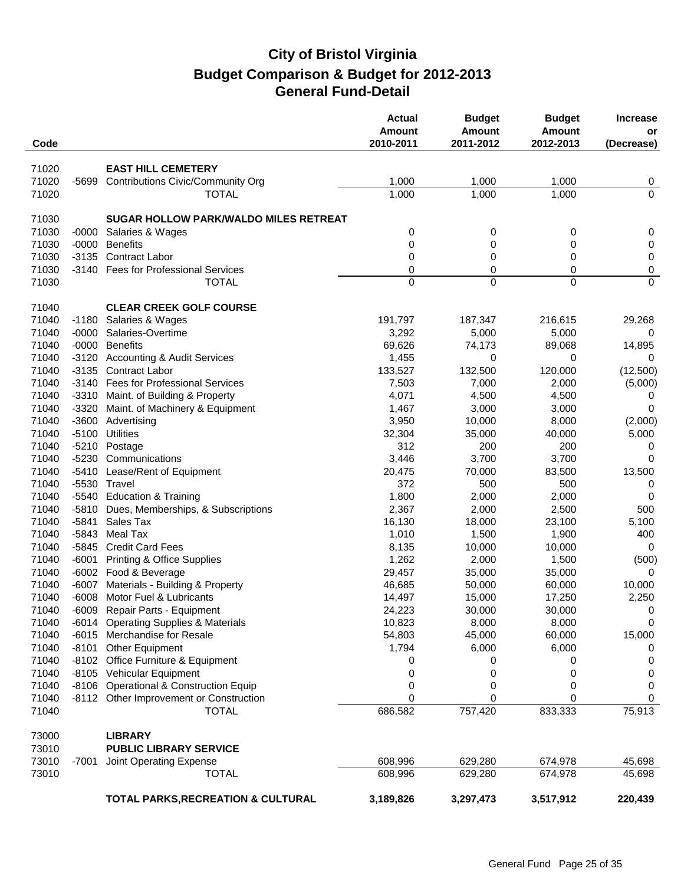# City of Bristol Virginia
## Budget Comparison & Budget for 2012-2013
## General Fund-Detail

| Code | | | Actual Amount 2010-2011 | Budget Amount 2011-2012 | Budget Amount 2012-2013 | Increase or (Decrease) |
|---|---|---|---|---|---|---|
| 71020 | | **EAST HILL CEMETERY** | | | | |
| 71020 | -5699 | Contributions Civic/Community Org | 1,000 | 1,000 | 1,000 | 0 |
| 71020 | | TOTAL | 1,000 | 1,000 | 1,000 | 0 |
| 71030 | | **SUGAR HOLLOW PARK/WALDO MILES RETREAT** | | | | |
| 71030 | -0000 | Salaries & Wages | 0 | 0 | 0 | 0 |
| 71030 | -0000 | Benefits | 0 | 0 | 0 | 0 |
| 71030 | -3135 | Contract Labor | 0 | 0 | 0 | 0 |
| 71030 | -3140 | Fees for Professional Services | 0 | 0 | 0 | 0 |
| 71030 | | TOTAL | 0 | 0 | 0 | 0 |
| 71040 | | **CLEAR CREEK GOLF COURSE** | | | | |
| 71040 | -1180 | Salaries & Wages | 191,797 | 187,347 | 216,615 | 29,268 |
| 71040 | -0000 | Salaries-Overtime | 3,292 | 5,000 | 5,000 | 0 |
| 71040 | -0000 | Benefits | 69,626 | 74,173 | 89,068 | 14,895 |
| 71040 | -3120 | Accounting & Audit Services | 1,455 | 0 | 0 | 0 |
| 71040 | -3135 | Contract Labor | 133,527 | 132,500 | 120,000 | (12,500) |
| 71040 | -3140 | Fees for Professional Services | 7,503 | 7,000 | 2,000 | (5,000) |
| 71040 | -3310 | Maint. of Building & Property | 4,071 | 4,500 | 4,500 | 0 |
| 71040 | -3320 | Maint. of Machinery & Equipment | 1,467 | 3,000 | 3,000 | 0 |
| 71040 | -3600 | Advertising | 3,950 | 10,000 | 8,000 | (2,000) |
| 71040 | -5100 | Utilities | 32,304 | 35,000 | 40,000 | 5,000 |
| 71040 | -5210 | Postage | 312 | 200 | 200 | 0 |
| 71040 | -5230 | Communications | 3,446 | 3,700 | 3,700 | 0 |
| 71040 | -5410 | Lease/Rent of Equipment | 20,475 | 70,000 | 83,500 | 13,500 |
| 71040 | -5530 | Travel | 372 | 500 | 500 | 0 |
| 71040 | -5540 | Education & Training | 1,800 | 2,000 | 2,000 | 0 |
| 71040 | -5810 | Dues, Memberships, & Subscriptions | 2,367 | 2,000 | 2,500 | 500 |
| 71040 | -5841 | Sales Tax | 16,130 | 18,000 | 23,100 | 5,100 |
| 71040 | -5843 | Meal Tax | 1,010 | 1,500 | 1,900 | 400 |
| 71040 | -5845 | Credit Card Fees | 8,135 | 10,000 | 10,000 | 0 |
| 71040 | -6001 | Printing & Office Supplies | 1,262 | 2,000 | 1,500 | (500) |
| 71040 | -6002 | Food & Beverage | 29,457 | 35,000 | 35,000 | 0 |
| 71040 | -6007 | Materials - Building & Property | 46,685 | 50,000 | 60,000 | 10,000 |
| 71040 | -6008 | Motor Fuel & Lubricants | 14,497 | 15,000 | 17,250 | 2,250 |
| 71040 | -6009 | Repair Parts - Equipment | 24,223 | 30,000 | 30,000 | 0 |
| 71040 | -6014 | Operating Supplies & Materials | 10,823 | 8,000 | 8,000 | 0 |
| 71040 | -6015 | Merchandise for Resale | 54,803 | 45,000 | 60,000 | 15,000 |
| 71040 | -8101 | Other Equipment | 1,794 | 6,000 | 6,000 | 0 |
| 71040 | -8102 | Office Furniture & Equipment | 0 | 0 | 0 | 0 |
| 71040 | -8105 | Vehicular Equipment | 0 | 0 | 0 | 0 |
| 71040 | -8106 | Operational & Construction Equip | 0 | 0 | 0 | 0 |
| 71040 | -8112 | Other Improvement or Construction | 0 | 0 | 0 | 0 |
| 71040 | | TOTAL | 686,582 | 757,420 | 833,333 | 75,913 |
| 73000 | | **LIBRARY** | | | | |
| 73010 | | **PUBLIC LIBRARY SERVICE** | | | | |
| 73010 | -7001 | Joint Operating Expense | 608,996 | 629,280 | 674,978 | 45,698 |
| 73010 | | TOTAL | 608,996 | 629,280 | 674,978 | 45,698 |
| | | **TOTAL PARKS,RECREATION & CULTURAL** | **3,189,826** | **3,297,473** | **3,517,912** | **220,439** |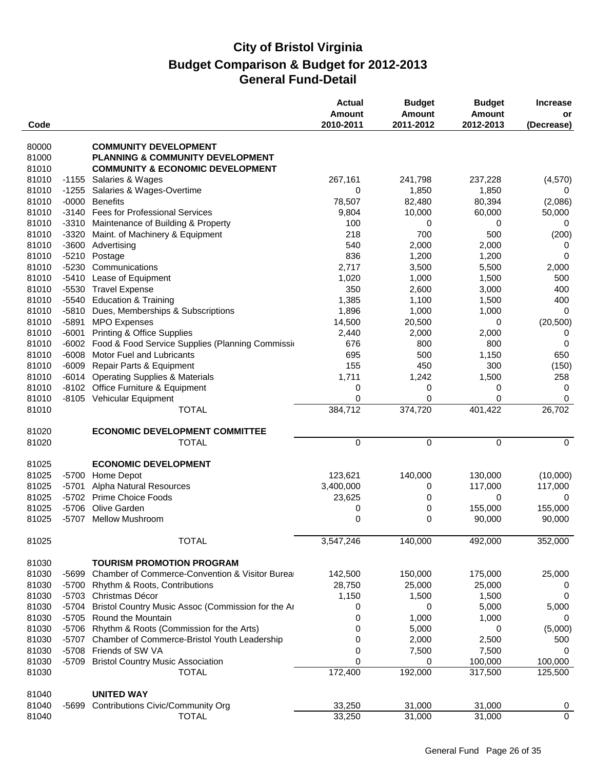# City of Bristol Virginia
## Budget Comparison & Budget for 2012-2013
## General Fund-Detail

| Code | | | Actual Amount 2010-2011 | Budget Amount 2011-2012 | Budget Amount 2012-2013 | Increase or (Decrease) |
|---|---|---|---|---|---|---|
| 80000 | | **COMMUNITY DEVELOPMENT** | | | | |
| 81000 | | **PLANNING & COMMUNITY DEVELOPMENT** | | | | |
| 81010 | | **COMMUNITY & ECONOMIC DEVELOPMENT** | | | | |
| 81010 | -1155 | Salaries & Wages | 267,161 | 241,798 | 237,228 | (4,570) |
| 81010 | -1255 | Salaries & Wages-Overtime | 0 | 1,850 | 1,850 | 0 |
| 81010 | -0000 | Benefits | 78,507 | 82,480 | 80,394 | (2,086) |
| 81010 | -3140 | Fees for Professional Services | 9,804 | 10,000 | 60,000 | 50,000 |
| 81010 | -3310 | Maintenance of Building & Property | 100 | 0 | 0 | 0 |
| 81010 | -3320 | Maint. of Machinery & Equipment | 218 | 700 | 500 | (200) |
| 81010 | -3600 | Advertising | 540 | 2,000 | 2,000 | 0 |
| 81010 | -5210 | Postage | 836 | 1,200 | 1,200 | 0 |
| 81010 | -5230 | Communications | 2,717 | 3,500 | 5,500 | 2,000 |
| 81010 | -5410 | Lease of Equipment | 1,020 | 1,000 | 1,500 | 500 |
| 81010 | -5530 | Travel Expense | 350 | 2,600 | 3,000 | 400 |
| 81010 | -5540 | Education & Training | 1,385 | 1,100 | 1,500 | 400 |
| 81010 | -5810 | Dues, Memberships & Subscriptions | 1,896 | 1,000 | 1,000 | 0 |
| 81010 | -5891 | MPO Expenses | 14,500 | 20,500 | 0 | (20,500) |
| 81010 | -6001 | Printing & Office Supplies | 2,440 | 2,000 | 2,000 | 0 |
| 81010 | -6002 | Food & Food Service Supplies (Planning Commissi | 676 | 800 | 800 | 0 |
| 81010 | -6008 | Motor Fuel and Lubricants | 695 | 500 | 1,150 | 650 |
| 81010 | -6009 | Repair Parts & Equipment | 155 | 450 | 300 | (150) |
| 81010 | -6014 | Operating Supplies & Materials | 1,711 | 1,242 | 1,500 | 258 |
| 81010 | -8102 | Office Furniture & Equipment | 0 | 0 | 0 | 0 |
| 81010 | -8105 | Vehicular Equipment | 0 | 0 | 0 | 0 |
| 81010 | | TOTAL | 384,712 | 374,720 | 401,422 | 26,702 |
| 81020 | | **ECONOMIC DEVELOPMENT COMMITTEE** | | | | |
| 81020 | | TOTAL | 0 | 0 | 0 | 0 |
| 81025 | | **ECONOMIC DEVELOPMENT** | | | | |
| 81025 | -5700 | Home Depot | 123,621 | 140,000 | 130,000 | (10,000) |
| 81025 | -5701 | Alpha Natural Resources | 3,400,000 | 0 | 117,000 | 117,000 |
| 81025 | -5702 | Prime Choice Foods | 23,625 | 0 | 0 | 0 |
| 81025 | -5706 | Olive Garden | 0 | 0 | 155,000 | 155,000 |
| 81025 | -5707 | Mellow Mushroom | 0 | 0 | 90,000 | 90,000 |
| 81025 | | TOTAL | 3,547,246 | 140,000 | 492,000 | 352,000 |
| 81030 | | **TOURISM PROMOTION PROGRAM** | | | | |
| 81030 | -5699 | Chamber of Commerce-Convention & Visitor Burea | 142,500 | 150,000 | 175,000 | 25,000 |
| 81030 | -5700 | Rhythm & Roots, Contributions | 28,750 | 25,000 | 25,000 | 0 |
| 81030 | -5703 | Christmas Décor | 1,150 | 1,500 | 1,500 | 0 |
| 81030 | -5704 | Bristol Country Music Assoc (Commission for the Ar | 0 | 0 | 5,000 | 5,000 |
| 81030 | -5705 | Round the Mountain | 0 | 1,000 | 1,000 | 0 |
| 81030 | -5706 | Rhythm & Roots (Commission for the Arts) | 0 | 5,000 | 0 | (5,000) |
| 81030 | -5707 | Chamber of Commerce-Bristol Youth Leadership | 0 | 2,000 | 2,500 | 500 |
| 81030 | -5708 | Friends of SW VA | 0 | 7,500 | 7,500 | 0 |
| 81030 | -5709 | Bristol Country Music Association | 0 | 0 | 100,000 | 100,000 |
| 81030 | | TOTAL | 172,400 | 192,000 | 317,500 | 125,500 |
| 81040 | | **UNITED WAY** | | | | |
| 81040 | -5699 | Contributions Civic/Community Org | 33,250 | 31,000 | 31,000 | 0 |
| 81040 | | TOTAL | 33,250 | 31,000 | 31,000 | 0 |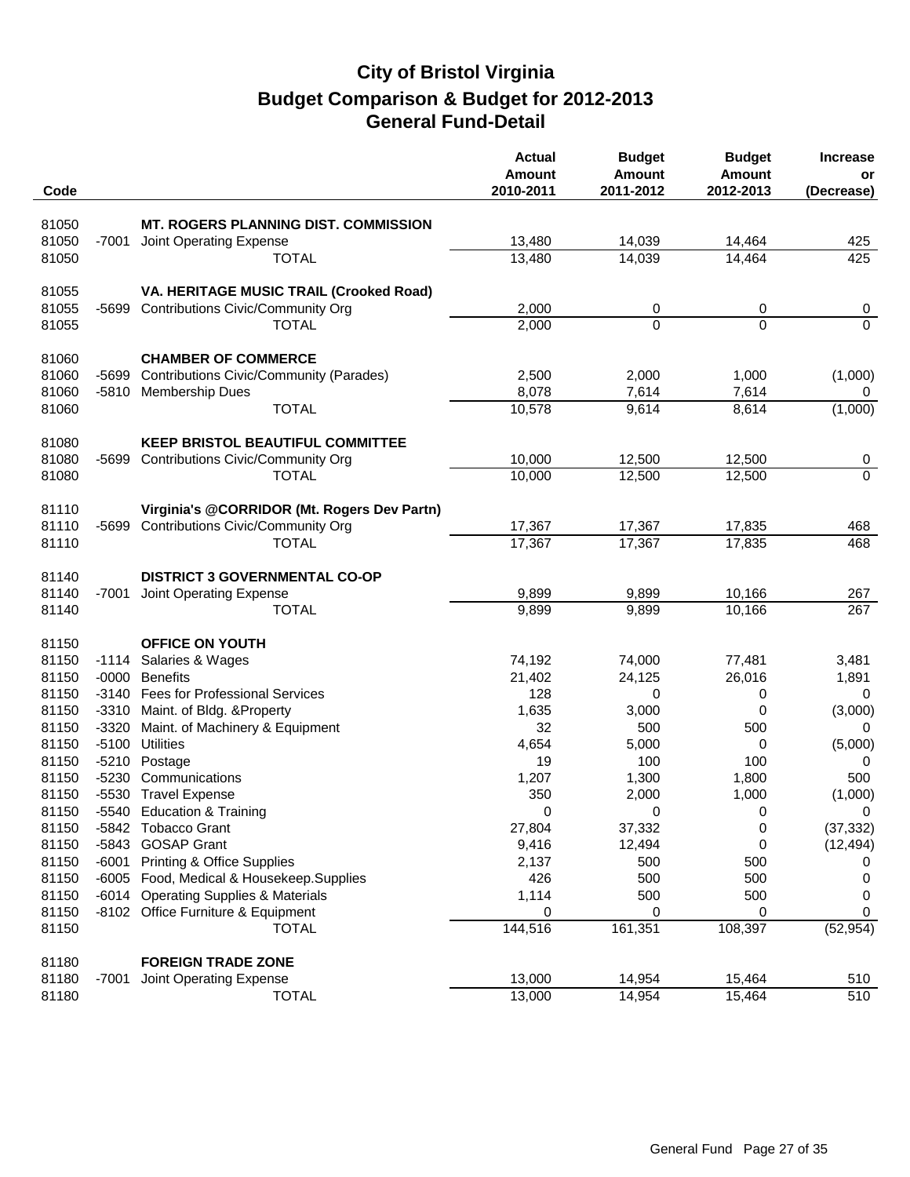# City of Bristol Virginia
## Budget Comparison & Budget for 2012-2013
## General Fund-Detail

| Code | | | Actual Amount 2010-2011 | Budget Amount 2011-2012 | Budget Amount 2012-2013 | Increase or (Decrease) |
|---|---|---|---|---|---|---|
| 81050 | | **MT. ROGERS PLANNING DIST. COMMISSION** | | | | |
| 81050 | -7001 | Joint Operating Expense | 13,480 | 14,039 | 14,464 | 425 |
| 81050 | | TOTAL | 13,480 | 14,039 | 14,464 | 425 |
| 81055 | | **VA. HERITAGE MUSIC TRAIL (Crooked Road)** | | | | |
| 81055 | -5699 | Contributions Civic/Community Org | 2,000 | 0 | 0 | 0 |
| 81055 | | TOTAL | 2,000 | 0 | 0 | 0 |
| 81060 | | **CHAMBER OF COMMERCE** | | | | |
| 81060 | -5699 | Contributions Civic/Community (Parades) | 2,500 | 2,000 | 1,000 | (1,000) |
| 81060 | -5810 | Membership Dues | 8,078 | 7,614 | 7,614 | 0 |
| 81060 | | TOTAL | 10,578 | 9,614 | 8,614 | (1,000) |
| 81080 | | **KEEP BRISTOL BEAUTIFUL COMMITTEE** | | | | |
| 81080 | -5699 | Contributions Civic/Community Org | 10,000 | 12,500 | 12,500 | 0 |
| 81080 | | TOTAL | 10,000 | 12,500 | 12,500 | 0 |
| 81110 | | **Virginia's @CORRIDOR (Mt. Rogers Dev Partn)** | | | | |
| 81110 | -5699 | Contributions Civic/Community Org | 17,367 | 17,367 | 17,835 | 468 |
| 81110 | | TOTAL | 17,367 | 17,367 | 17,835 | 468 |
| 81140 | | **DISTRICT 3 GOVERNMENTAL CO-OP** | | | | |
| 81140 | -7001 | Joint Operating Expense | 9,899 | 9,899 | 10,166 | 267 |
| 81140 | | TOTAL | 9,899 | 9,899 | 10,166 | 267 |
| 81150 | | **OFFICE ON YOUTH** | | | | |
| 81150 | -1114 | Salaries & Wages | 74,192 | 74,000 | 77,481 | 3,481 |
| 81150 | -0000 | Benefits | 21,402 | 24,125 | 26,016 | 1,891 |
| 81150 | -3140 | Fees for Professional Services | 128 | 0 | 0 | 0 |
| 81150 | -3310 | Maint. of Bldg. &Property | 1,635 | 3,000 | 0 | (3,000) |
| 81150 | -3320 | Maint. of Machinery & Equipment | 32 | 500 | 500 | 0 |
| 81150 | -5100 | Utilities | 4,654 | 5,000 | 0 | (5,000) |
| 81150 | -5210 | Postage | 19 | 100 | 100 | 0 |
| 81150 | -5230 | Communications | 1,207 | 1,300 | 1,800 | 500 |
| 81150 | -5530 | Travel Expense | 350 | 2,000 | 1,000 | (1,000) |
| 81150 | -5540 | Education & Training | 0 | 0 | 0 | 0 |
| 81150 | -5842 | Tobacco Grant | 27,804 | 37,332 | 0 | (37,332) |
| 81150 | -5843 | GOSAP Grant | 9,416 | 12,494 | 0 | (12,494) |
| 81150 | -6001 | Printing & Office Supplies | 2,137 | 500 | 500 | 0 |
| 81150 | -6005 | Food, Medical & Housekeep.Supplies | 426 | 500 | 500 | 0 |
| 81150 | -6014 | Operating Supplies & Materials | 1,114 | 500 | 500 | 0 |
| 81150 | -8102 | Office Furniture & Equipment | 0 | 0 | 0 | 0 |
| 81150 | | TOTAL | 144,516 | 161,351 | 108,397 | (52,954) |
| 81180 | | **FOREIGN TRADE ZONE** | | | | |
| 81180 | -7001 | Joint Operating Expense | 13,000 | 14,954 | 15,464 | 510 |
| 81180 | | TOTAL | 13,000 | 14,954 | 15,464 | 510 |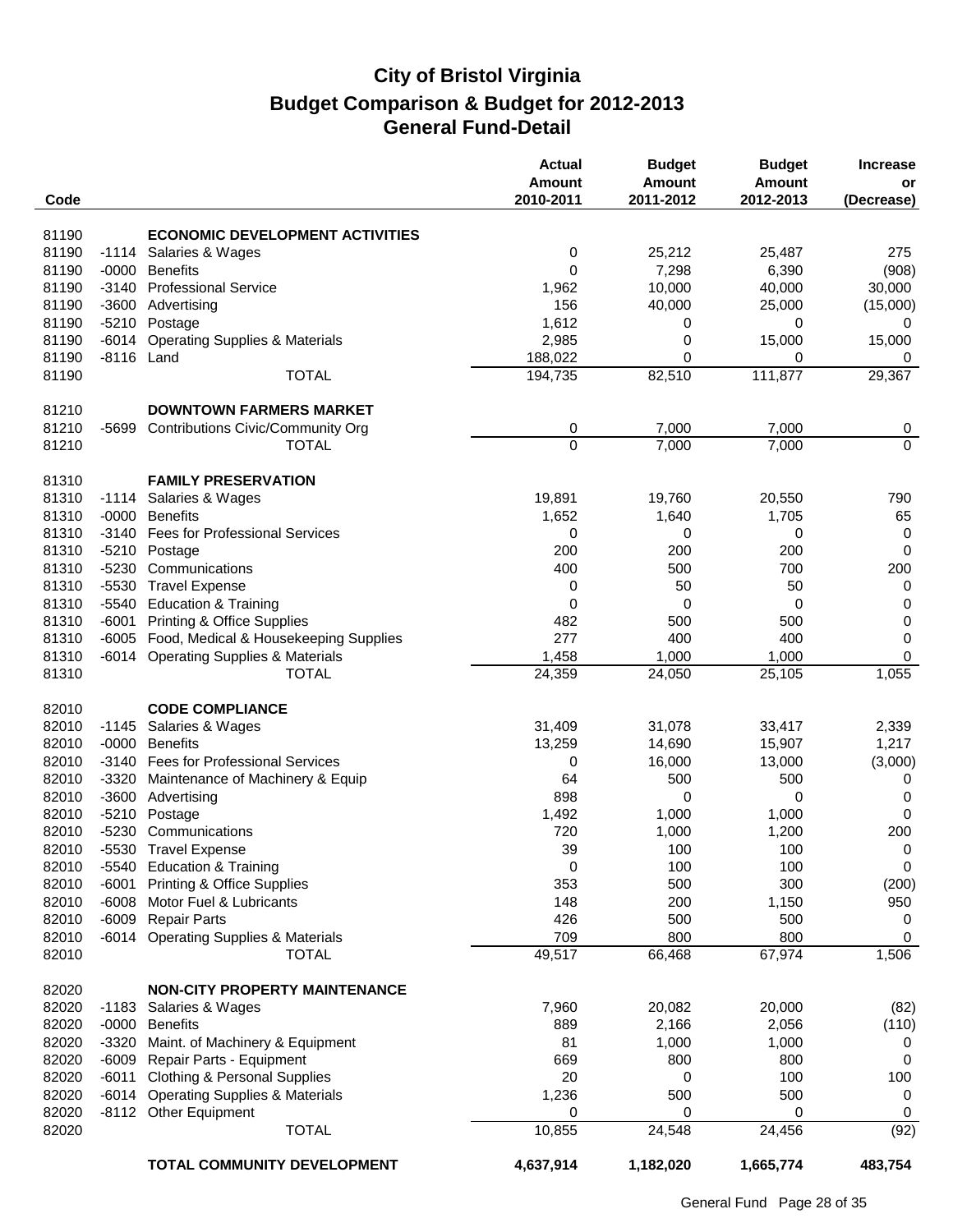# City of Bristol Virginia
## Budget Comparison & Budget for 2012-2013
### General Fund-Detail

| Code | | | Actual Amount 2010-2011 | Budget Amount 2011-2012 | Budget Amount 2012-2013 | Increase or (Decrease) |
|---|---|---|---|---|---|---|
| 81190 | | **ECONOMIC DEVELOPMENT ACTIVITIES** | | | | |
| 81190 | -1114 | Salaries & Wages | 0 | 25,212 | 25,487 | 275 |
| 81190 | -0000 | Benefits | 0 | 7,298 | 6,390 | (908) |
| 81190 | -3140 | Professional Service | 1,962 | 10,000 | 40,000 | 30,000 |
| 81190 | -3600 | Advertising | 156 | 40,000 | 25,000 | (15,000) |
| 81190 | -5210 | Postage | 1,612 | 0 | 0 | 0 |
| 81190 | -6014 | Operating Supplies & Materials | 2,985 | 0 | 15,000 | 15,000 |
| 81190 | -8116 | Land | 188,022 | 0 | 0 | 0 |
| 81190 | | TOTAL | 194,735 | 82,510 | 111,877 | 29,367 |
| 81210 | | **DOWNTOWN FARMERS MARKET** | | | | |
| 81210 | -5699 | Contributions Civic/Community Org | 0 | 7,000 | 7,000 | 0 |
| 81210 | | TOTAL | 0 | 7,000 | 7,000 | 0 |
| 81310 | | **FAMILY PRESERVATION** | | | | |
| 81310 | -1114 | Salaries & Wages | 19,891 | 19,760 | 20,550 | 790 |
| 81310 | -0000 | Benefits | 1,652 | 1,640 | 1,705 | 65 |
| 81310 | -3140 | Fees for Professional Services | 0 | 0 | 0 | 0 |
| 81310 | -5210 | Postage | 200 | 200 | 200 | 0 |
| 81310 | -5230 | Communications | 400 | 500 | 700 | 200 |
| 81310 | -5530 | Travel Expense | 0 | 50 | 50 | 0 |
| 81310 | -5540 | Education & Training | 0 | 0 | 0 | 0 |
| 81310 | -6001 | Printing & Office Supplies | 482 | 500 | 500 | 0 |
| 81310 | -6005 | Food, Medical & Housekeeping Supplies | 277 | 400 | 400 | 0 |
| 81310 | -6014 | Operating Supplies & Materials | 1,458 | 1,000 | 1,000 | 0 |
| 81310 | | TOTAL | 24,359 | 24,050 | 25,105 | 1,055 |
| 82010 | | **CODE COMPLIANCE** | | | | |
| 82010 | -1145 | Salaries & Wages | 31,409 | 31,078 | 33,417 | 2,339 |
| 82010 | -0000 | Benefits | 13,259 | 14,690 | 15,907 | 1,217 |
| 82010 | -3140 | Fees for Professional Services | 0 | 16,000 | 13,000 | (3,000) |
| 82010 | -3320 | Maintenance of Machinery & Equip | 64 | 500 | 500 | 0 |
| 82010 | -3600 | Advertising | 898 | 0 | 0 | 0 |
| 82010 | -5210 | Postage | 1,492 | 1,000 | 1,000 | 0 |
| 82010 | -5230 | Communications | 720 | 1,000 | 1,200 | 200 |
| 82010 | -5530 | Travel Expense | 39 | 100 | 100 | 0 |
| 82010 | -5540 | Education & Training | 0 | 100 | 100 | 0 |
| 82010 | -6001 | Printing & Office Supplies | 353 | 500 | 300 | (200) |
| 82010 | -6008 | Motor Fuel & Lubricants | 148 | 200 | 1,150 | 950 |
| 82010 | -6009 | Repair Parts | 426 | 500 | 500 | 0 |
| 82010 | -6014 | Operating Supplies & Materials | 709 | 800 | 800 | 0 |
| 82010 | | TOTAL | 49,517 | 66,468 | 67,974 | 1,506 |
| 82020 | | **NON-CITY PROPERTY MAINTENANCE** | | | | |
| 82020 | -1183 | Salaries & Wages | 7,960 | 20,082 | 20,000 | (82) |
| 82020 | -0000 | Benefits | 889 | 2,166 | 2,056 | (110) |
| 82020 | -3320 | Maint. of Machinery & Equipment | 81 | 1,000 | 1,000 | 0 |
| 82020 | -6009 | Repair Parts - Equipment | 669 | 800 | 800 | 0 |
| 82020 | -6011 | Clothing & Personal Supplies | 20 | 0 | 100 | 100 |
| 82020 | -6014 | Operating Supplies & Materials | 1,236 | 500 | 500 | 0 |
| 82020 | -8112 | Other Equipment | 0 | 0 | 0 | 0 |
| 82020 | | TOTAL | 10,855 | 24,548 | 24,456 | (92) |
| | | **TOTAL COMMUNITY DEVELOPMENT** | **4,637,914** | **1,182,020** | **1,665,774** | **483,754** |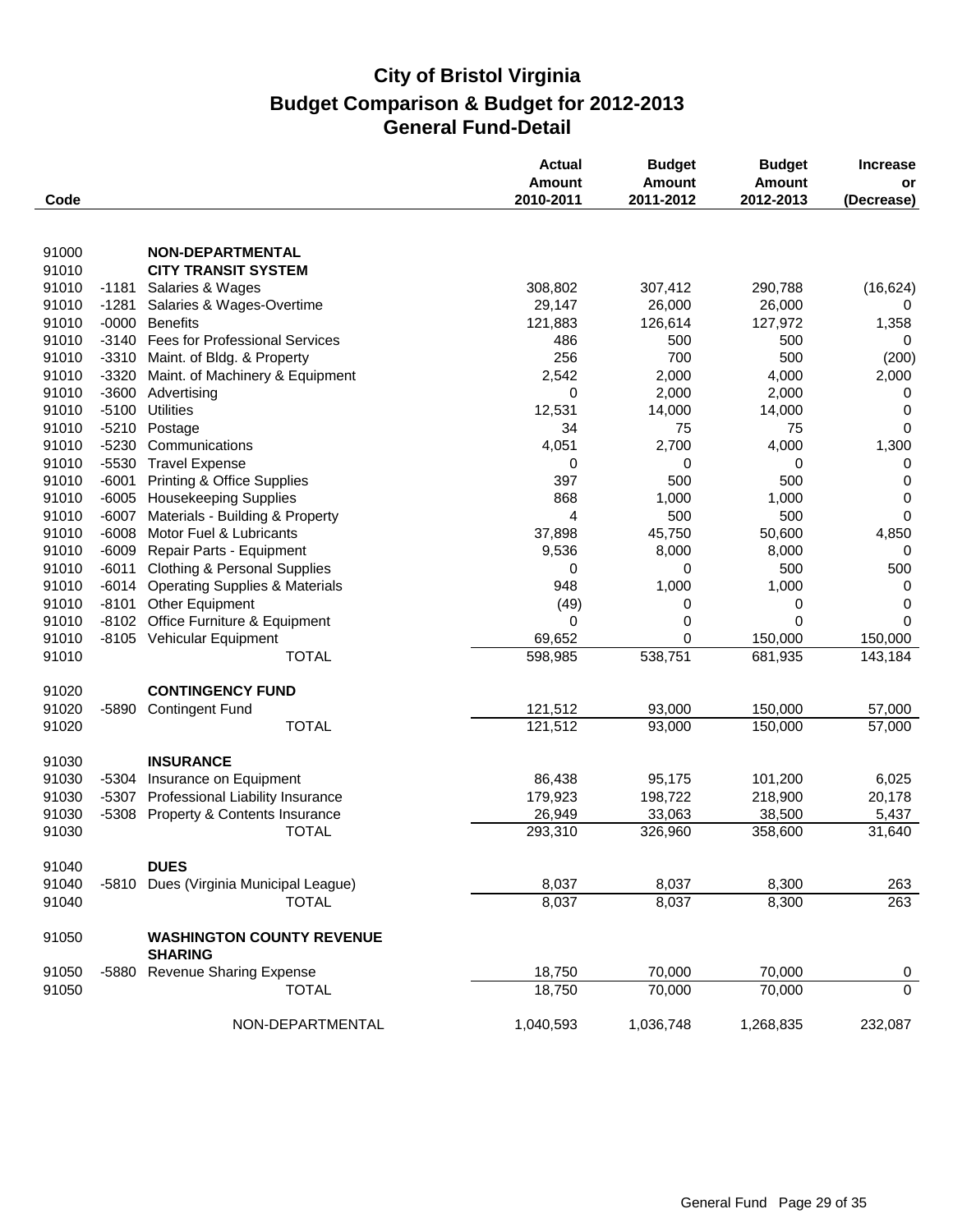# City of Bristol Virginia
## Budget Comparison & Budget for 2012-2013
## General Fund-Detail

| Code | | | Actual Amount 2010-2011 | Budget Amount 2011-2012 | Budget Amount 2012-2013 | Increase or (Decrease) |
|---|---|---|---|---|---|---|
| 91000 | | **NON-DEPARTMENTAL** | | | | |
| 91010 | | **CITY TRANSIT SYSTEM** | | | | |
| 91010 | -1181 | Salaries & Wages | 308,802 | 307,412 | 290,788 | (16,624) |
| 91010 | -1281 | Salaries & Wages-Overtime | 29,147 | 26,000 | 26,000 | 0 |
| 91010 | -0000 | Benefits | 121,883 | 126,614 | 127,972 | 1,358 |
| 91010 | -3140 | Fees for Professional Services | 486 | 500 | 500 | 0 |
| 91010 | -3310 | Maint. of Bldg. & Property | 256 | 700 | 500 | (200) |
| 91010 | -3320 | Maint. of Machinery & Equipment | 2,542 | 2,000 | 4,000 | 2,000 |
| 91010 | -3600 | Advertising | 0 | 2,000 | 2,000 | 0 |
| 91010 | -5100 | Utilities | 12,531 | 14,000 | 14,000 | 0 |
| 91010 | -5210 | Postage | 34 | 75 | 75 | 0 |
| 91010 | -5230 | Communications | 4,051 | 2,700 | 4,000 | 1,300 |
| 91010 | -5530 | Travel Expense | 0 | 0 | 0 | 0 |
| 91010 | -6001 | Printing & Office Supplies | 397 | 500 | 500 | 0 |
| 91010 | -6005 | Housekeeping Supplies | 868 | 1,000 | 1,000 | 0 |
| 91010 | -6007 | Materials - Building & Property | 4 | 500 | 500 | 0 |
| 91010 | -6008 | Motor Fuel & Lubricants | 37,898 | 45,750 | 50,600 | 4,850 |
| 91010 | -6009 | Repair Parts - Equipment | 9,536 | 8,000 | 8,000 | 0 |
| 91010 | -6011 | Clothing & Personal Supplies | 0 | 0 | 500 | 500 |
| 91010 | -6014 | Operating Supplies & Materials | 948 | 1,000 | 1,000 | 0 |
| 91010 | -8101 | Other Equipment | (49) | 0 | 0 | 0 |
| 91010 | -8102 | Office Furniture & Equipment | 0 | 0 | 0 | 0 |
| 91010 | -8105 | Vehicular Equipment | 69,652 | 0 | 150,000 | 150,000 |
| 91010 | | TOTAL | 598,985 | 538,751 | 681,935 | 143,184 |
| 91020 | | **CONTINGENCY FUND** | | | | |
| 91020 | -5890 | Contingent Fund | 121,512 | 93,000 | 150,000 | 57,000 |
| 91020 | | TOTAL | 121,512 | 93,000 | 150,000 | 57,000 |
| 91030 | | **INSURANCE** | | | | |
| 91030 | -5304 | Insurance on Equipment | 86,438 | 95,175 | 101,200 | 6,025 |
| 91030 | -5307 | Professional Liability Insurance | 179,923 | 198,722 | 218,900 | 20,178 |
| 91030 | -5308 | Property & Contents Insurance | 26,949 | 33,063 | 38,500 | 5,437 |
| 91030 | | TOTAL | 293,310 | 326,960 | 358,600 | 31,640 |
| 91040 | | **DUES** | | | | |
| 91040 | -5810 | Dues (Virginia Municipal League) | 8,037 | 8,037 | 8,300 | 263 |
| 91040 | | TOTAL | 8,037 | 8,037 | 8,300 | 263 |
| 91050 | | **WASHINGTON COUNTY REVENUE SHARING** | | | | |
| 91050 | -5880 | Revenue Sharing Expense | 18,750 | 70,000 | 70,000 | 0 |
| 91050 | | TOTAL | 18,750 | 70,000 | 70,000 | 0 |
| | | NON-DEPARTMENTAL | 1,040,593 | 1,036,748 | 1,268,835 | 232,087 |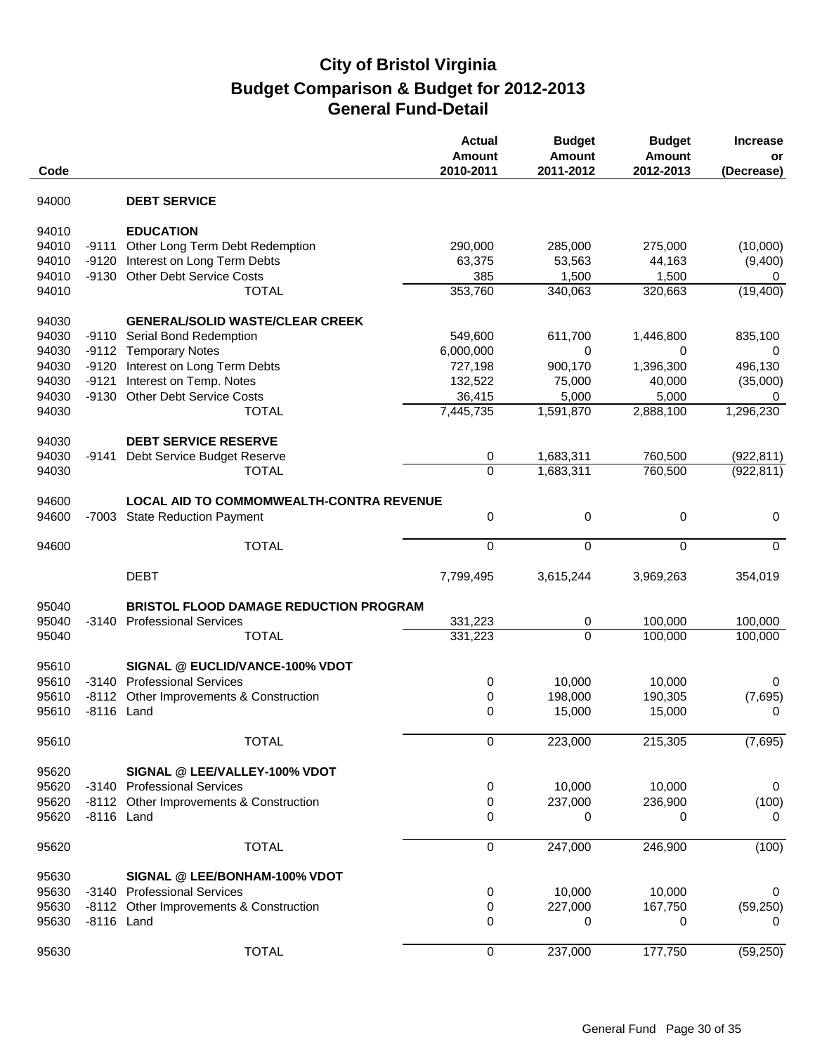# City of Bristol Virginia
## Budget Comparison & Budget for 2012-2013
## General Fund-Detail

| Code | | | Actual Amount 2010-2011 | Budget Amount 2011-2012 | Budget Amount 2012-2013 | Increase or (Decrease) |
|---|---|---|---|---|---|---|
| 94000 | | **DEBT SERVICE** | | | | |
| 94010 | | **EDUCATION** | | | | |
| 94010 | -9111 | Other Long Term Debt Redemption | 290,000 | 285,000 | 275,000 | (10,000) |
| 94010 | -9120 | Interest on Long Term Debts | 63,375 | 53,563 | 44,163 | (9,400) |
| 94010 | -9130 | Other Debt Service Costs | 385 | 1,500 | 1,500 | 0 |
| 94010 | | TOTAL | 353,760 | 340,063 | 320,663 | (19,400) |
| 94030 | | **GENERAL/SOLID WASTE/CLEAR CREEK** | | | | |
| 94030 | -9110 | Serial Bond Redemption | 549,600 | 611,700 | 1,446,800 | 835,100 |
| 94030 | -9112 | Temporary Notes | 6,000,000 | 0 | 0 | 0 |
| 94030 | -9120 | Interest on Long Term Debts | 727,198 | 900,170 | 1,396,300 | 496,130 |
| 94030 | -9121 | Interest on Temp. Notes | 132,522 | 75,000 | 40,000 | (35,000) |
| 94030 | -9130 | Other Debt Service Costs | 36,415 | 5,000 | 5,000 | 0 |
| 94030 | | TOTAL | 7,445,735 | 1,591,870 | 2,888,100 | 1,296,230 |
| 94030 | | **DEBT SERVICE RESERVE** | | | | |
| 94030 | -9141 | Debt Service Budget Reserve | 0 | 1,683,311 | 760,500 | (922,811) |
| 94030 | | TOTAL | 0 | 1,683,311 | 760,500 | (922,811) |
| 94600 | | **LOCAL AID TO COMMOMWEALTH-CONTRA REVENUE** | | | | |
| 94600 | -7003 | State Reduction Payment | 0 | 0 | 0 | 0 |
| 94600 | | TOTAL | 0 | 0 | 0 | 0 |
| | | DEBT | 7,799,495 | 3,615,244 | 3,969,263 | 354,019 |
| 95040 | | **BRISTOL FLOOD DAMAGE REDUCTION PROGRAM** | | | | |
| 95040 | -3140 | Professional Services | 331,223 | 0 | 100,000 | 100,000 |
| 95040 | | TOTAL | 331,223 | 0 | 100,000 | 100,000 |
| 95610 | | **SIGNAL @ EUCLID/VANCE-100% VDOT** | | | | |
| 95610 | -3140 | Professional Services | 0 | 10,000 | 10,000 | 0 |
| 95610 | -8112 | Other Improvements & Construction | 0 | 198,000 | 190,305 | (7,695) |
| 95610 | -8116 | Land | 0 | 15,000 | 15,000 | 0 |
| 95610 | | TOTAL | 0 | 223,000 | 215,305 | (7,695) |
| 95620 | | **SIGNAL @ LEE/VALLEY-100% VDOT** | | | | |
| 95620 | -3140 | Professional Services | 0 | 10,000 | 10,000 | 0 |
| 95620 | -8112 | Other Improvements & Construction | 0 | 237,000 | 236,900 | (100) |
| 95620 | -8116 | Land | 0 | 0 | 0 | 0 |
| 95620 | | TOTAL | 0 | 247,000 | 246,900 | (100) |
| 95630 | | **SIGNAL @ LEE/BONHAM-100% VDOT** | | | | |
| 95630 | -3140 | Professional Services | 0 | 10,000 | 10,000 | 0 |
| 95630 | -8112 | Other Improvements & Construction | 0 | 227,000 | 167,750 | (59,250) |
| 95630 | -8116 | Land | 0 | 0 | 0 | 0 |
| 95630 | | TOTAL | 0 | 237,000 | 177,750 | (59,250) |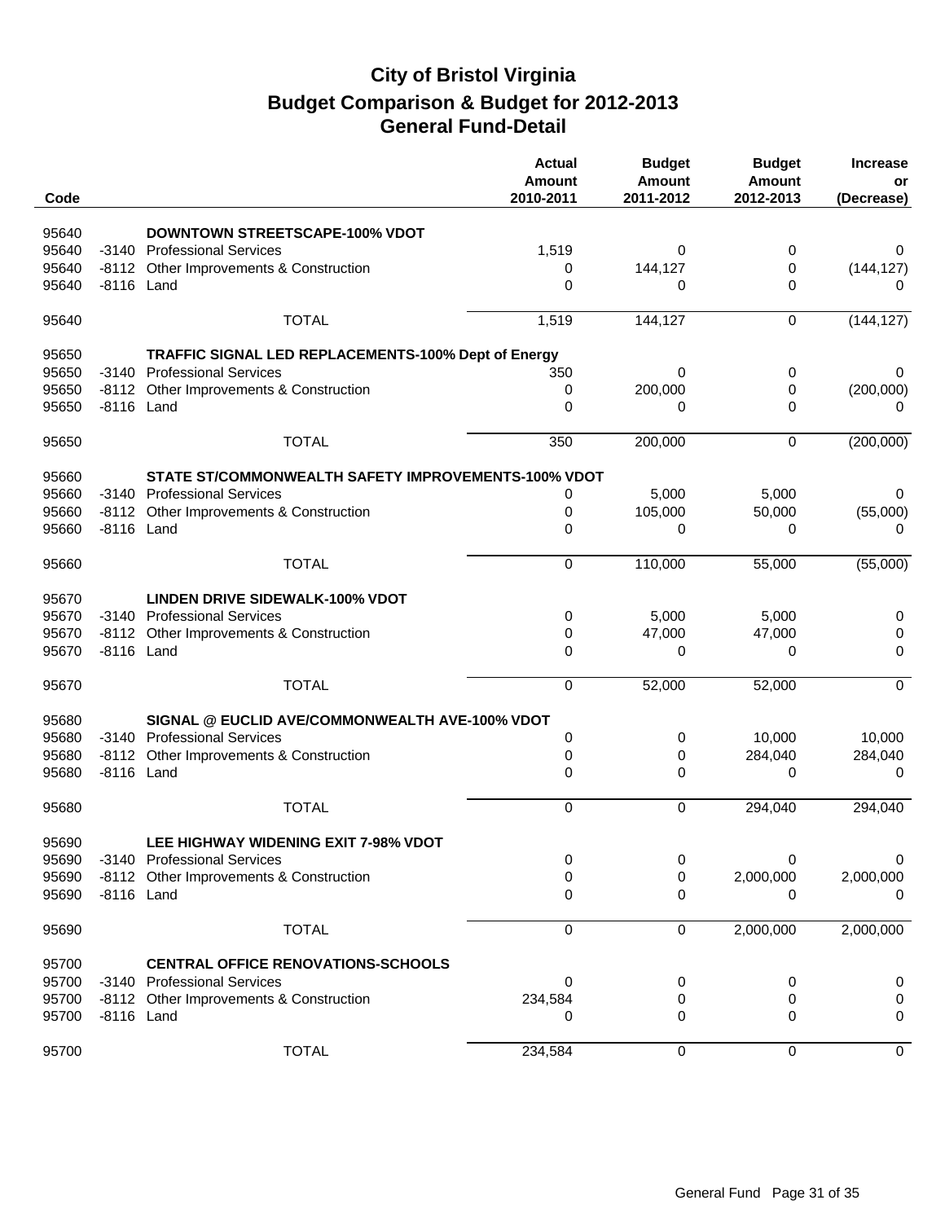# City of Bristol Virginia
## Budget Comparison & Budget for 2012-2013
## General Fund-Detail

| Code | | | Actual Amount 2010-2011 | Budget Amount 2011-2012 | Budget Amount 2012-2013 | Increase or (Decrease) |
|---|---|---|---|---|---|---|
| 95640 | | **DOWNTOWN STREETSCAPE-100% VDOT** | | | | |
| 95640 | -3140 | Professional Services | 1,519 | 0 | 0 | 0 |
| 95640 | -8112 | Other Improvements & Construction | 0 | 144,127 | 0 | (144,127) |
| 95640 | -8116 | Land | 0 | 0 | 0 | 0 |
| 95640 | | TOTAL | 1,519 | 144,127 | 0 | (144,127) |
| 95650 | | **TRAFFIC SIGNAL LED REPLACEMENTS-100% Dept of Energy** | | | | |
| 95650 | -3140 | Professional Services | 350 | 0 | 0 | 0 |
| 95650 | -8112 | Other Improvements & Construction | 0 | 200,000 | 0 | (200,000) |
| 95650 | -8116 | Land | 0 | 0 | 0 | 0 |
| 95650 | | TOTAL | 350 | 200,000 | 0 | (200,000) |
| 95660 | | **STATE ST/COMMONWEALTH SAFETY IMPROVEMENTS-100% VDOT** | | | | |
| 95660 | -3140 | Professional Services | 0 | 5,000 | 5,000 | 0 |
| 95660 | -8112 | Other Improvements & Construction | 0 | 105,000 | 50,000 | (55,000) |
| 95660 | -8116 | Land | 0 | 0 | 0 | 0 |
| 95660 | | TOTAL | 0 | 110,000 | 55,000 | (55,000) |
| 95670 | | **LINDEN DRIVE SIDEWALK-100% VDOT** | | | | |
| 95670 | -3140 | Professional Services | 0 | 5,000 | 5,000 | 0 |
| 95670 | -8112 | Other Improvements & Construction | 0 | 47,000 | 47,000 | 0 |
| 95670 | -8116 | Land | 0 | 0 | 0 | 0 |
| 95670 | | TOTAL | 0 | 52,000 | 52,000 | 0 |
| 95680 | | **SIGNAL @ EUCLID AVE/COMMONWEALTH AVE-100% VDOT** | | | | |
| 95680 | -3140 | Professional Services | 0 | 0 | 10,000 | 10,000 |
| 95680 | -8112 | Other Improvements & Construction | 0 | 0 | 284,040 | 284,040 |
| 95680 | -8116 | Land | 0 | 0 | 0 | 0 |
| 95680 | | TOTAL | 0 | 0 | 294,040 | 294,040 |
| 95690 | | **LEE HIGHWAY WIDENING EXIT 7-98% VDOT** | | | | |
| 95690 | -3140 | Professional Services | 0 | 0 | 0 | 0 |
| 95690 | -8112 | Other Improvements & Construction | 0 | 0 | 2,000,000 | 2,000,000 |
| 95690 | -8116 | Land | 0 | 0 | 0 | 0 |
| 95690 | | TOTAL | 0 | 0 | 2,000,000 | 2,000,000 |
| 95700 | | **CENTRAL OFFICE RENOVATIONS-SCHOOLS** | | | | |
| 95700 | -3140 | Professional Services | 0 | 0 | 0 | 0 |
| 95700 | -8112 | Other Improvements & Construction | 234,584 | 0 | 0 | 0 |
| 95700 | -8116 | Land | 0 | 0 | 0 | 0 |
| 95700 | | TOTAL | 234,584 | 0 | 0 | 0 |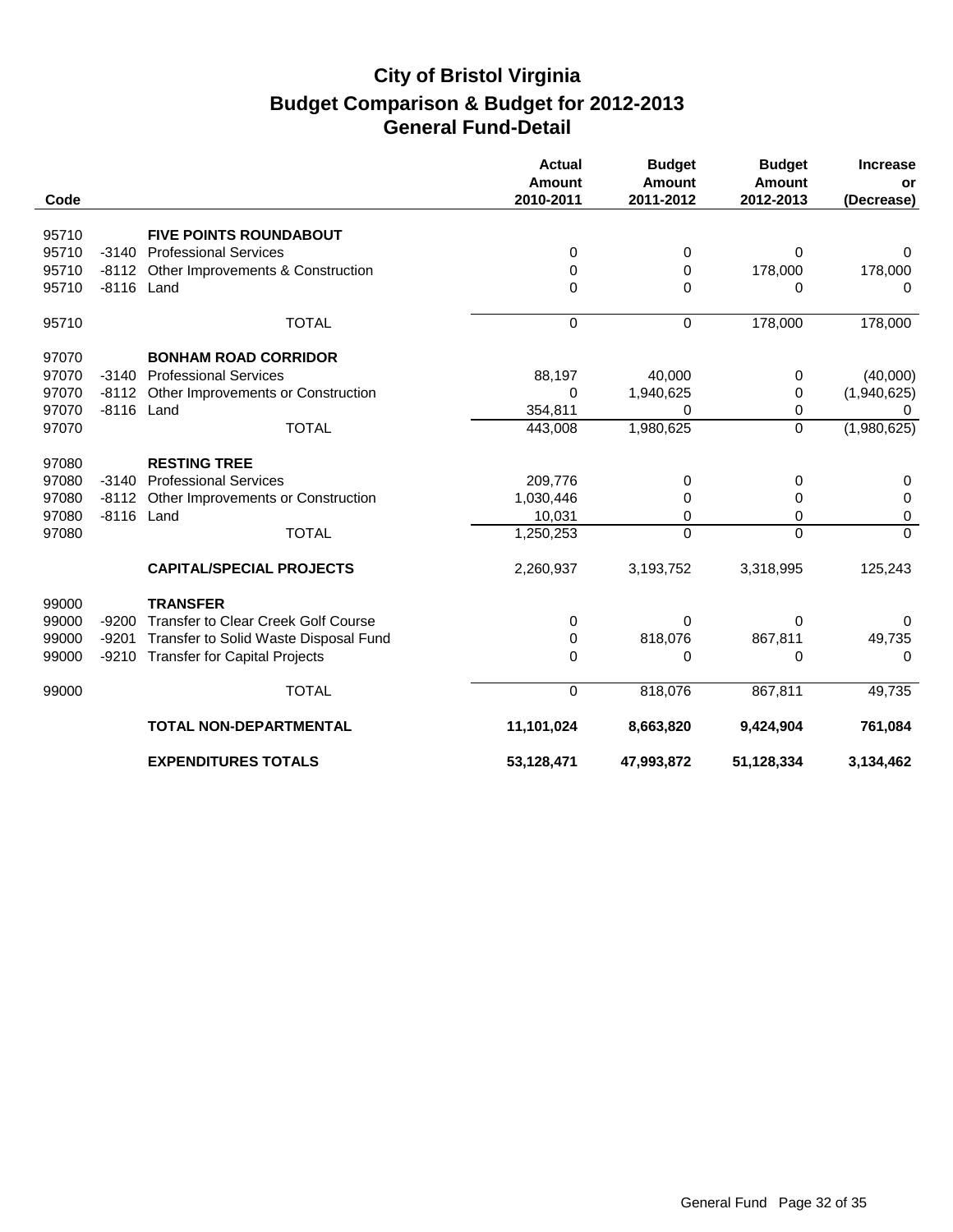# City of Bristol Virginia
## Budget Comparison & Budget for 2012-2013
## General Fund-Detail

| Code | | | Actual Amount 2010-2011 | Budget Amount 2011-2012 | Budget Amount 2012-2013 | Increase or (Decrease) |
|---|---|---|---|---|---|---|
| 95710 | | **FIVE POINTS ROUNDABOUT** | | | | |
| 95710 | -3140 | Professional Services | 0 | 0 | 0 | 0 |
| 95710 | -8112 | Other Improvements & Construction | 0 | 0 | 178,000 | 178,000 |
| 95710 | -8116 | Land | 0 | 0 | 0 | 0 |
| 95710 | | TOTAL | 0 | 0 | 178,000 | 178,000 |
| 97070 | | **BONHAM ROAD CORRIDOR** | | | | |
| 97070 | -3140 | Professional Services | 88,197 | 40,000 | 0 | (40,000) |
| 97070 | -8112 | Other Improvements or Construction | 0 | 1,940,625 | 0 | (1,940,625) |
| 97070 | -8116 | Land | 354,811 | 0 | 0 | 0 |
| 97070 | | TOTAL | 443,008 | 1,980,625 | 0 | (1,980,625) |
| 97080 | | **RESTING TREE** | | | | |
| 97080 | -3140 | Professional Services | 209,776 | 0 | 0 | 0 |
| 97080 | -8112 | Other Improvements or Construction | 1,030,446 | 0 | 0 | 0 |
| 97080 | -8116 | Land | 10,031 | 0 | 0 | 0 |
| 97080 | | TOTAL | 1,250,253 | 0 | 0 | 0 |
| | | **CAPITAL/SPECIAL PROJECTS** | 2,260,937 | 3,193,752 | 3,318,995 | 125,243 |
| 99000 | | **TRANSFER** | | | | |
| 99000 | -9200 | Transfer to Clear Creek Golf Course | 0 | 0 | 0 | 0 |
| 99000 | -9201 | Transfer to Solid Waste Disposal Fund | 0 | 818,076 | 867,811 | 49,735 |
| 99000 | -9210 | Transfer for Capital Projects | 0 | 0 | 0 | 0 |
| 99000 | | TOTAL | 0 | 818,076 | 867,811 | 49,735 |
| | | **TOTAL NON-DEPARTMENTAL** | **11,101,024** | **8,663,820** | **9,424,904** | **761,084** |
| | | **EXPENDITURES TOTALS** | **53,128,471** | **47,993,872** | **51,128,334** | **3,134,462** |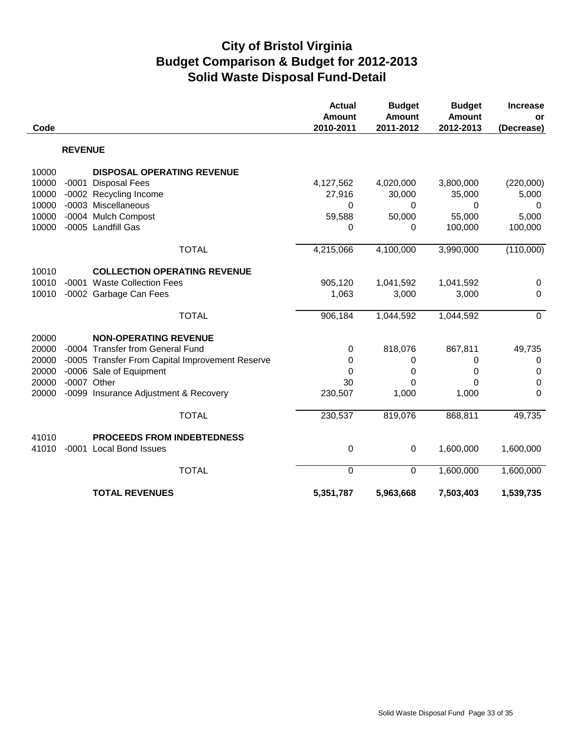# City of Bristol Virginia
## Budget Comparison & Budget for 2012-2013
## Solid Waste Disposal Fund-Detail

| Code | | | Actual Amount 2010-2011 | Budget Amount 2011-2012 | Budget Amount 2012-2013 | Increase or (Decrease) |
|---|---|---|---|---|---|---|
| | | **REVENUE** | | | | |
| 10000 | | **DISPOSAL OPERATING REVENUE** | | | | |
| 10000 | -0001 | Disposal Fees | 4,127,562 | 4,020,000 | 3,800,000 | (220,000) |
| 10000 | -0002 | Recycling Income | 27,916 | 30,000 | 35,000 | 5,000 |
| 10000 | -0003 | Miscellaneous | 0 | 0 | 0 | 0 |
| 10000 | -0004 | Mulch Compost | 59,588 | 50,000 | 55,000 | 5,000 |
| 10000 | -0005 | Landfill Gas | 0 | 0 | 100,000 | 100,000 |
| | | TOTAL | 4,215,066 | 4,100,000 | 3,990,000 | (110,000) |
| 10010 | | **COLLECTION OPERATING REVENUE** | | | | |
| 10010 | -0001 | Waste Collection Fees | 905,120 | 1,041,592 | 1,041,592 | 0 |
| 10010 | -0002 | Garbage Can Fees | 1,063 | 3,000 | 3,000 | 0 |
| | | TOTAL | 906,184 | 1,044,592 | 1,044,592 | 0 |
| 20000 | | **NON-OPERATING REVENUE** | | | | |
| 20000 | -0004 | Transfer from General Fund | 0 | 818,076 | 867,811 | 49,735 |
| 20000 | -0005 | Transfer From Capital Improvement Reserve | 0 | 0 | 0 | 0 |
| 20000 | -0006 | Sale of Equipment | 0 | 0 | 0 | 0 |
| 20000 | -0007 | Other | 30 | 0 | 0 | 0 |
| 20000 | -0099 | Insurance Adjustment & Recovery | 230,507 | 1,000 | 1,000 | 0 |
| | | TOTAL | 230,537 | 819,076 | 868,811 | 49,735 |
| 41010 | | **PROCEEDS FROM INDEBTEDNESS** | | | | |
| 41010 | -0001 | Local Bond Issues | 0 | 0 | 1,600,000 | 1,600,000 |
| | | TOTAL | 0 | 0 | 1,600,000 | 1,600,000 |
| | | **TOTAL REVENUES** | **5,351,787** | **5,963,668** | **7,503,403** | **1,539,735** |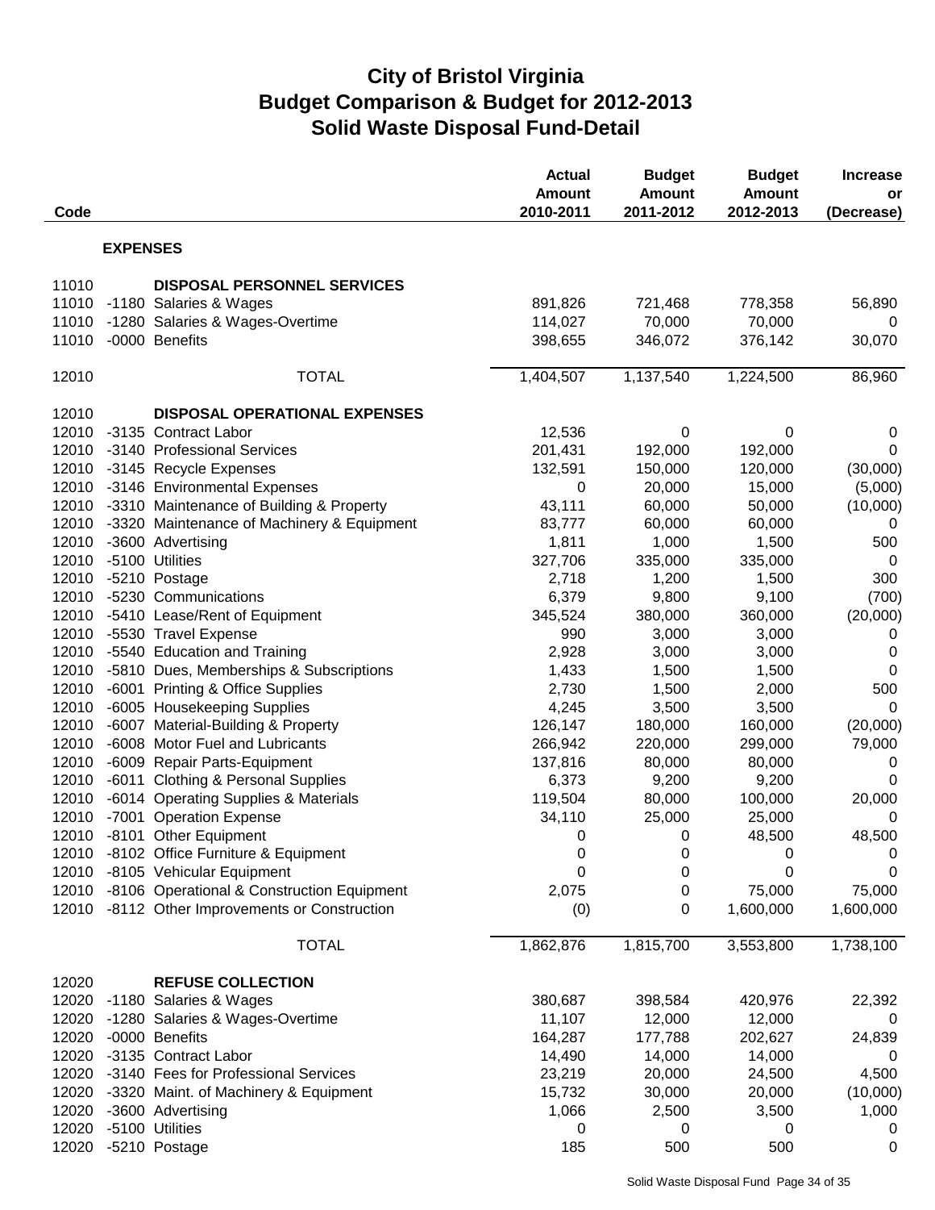# City of Bristol Virginia
## Budget Comparison & Budget for 2012-2013
## Solid Waste Disposal Fund-Detail

| Code | | | Actual Amount 2010-2011 | Budget Amount 2011-2012 | Budget Amount 2012-2013 | Increase or (Decrease) |
|---|---|---|---|---|---|---|
| | **EXPENSES** | | | | | |
| 11010 | | **DISPOSAL PERSONNEL SERVICES** | | | | |
| 11010 | -1180 | Salaries & Wages | 891,826 | 721,468 | 778,358 | 56,890 |
| 11010 | -1280 | Salaries & Wages-Overtime | 114,027 | 70,000 | 70,000 | 0 |
| 11010 | -0000 | Benefits | 398,655 | 346,072 | 376,142 | 30,070 |
| 12010 | | TOTAL | 1,404,507 | 1,137,540 | 1,224,500 | 86,960 |
| 12010 | | **DISPOSAL OPERATIONAL EXPENSES** | | | | |
| 12010 | -3135 | Contract Labor | 12,536 | 0 | 0 | 0 |
| 12010 | -3140 | Professional Services | 201,431 | 192,000 | 192,000 | 0 |
| 12010 | -3145 | Recycle Expenses | 132,591 | 150,000 | 120,000 | (30,000) |
| 12010 | -3146 | Environmental Expenses | 0 | 20,000 | 15,000 | (5,000) |
| 12010 | -3310 | Maintenance of Building & Property | 43,111 | 60,000 | 50,000 | (10,000) |
| 12010 | -3320 | Maintenance of Machinery & Equipment | 83,777 | 60,000 | 60,000 | 0 |
| 12010 | -3600 | Advertising | 1,811 | 1,000 | 1,500 | 500 |
| 12010 | -5100 | Utilities | 327,706 | 335,000 | 335,000 | 0 |
| 12010 | -5210 | Postage | 2,718 | 1,200 | 1,500 | 300 |
| 12010 | -5230 | Communications | 6,379 | 9,800 | 9,100 | (700) |
| 12010 | -5410 | Lease/Rent of Equipment | 345,524 | 380,000 | 360,000 | (20,000) |
| 12010 | -5530 | Travel Expense | 990 | 3,000 | 3,000 | 0 |
| 12010 | -5540 | Education and Training | 2,928 | 3,000 | 3,000 | 0 |
| 12010 | -5810 | Dues, Memberships & Subscriptions | 1,433 | 1,500 | 1,500 | 0 |
| 12010 | -6001 | Printing & Office Supplies | 2,730 | 1,500 | 2,000 | 500 |
| 12010 | -6005 | Housekeeping Supplies | 4,245 | 3,500 | 3,500 | 0 |
| 12010 | -6007 | Material-Building & Property | 126,147 | 180,000 | 160,000 | (20,000) |
| 12010 | -6008 | Motor Fuel and Lubricants | 266,942 | 220,000 | 299,000 | 79,000 |
| 12010 | -6009 | Repair Parts-Equipment | 137,816 | 80,000 | 80,000 | 0 |
| 12010 | -6011 | Clothing & Personal Supplies | 6,373 | 9,200 | 9,200 | 0 |
| 12010 | -6014 | Operating Supplies & Materials | 119,504 | 80,000 | 100,000 | 20,000 |
| 12010 | -7001 | Operation Expense | 34,110 | 25,000 | 25,000 | 0 |
| 12010 | -8101 | Other Equipment | 0 | 0 | 48,500 | 48,500 |
| 12010 | -8102 | Office Furniture & Equipment | 0 | 0 | 0 | 0 |
| 12010 | -8105 | Vehicular Equipment | 0 | 0 | 0 | 0 |
| 12010 | -8106 | Operational & Construction Equipment | 2,075 | 0 | 75,000 | 75,000 |
| 12010 | -8112 | Other Improvements or Construction | (0) | 0 | 1,600,000 | 1,600,000 |
| | | TOTAL | 1,862,876 | 1,815,700 | 3,553,800 | 1,738,100 |
| 12020 | | **REFUSE COLLECTION** | | | | |
| 12020 | -1180 | Salaries & Wages | 380,687 | 398,584 | 420,976 | 22,392 |
| 12020 | -1280 | Salaries & Wages-Overtime | 11,107 | 12,000 | 12,000 | 0 |
| 12020 | -0000 | Benefits | 164,287 | 177,788 | 202,627 | 24,839 |
| 12020 | -3135 | Contract Labor | 14,490 | 14,000 | 14,000 | 0 |
| 12020 | -3140 | Fees for Professional Services | 23,219 | 20,000 | 24,500 | 4,500 |
| 12020 | -3320 | Maint. of Machinery & Equipment | 15,732 | 30,000 | 20,000 | (10,000) |
| 12020 | -3600 | Advertising | 1,066 | 2,500 | 3,500 | 1,000 |
| 12020 | -5100 | Utilities | 0 | 0 | 0 | 0 |
| 12020 | -5210 | Postage | 185 | 500 | 500 | 0 |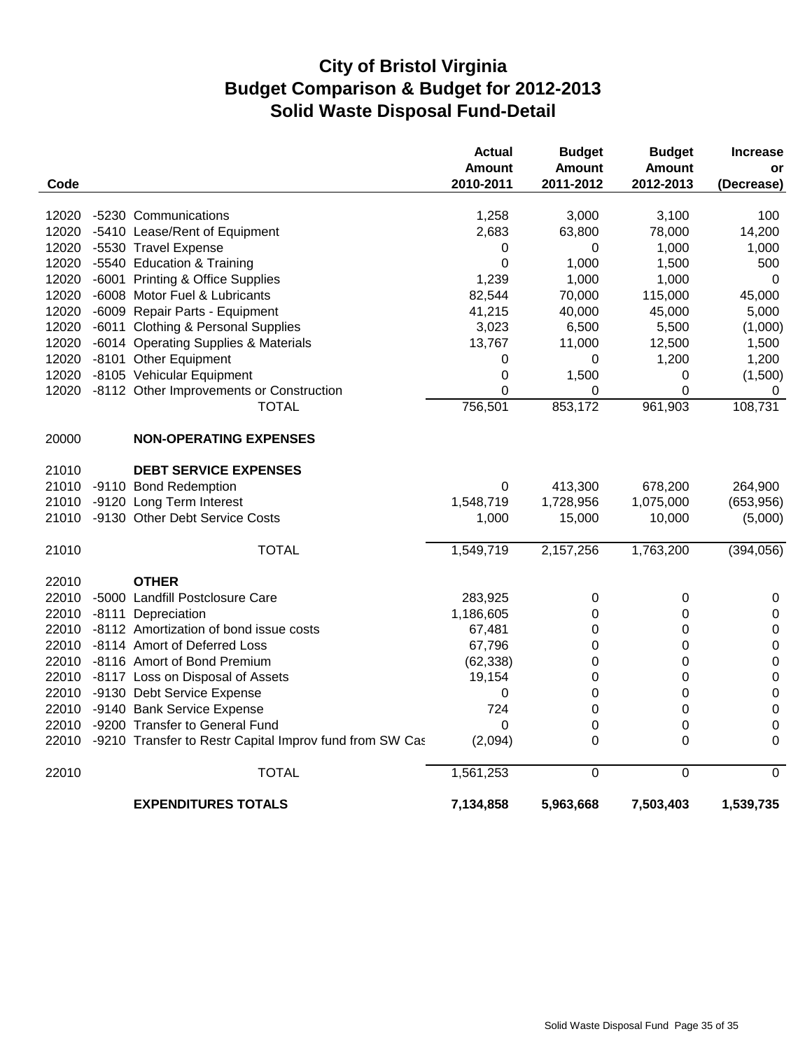# City of Bristol Virginia
# Budget Comparison & Budget for 2012-2013
# Solid Waste Disposal Fund-Detail

| Code | | | Actual Amount 2010-2011 | Budget Amount 2011-2012 | Budget Amount 2012-2013 | Increase or (Decrease) |
|---|---|---|---|---|---|---|
| 12020 | -5230 | Communications | 1,258 | 3,000 | 3,100 | 100 |
| 12020 | -5410 | Lease/Rent of Equipment | 2,683 | 63,800 | 78,000 | 14,200 |
| 12020 | -5530 | Travel Expense | 0 | 0 | 1,000 | 1,000 |
| 12020 | -5540 | Education & Training | 0 | 1,000 | 1,500 | 500 |
| 12020 | -6001 | Printing & Office Supplies | 1,239 | 1,000 | 1,000 | 0 |
| 12020 | -6008 | Motor Fuel & Lubricants | 82,544 | 70,000 | 115,000 | 45,000 |
| 12020 | -6009 | Repair Parts - Equipment | 41,215 | 40,000 | 45,000 | 5,000 |
| 12020 | -6011 | Clothing & Personal Supplies | 3,023 | 6,500 | 5,500 | (1,000) |
| 12020 | -6014 | Operating Supplies & Materials | 13,767 | 11,000 | 12,500 | 1,500 |
| 12020 | -8101 | Other Equipment | 0 | 0 | 1,200 | 1,200 |
| 12020 | -8105 | Vehicular Equipment | 0 | 1,500 | 0 | (1,500) |
| 12020 | -8112 | Other Improvements or Construction | 0 | 0 | 0 | 0 |
| | | TOTAL | 756,501 | 853,172 | 961,903 | 108,731 |
| 20000 | | **NON-OPERATING EXPENSES** | | | | |
| 21010 | | **DEBT SERVICE EXPENSES** | | | | |
| 21010 | -9110 | Bond Redemption | 0 | 413,300 | 678,200 | 264,900 |
| 21010 | -9120 | Long Term Interest | 1,548,719 | 1,728,956 | 1,075,000 | (653,956) |
| 21010 | -9130 | Other Debt Service Costs | 1,000 | 15,000 | 10,000 | (5,000) |
| 21010 | | TOTAL | 1,549,719 | 2,157,256 | 1,763,200 | (394,056) |
| 22010 | | **OTHER** | | | | |
| 22010 | -5000 | Landfill Postclosure Care | 283,925 | 0 | 0 | 0 |
| 22010 | -8111 | Depreciation | 1,186,605 | 0 | 0 | 0 |
| 22010 | -8112 | Amortization of bond issue costs | 67,481 | 0 | 0 | 0 |
| 22010 | -8114 | Amort of Deferred Loss | 67,796 | 0 | 0 | 0 |
| 22010 | -8116 | Amort of Bond Premium | (62,338) | 0 | 0 | 0 |
| 22010 | -8117 | Loss on Disposal of Assets | 19,154 | 0 | 0 | 0 |
| 22010 | -9130 | Debt Service Expense | 0 | 0 | 0 | 0 |
| 22010 | -9140 | Bank Service Expense | 724 | 0 | 0 | 0 |
| 22010 | -9200 | Transfer to General Fund | 0 | 0 | 0 | 0 |
| 22010 | -9210 | Transfer to Restr Capital Improv fund from SW Cas | (2,094) | 0 | 0 | 0 |
| 22010 | | TOTAL | 1,561,253 | 0 | 0 | 0 |
| | | **EXPENDITURES TOTALS** | **7,134,858** | **5,963,668** | **7,503,403** | **1,539,735** |